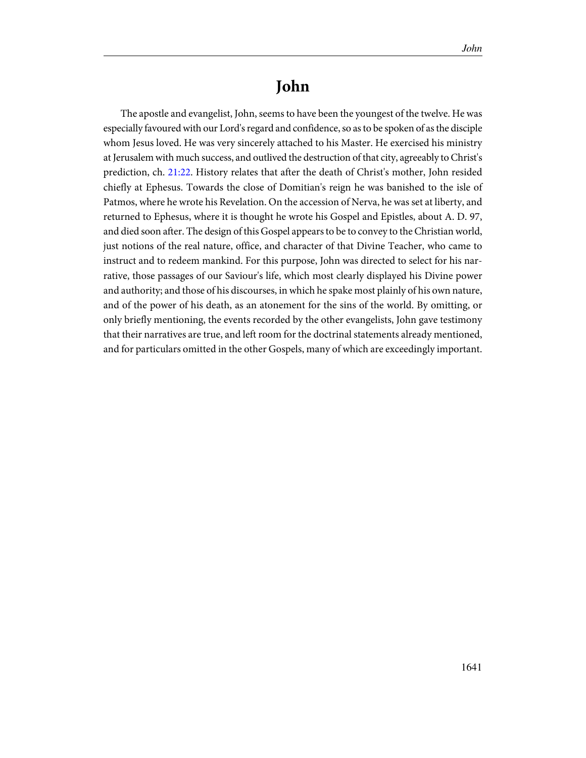# John

The apostle and evangelist, John, seems to have been the youngest of the twelve. He was especially favoured with our Lord's regard and confidence, so as to be spoken of as the disciple whom Jesus loved. He was very sincerely attached to his Master. He exercised his ministry at Jerusalem with much success, and outlived the destruction of that city, agreeably to Christ's prediction, ch. 21:22. History relates that after the death of Christ's mother, John resided chiefly at Ephesus. Towards the close of Domitian's reign he was banished to the isle of Patmos, where he wrote his Revelation. On the accession of Nerva, he was set at liberty, and returned to Ephesus, where it is thought he wrote his Gospel and Epistles, about A. D. 97, and died soon after. The design of this Gospel appears to be to convey to the Christian world, just notions of the real nature, office, and character of that Divine Teacher, who came to instruct and to redeem mankind. For this purpose, John was directed to select for his narrative, those passages of our Saviour's life, which most clearly displayed his Divine power and authority; and those of his discourses, in which he spake most plainly of his own nature, and of the power of his death, as an atonement for the sins of the world. By omitting, or only briefly mentioning, the events recorded by the other evangelists, John gave testimony that their narratives are true, and left room for the doctrinal statements already mentioned, and for particulars omitted in the other Gospels, many of which are exceedingly important.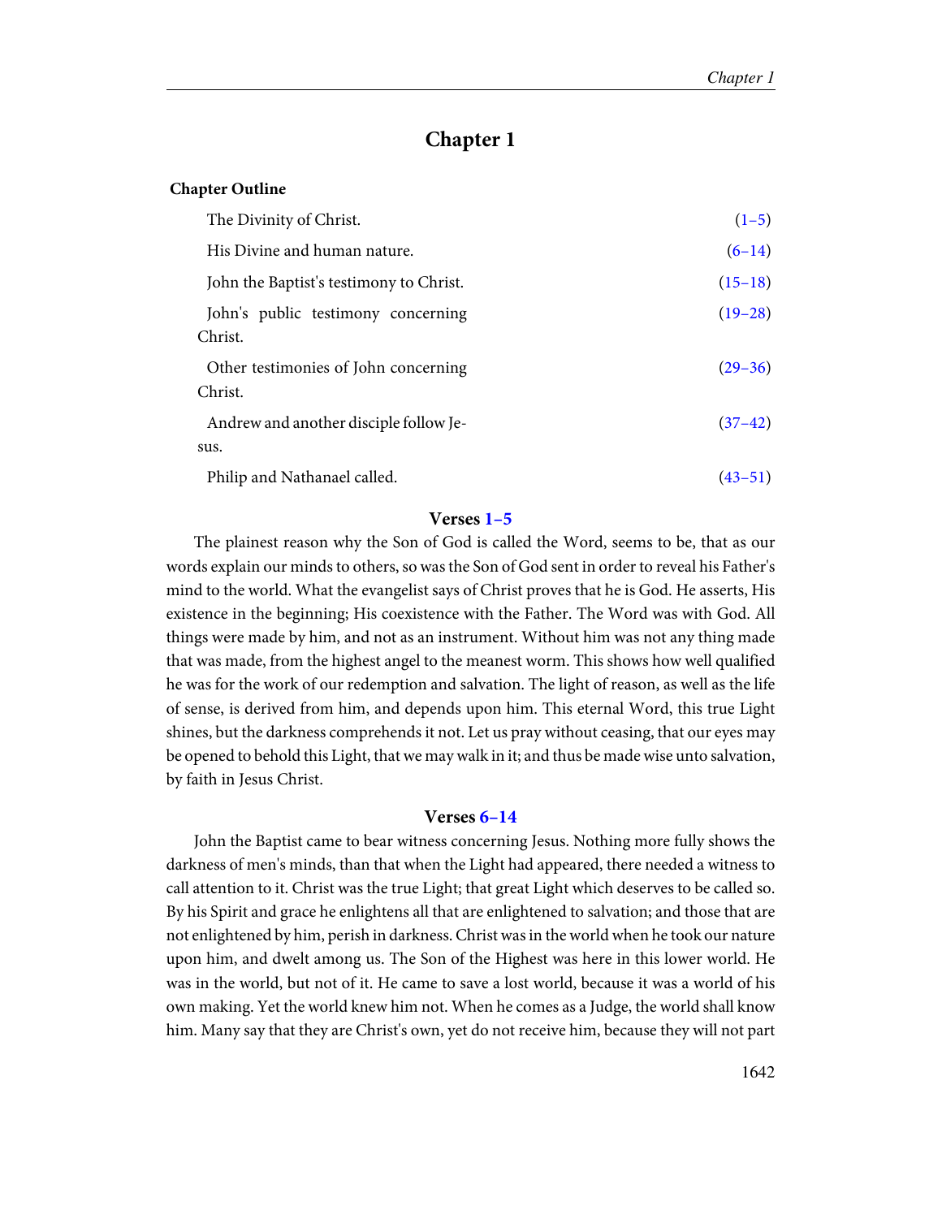# Chapter 1

**Chapter Outline**

| | |
|---|---|
| The Divinity of Christ. | (1–5) |
| His Divine and human nature. | (6–14) |
| John the Baptist's testimony to Christ. | (15–18) |
| John's public testimony concerning Christ. | (19–28) |
| Other testimonies of John concerning Christ. | (29–36) |
| Andrew and another disciple follow Jesus. | (37–42) |
| Philip and Nathanael called. | (43–51) |

### Verses 1–5

The plainest reason why the Son of God is called the Word, seems to be, that as our words explain our minds to others, so was the Son of God sent in order to reveal his Father's mind to the world. What the evangelist says of Christ proves that he is God. He asserts, His existence in the beginning; His coexistence with the Father. The Word was with God. All things were made by him, and not as an instrument. Without him was not any thing made that was made, from the highest angel to the meanest worm. This shows how well qualified he was for the work of our redemption and salvation. The light of reason, as well as the life of sense, is derived from him, and depends upon him. This eternal Word, this true Light shines, but the darkness comprehends it not. Let us pray without ceasing, that our eyes may be opened to behold this Light, that we may walk in it; and thus be made wise unto salvation, by faith in Jesus Christ.

### Verses 6–14

John the Baptist came to bear witness concerning Jesus. Nothing more fully shows the darkness of men's minds, than that when the Light had appeared, there needed a witness to call attention to it. Christ was the true Light; that great Light which deserves to be called so. By his Spirit and grace he enlightens all that are enlightened to salvation; and those that are not enlightened by him, perish in darkness. Christ was in the world when he took our nature upon him, and dwelt among us. The Son of the Highest was here in this lower world. He was in the world, but not of it. He came to save a lost world, because it was a world of his own making. Yet the world knew him not. When he comes as a Judge, the world shall know him. Many say that they are Christ's own, yet do not receive him, because they will not part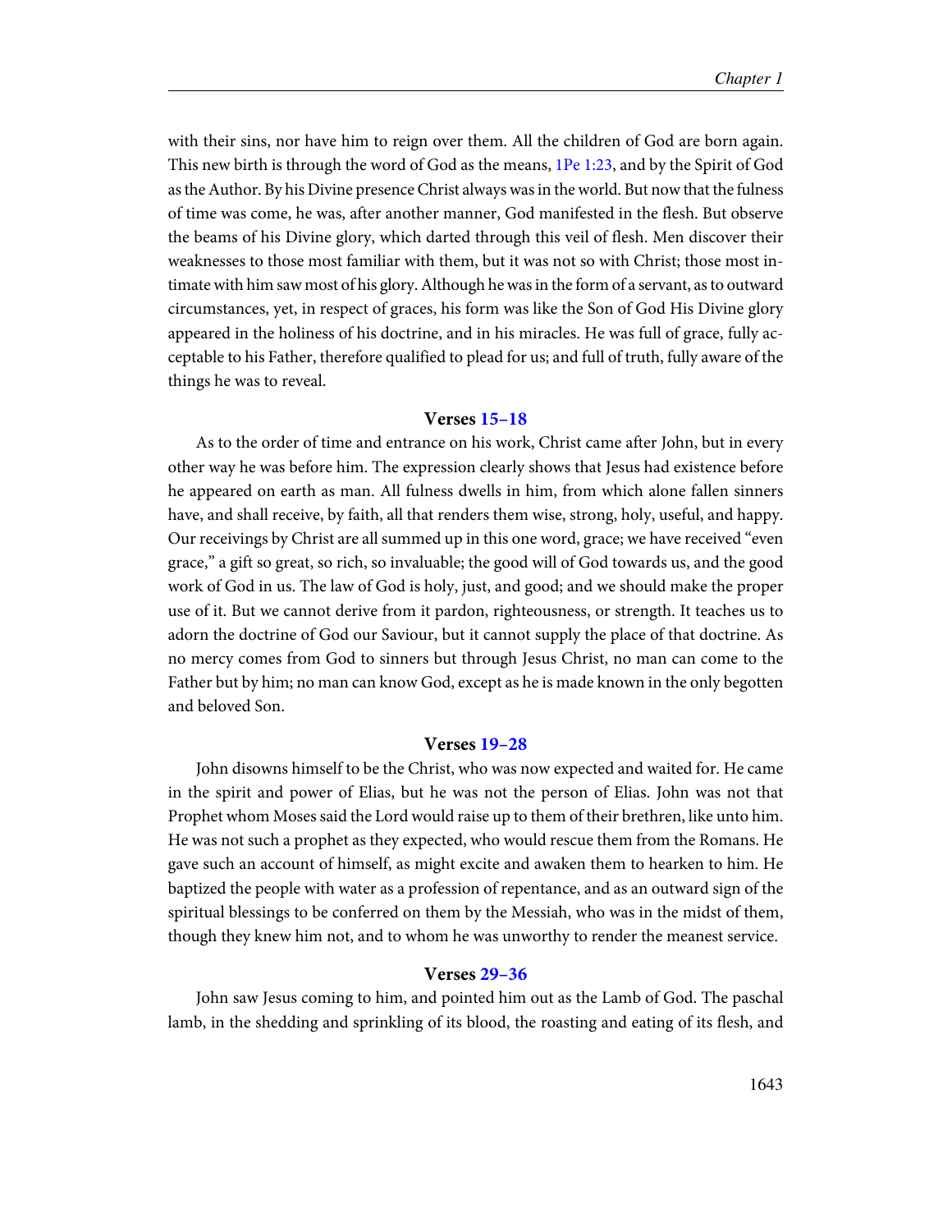with their sins, nor have him to reign over them. All the children of God are born again. This new birth is through the word of God as the means, 1Pe 1:23, and by the Spirit of God as the Author. By his Divine presence Christ always was in the world. But now that the fulness of time was come, he was, after another manner, God manifested in the flesh. But observe the beams of his Divine glory, which darted through this veil of flesh. Men discover their weaknesses to those most familiar with them, but it was not so with Christ; those most intimate with him saw most of his glory. Although he was in the form of a servant, as to outward circumstances, yet, in respect of graces, his form was like the Son of God His Divine glory appeared in the holiness of his doctrine, and in his miracles. He was full of grace, fully acceptable to his Father, therefore qualified to plead for us; and full of truth, fully aware of the things he was to reveal.

### Verses 15–18

As to the order of time and entrance on his work, Christ came after John, but in every other way he was before him. The expression clearly shows that Jesus had existence before he appeared on earth as man. All fulness dwells in him, from which alone fallen sinners have, and shall receive, by faith, all that renders them wise, strong, holy, useful, and happy. Our receivings by Christ are all summed up in this one word, grace; we have received "even grace," a gift so great, so rich, so invaluable; the good will of God towards us, and the good work of God in us. The law of God is holy, just, and good; and we should make the proper use of it. But we cannot derive from it pardon, righteousness, or strength. It teaches us to adorn the doctrine of God our Saviour, but it cannot supply the place of that doctrine. As no mercy comes from God to sinners but through Jesus Christ, no man can come to the Father but by him; no man can know God, except as he is made known in the only begotten and beloved Son.

### Verses 19–28

John disowns himself to be the Christ, who was now expected and waited for. He came in the spirit and power of Elias, but he was not the person of Elias. John was not that Prophet whom Moses said the Lord would raise up to them of their brethren, like unto him. He was not such a prophet as they expected, who would rescue them from the Romans. He gave such an account of himself, as might excite and awaken them to hearken to him. He baptized the people with water as a profession of repentance, and as an outward sign of the spiritual blessings to be conferred on them by the Messiah, who was in the midst of them, though they knew him not, and to whom he was unworthy to render the meanest service.

### Verses 29–36

John saw Jesus coming to him, and pointed him out as the Lamb of God. The paschal lamb, in the shedding and sprinkling of its blood, the roasting and eating of its flesh, and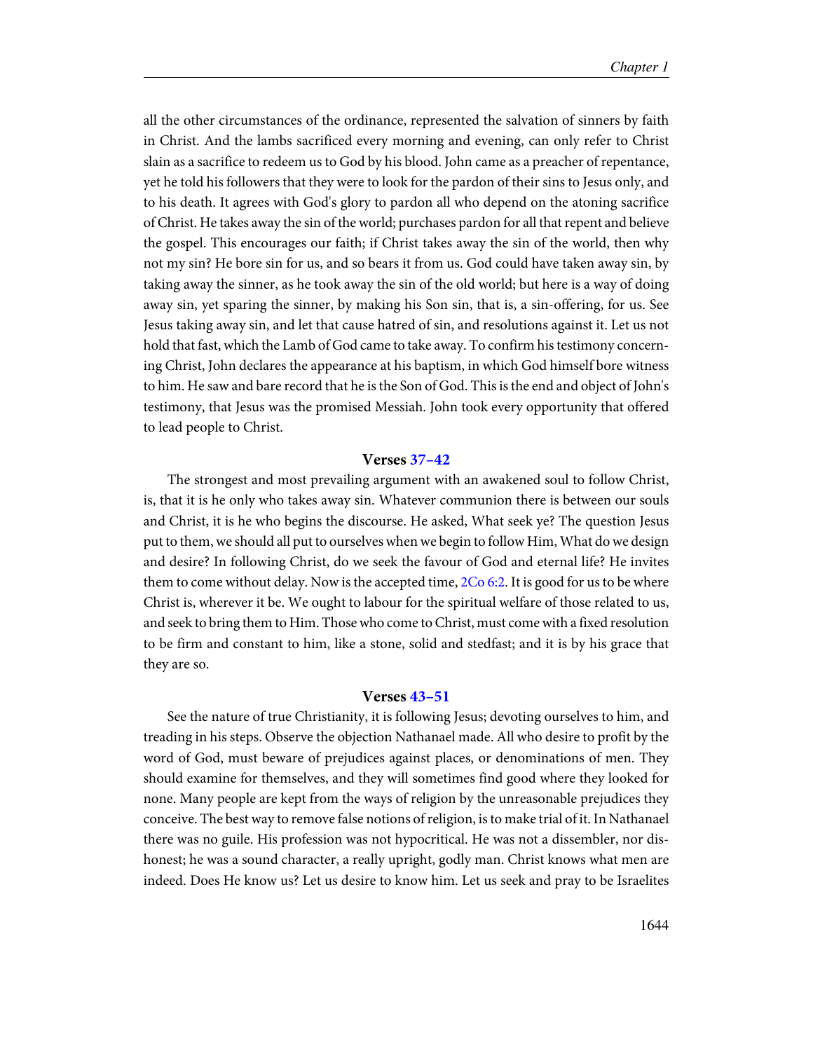all the other circumstances of the ordinance, represented the salvation of sinners by faith in Christ. And the lambs sacrificed every morning and evening, can only refer to Christ slain as a sacrifice to redeem us to God by his blood. John came as a preacher of repentance, yet he told his followers that they were to look for the pardon of their sins to Jesus only, and to his death. It agrees with God's glory to pardon all who depend on the atoning sacrifice of Christ. He takes away the sin of the world; purchases pardon for all that repent and believe the gospel. This encourages our faith; if Christ takes away the sin of the world, then why not my sin? He bore sin for us, and so bears it from us. God could have taken away sin, by taking away the sinner, as he took away the sin of the old world; but here is a way of doing away sin, yet sparing the sinner, by making his Son sin, that is, a sin-offering, for us. See Jesus taking away sin, and let that cause hatred of sin, and resolutions against it. Let us not hold that fast, which the Lamb of God came to take away. To confirm his testimony concerning Christ, John declares the appearance at his baptism, in which God himself bore witness to him. He saw and bare record that he is the Son of God. This is the end and object of John's testimony, that Jesus was the promised Messiah. John took every opportunity that offered to lead people to Christ.

### Verses 37–42

The strongest and most prevailing argument with an awakened soul to follow Christ, is, that it is he only who takes away sin. Whatever communion there is between our souls and Christ, it is he who begins the discourse. He asked, What seek ye? The question Jesus put to them, we should all put to ourselves when we begin to follow Him, What do we design and desire? In following Christ, do we seek the favour of God and eternal life? He invites them to come without delay. Now is the accepted time, 2Co 6:2. It is good for us to be where Christ is, wherever it be. We ought to labour for the spiritual welfare of those related to us, and seek to bring them to Him. Those who come to Christ, must come with a fixed resolution to be firm and constant to him, like a stone, solid and stedfast; and it is by his grace that they are so.

### Verses 43–51

See the nature of true Christianity, it is following Jesus; devoting ourselves to him, and treading in his steps. Observe the objection Nathanael made. All who desire to profit by the word of God, must beware of prejudices against places, or denominations of men. They should examine for themselves, and they will sometimes find good where they looked for none. Many people are kept from the ways of religion by the unreasonable prejudices they conceive. The best way to remove false notions of religion, is to make trial of it. In Nathanael there was no guile. His profession was not hypocritical. He was not a dissembler, nor dishonest; he was a sound character, a really upright, godly man. Christ knows what men are indeed. Does He know us? Let us desire to know him. Let us seek and pray to be Israelites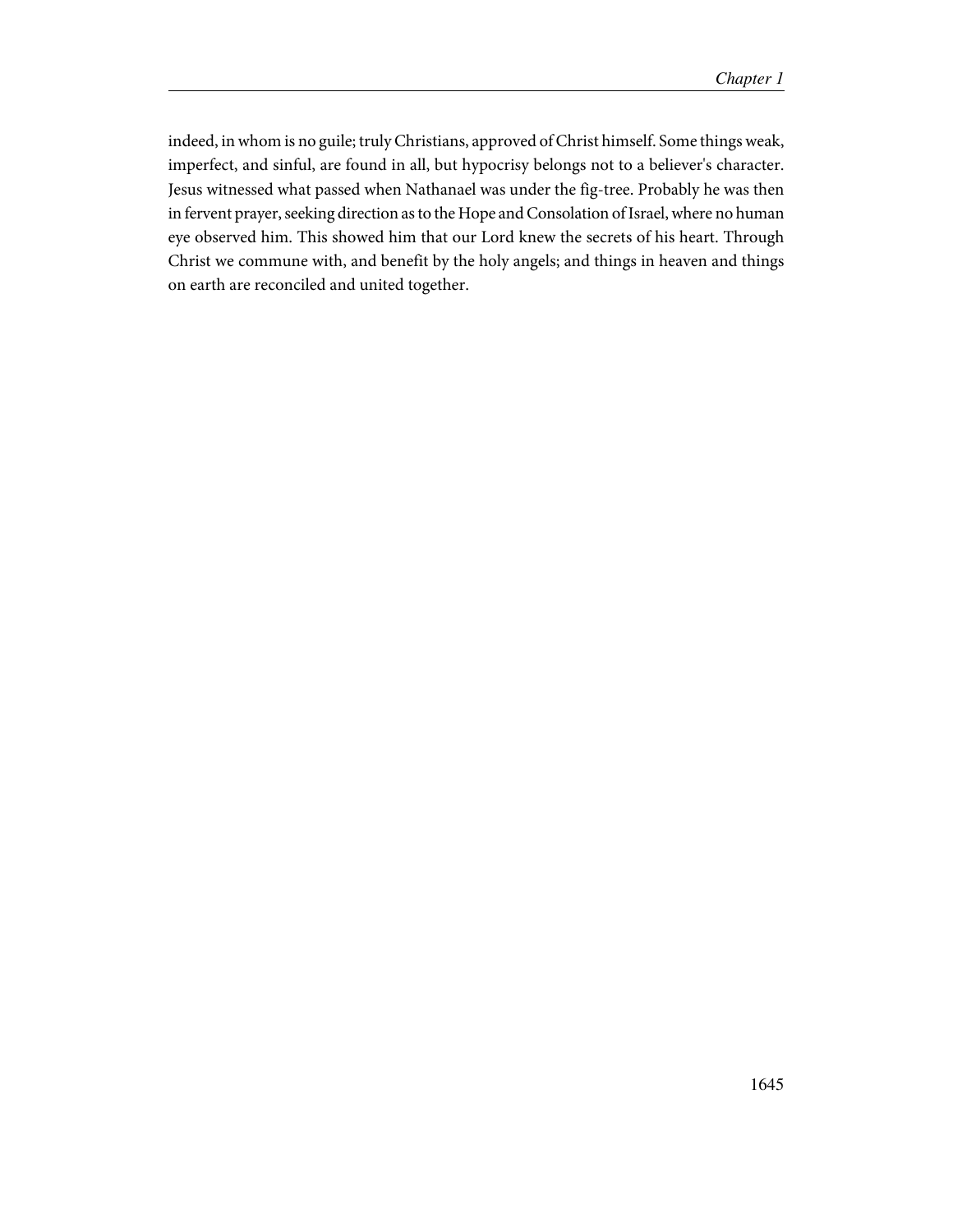indeed, in whom is no guile; truly Christians, approved of Christ himself. Some things weak, imperfect, and sinful, are found in all, but hypocrisy belongs not to a believer's character. Jesus witnessed what passed when Nathanael was under the fig-tree. Probably he was then in fervent prayer, seeking direction as to the Hope and Consolation of Israel, where no human eye observed him. This showed him that our Lord knew the secrets of his heart. Through Christ we commune with, and benefit by the holy angels; and things in heaven and things on earth are reconciled and united together.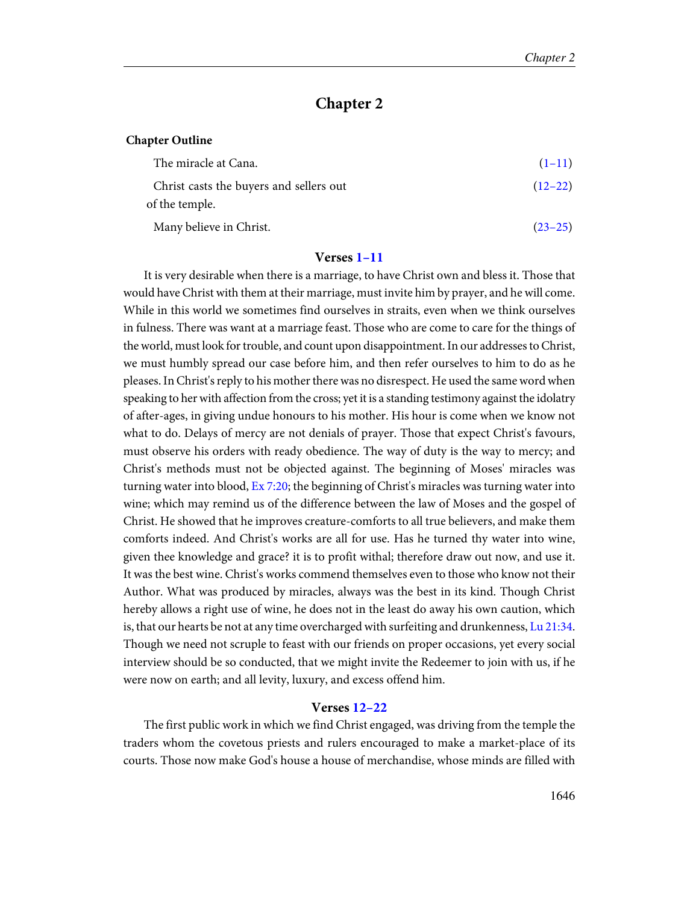# Chapter 2

**Chapter Outline**

| | |
|---|---|
| The miracle at Cana. | (1–11) |
| Christ casts the buyers and sellers out of the temple. | (12–22) |
| Many believe in Christ. | (23–25) |

### Verses 1–11

It is very desirable when there is a marriage, to have Christ own and bless it. Those that would have Christ with them at their marriage, must invite him by prayer, and he will come. While in this world we sometimes find ourselves in straits, even when we think ourselves in fulness. There was want at a marriage feast. Those who are come to care for the things of the world, must look for trouble, and count upon disappointment. In our addresses to Christ, we must humbly spread our case before him, and then refer ourselves to him to do as he pleases. In Christ's reply to his mother there was no disrespect. He used the same word when speaking to her with affection from the cross; yet it is a standing testimony against the idolatry of after-ages, in giving undue honours to his mother. His hour is come when we know not what to do. Delays of mercy are not denials of prayer. Those that expect Christ's favours, must observe his orders with ready obedience. The way of duty is the way to mercy; and Christ's methods must not be objected against. The beginning of Moses' miracles was turning water into blood, Ex 7:20; the beginning of Christ's miracles was turning water into wine; which may remind us of the difference between the law of Moses and the gospel of Christ. He showed that he improves creature-comforts to all true believers, and make them comforts indeed. And Christ's works are all for use. Has he turned thy water into wine, given thee knowledge and grace? it is to profit withal; therefore draw out now, and use it. It was the best wine. Christ's works commend themselves even to those who know not their Author. What was produced by miracles, always was the best in its kind. Though Christ hereby allows a right use of wine, he does not in the least do away his own caution, which is, that our hearts be not at any time overcharged with surfeiting and drunkenness, Lu 21:34. Though we need not scruple to feast with our friends on proper occasions, yet every social interview should be so conducted, that we might invite the Redeemer to join with us, if he were now on earth; and all levity, luxury, and excess offend him.

### Verses 12–22

The first public work in which we find Christ engaged, was driving from the temple the traders whom the covetous priests and rulers encouraged to make a market-place of its courts. Those now make God's house a house of merchandise, whose minds are filled with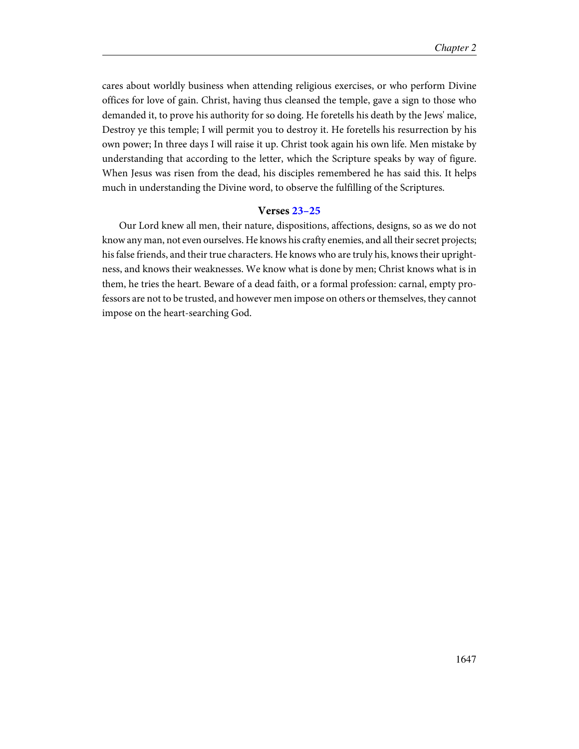cares about worldly business when attending religious exercises, or who perform Divine offices for love of gain. Christ, having thus cleansed the temple, gave a sign to those who demanded it, to prove his authority for so doing. He foretells his death by the Jews' malice, Destroy ye this temple; I will permit you to destroy it. He foretells his resurrection by his own power; In three days I will raise it up. Christ took again his own life. Men mistake by understanding that according to the letter, which the Scripture speaks by way of figure. When Jesus was risen from the dead, his disciples remembered he has said this. It helps much in understanding the Divine word, to observe the fulfilling of the Scriptures.

### Verses 23–25

Our Lord knew all men, their nature, dispositions, affections, designs, so as we do not know any man, not even ourselves. He knows his crafty enemies, and all their secret projects; his false friends, and their true characters. He knows who are truly his, knows their uprightness, and knows their weaknesses. We know what is done by men; Christ knows what is in them, he tries the heart. Beware of a dead faith, or a formal profession: carnal, empty professors are not to be trusted, and however men impose on others or themselves, they cannot impose on the heart-searching God.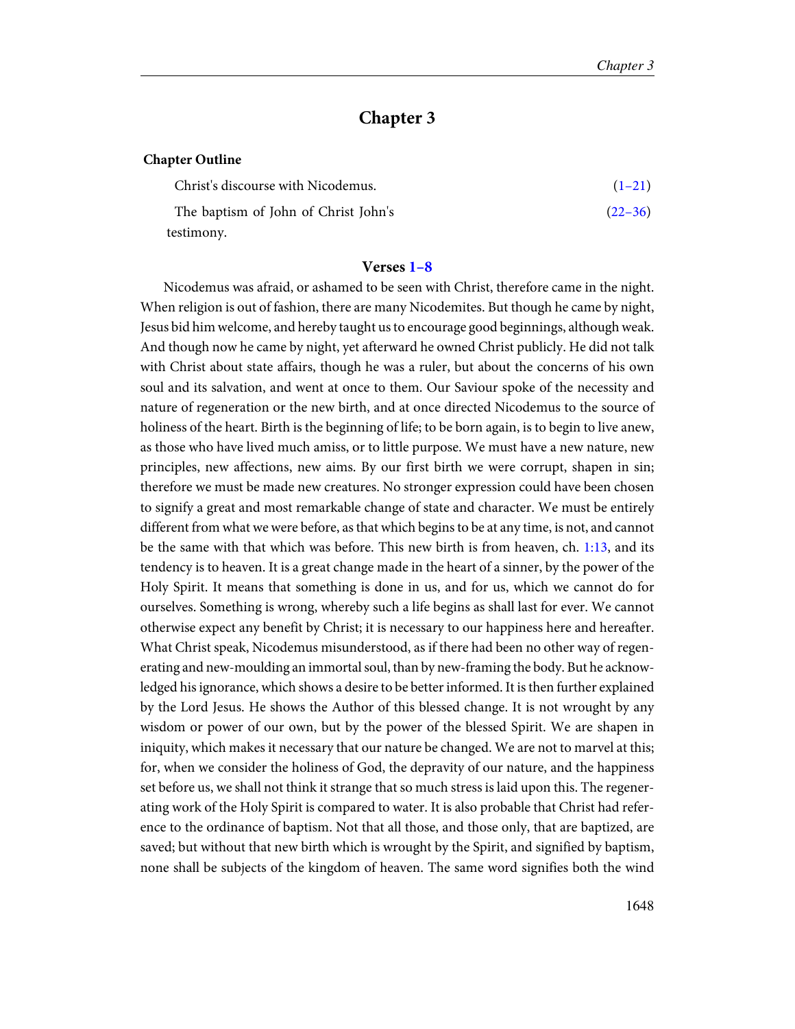## Chapter 3

**Chapter Outline**

| | |
|---|---|
| Christ's discourse with Nicodemus. | (1–21) |
| The baptism of John of Christ John's testimony. | (22–36) |

### Verses 1–8

Nicodemus was afraid, or ashamed to be seen with Christ, therefore came in the night. When religion is out of fashion, there are many Nicodemites. But though he came by night, Jesus bid him welcome, and hereby taught us to encourage good beginnings, although weak. And though now he came by night, yet afterward he owned Christ publicly. He did not talk with Christ about state affairs, though he was a ruler, but about the concerns of his own soul and its salvation, and went at once to them. Our Saviour spoke of the necessity and nature of regeneration or the new birth, and at once directed Nicodemus to the source of holiness of the heart. Birth is the beginning of life; to be born again, is to begin to live anew, as those who have lived much amiss, or to little purpose. We must have a new nature, new principles, new affections, new aims. By our first birth we were corrupt, shapen in sin; therefore we must be made new creatures. No stronger expression could have been chosen to signify a great and most remarkable change of state and character. We must be entirely different from what we were before, as that which begins to be at any time, is not, and cannot be the same with that which was before. This new birth is from heaven, ch. 1:13, and its tendency is to heaven. It is a great change made in the heart of a sinner, by the power of the Holy Spirit. It means that something is done in us, and for us, which we cannot do for ourselves. Something is wrong, whereby such a life begins as shall last for ever. We cannot otherwise expect any benefit by Christ; it is necessary to our happiness here and hereafter. What Christ speak, Nicodemus misunderstood, as if there had been no other way of regenerating and new-moulding an immortal soul, than by new-framing the body. But he acknowledged his ignorance, which shows a desire to be better informed. It is then further explained by the Lord Jesus. He shows the Author of this blessed change. It is not wrought by any wisdom or power of our own, but by the power of the blessed Spirit. We are shapen in iniquity, which makes it necessary that our nature be changed. We are not to marvel at this; for, when we consider the holiness of God, the depravity of our nature, and the happiness set before us, we shall not think it strange that so much stress is laid upon this. The regenerating work of the Holy Spirit is compared to water. It is also probable that Christ had reference to the ordinance of baptism. Not that all those, and those only, that are baptized, are saved; but without that new birth which is wrought by the Spirit, and signified by baptism, none shall be subjects of the kingdom of heaven. The same word signifies both the wind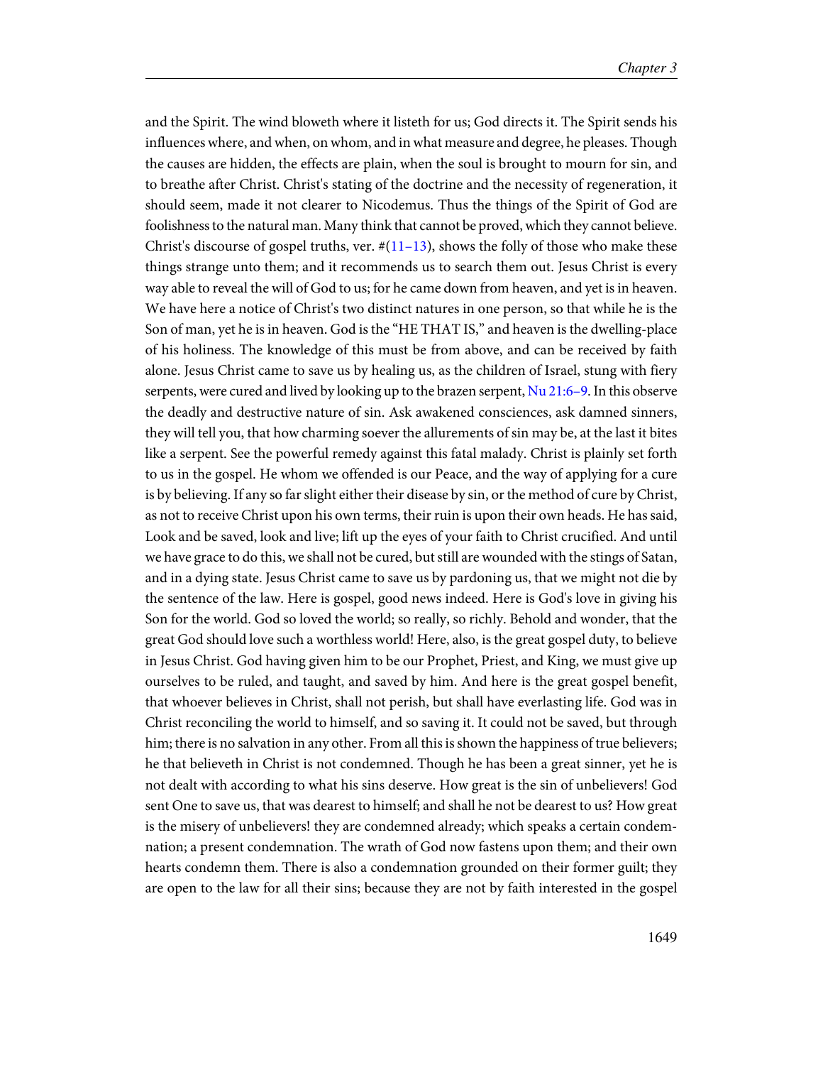and the Spirit. The wind bloweth where it listeth for us; God directs it. The Spirit sends his influences where, and when, on whom, and in what measure and degree, he pleases. Though the causes are hidden, the effects are plain, when the soul is brought to mourn for sin, and to breathe after Christ. Christ's stating of the doctrine and the necessity of regeneration, it should seem, made it not clearer to Nicodemus. Thus the things of the Spirit of God are foolishness to the natural man. Many think that cannot be proved, which they cannot believe. Christ's discourse of gospel truths, ver. #(11–13), shows the folly of those who make these things strange unto them; and it recommends us to search them out. Jesus Christ is every way able to reveal the will of God to us; for he came down from heaven, and yet is in heaven. We have here a notice of Christ's two distinct natures in one person, so that while he is the Son of man, yet he is in heaven. God is the "HE THAT IS," and heaven is the dwelling-place of his holiness. The knowledge of this must be from above, and can be received by faith alone. Jesus Christ came to save us by healing us, as the children of Israel, stung with fiery serpents, were cured and lived by looking up to the brazen serpent, Nu 21:6–9. In this observe the deadly and destructive nature of sin. Ask awakened consciences, ask damned sinners, they will tell you, that how charming soever the allurements of sin may be, at the last it bites like a serpent. See the powerful remedy against this fatal malady. Christ is plainly set forth to us in the gospel. He whom we offended is our Peace, and the way of applying for a cure is by believing. If any so far slight either their disease by sin, or the method of cure by Christ, as not to receive Christ upon his own terms, their ruin is upon their own heads. He has said, Look and be saved, look and live; lift up the eyes of your faith to Christ crucified. And until we have grace to do this, we shall not be cured, but still are wounded with the stings of Satan, and in a dying state. Jesus Christ came to save us by pardoning us, that we might not die by the sentence of the law. Here is gospel, good news indeed. Here is God's love in giving his Son for the world. God so loved the world; so really, so richly. Behold and wonder, that the great God should love such a worthless world! Here, also, is the great gospel duty, to believe in Jesus Christ. God having given him to be our Prophet, Priest, and King, we must give up ourselves to be ruled, and taught, and saved by him. And here is the great gospel benefit, that whoever believes in Christ, shall not perish, but shall have everlasting life. God was in Christ reconciling the world to himself, and so saving it. It could not be saved, but through him; there is no salvation in any other. From all this is shown the happiness of true believers; he that believeth in Christ is not condemned. Though he has been a great sinner, yet he is not dealt with according to what his sins deserve. How great is the sin of unbelievers! God sent One to save us, that was dearest to himself; and shall he not be dearest to us? How great is the misery of unbelievers! they are condemned already; which speaks a certain condemnation; a present condemnation. The wrath of God now fastens upon them; and their own hearts condemn them. There is also a condemnation grounded on their former guilt; they are open to the law for all their sins; because they are not by faith interested in the gospel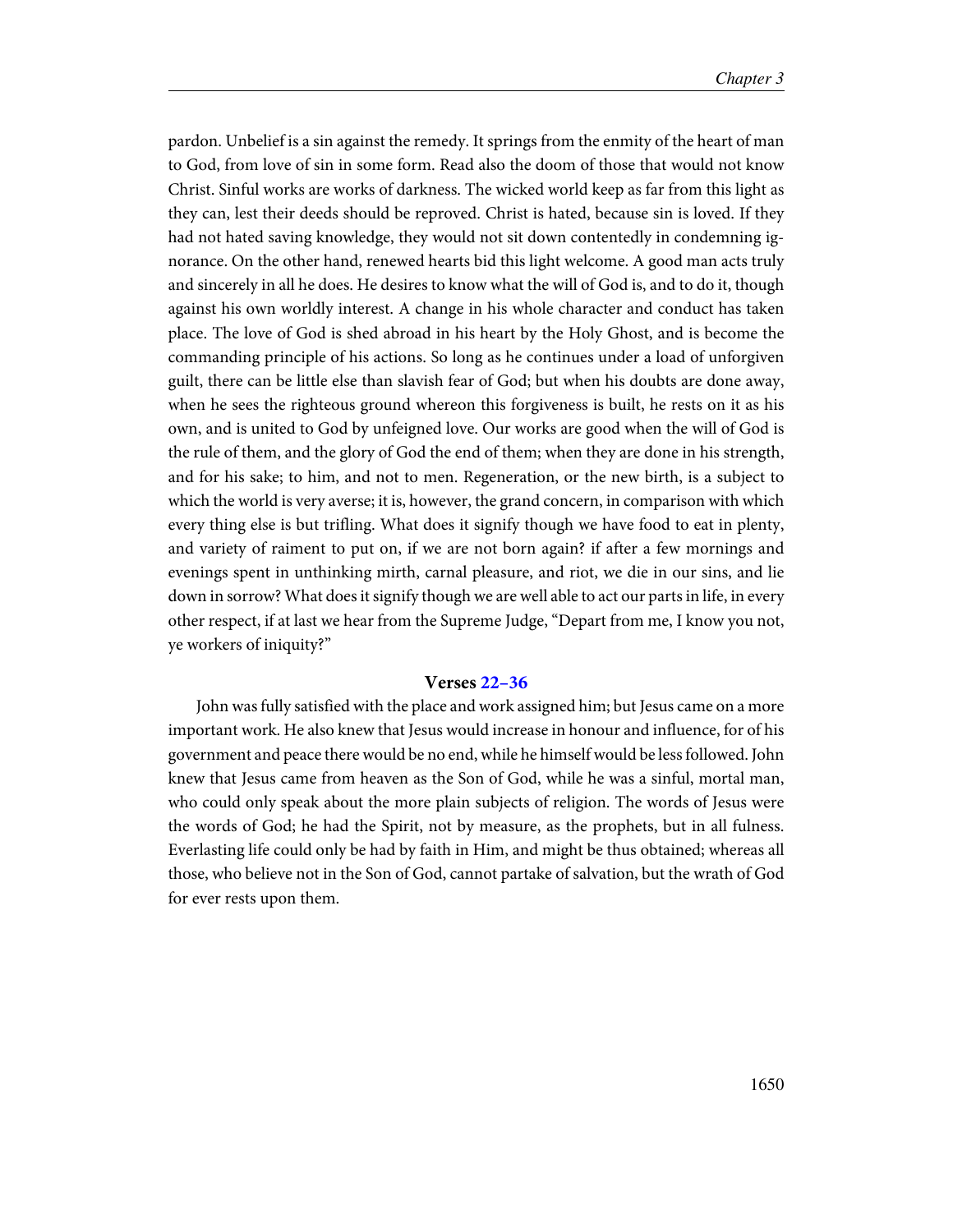pardon. Unbelief is a sin against the remedy. It springs from the enmity of the heart of man to God, from love of sin in some form. Read also the doom of those that would not know Christ. Sinful works are works of darkness. The wicked world keep as far from this light as they can, lest their deeds should be reproved. Christ is hated, because sin is loved. If they had not hated saving knowledge, they would not sit down contentedly in condemning ignorance. On the other hand, renewed hearts bid this light welcome. A good man acts truly and sincerely in all he does. He desires to know what the will of God is, and to do it, though against his own worldly interest. A change in his whole character and conduct has taken place. The love of God is shed abroad in his heart by the Holy Ghost, and is become the commanding principle of his actions. So long as he continues under a load of unforgiven guilt, there can be little else than slavish fear of God; but when his doubts are done away, when he sees the righteous ground whereon this forgiveness is built, he rests on it as his own, and is united to God by unfeigned love. Our works are good when the will of God is the rule of them, and the glory of God the end of them; when they are done in his strength, and for his sake; to him, and not to men. Regeneration, or the new birth, is a subject to which the world is very averse; it is, however, the grand concern, in comparison with which every thing else is but trifling. What does it signify though we have food to eat in plenty, and variety of raiment to put on, if we are not born again? if after a few mornings and evenings spent in unthinking mirth, carnal pleasure, and riot, we die in our sins, and lie down in sorrow? What does it signify though we are well able to act our parts in life, in every other respect, if at last we hear from the Supreme Judge, “Depart from me, I know you not, ye workers of iniquity?”

### Verses 22–36

John was fully satisfied with the place and work assigned him; but Jesus came on a more important work. He also knew that Jesus would increase in honour and influence, for of his government and peace there would be no end, while he himself would be less followed. John knew that Jesus came from heaven as the Son of God, while he was a sinful, mortal man, who could only speak about the more plain subjects of religion. The words of Jesus were the words of God; he had the Spirit, not by measure, as the prophets, but in all fulness. Everlasting life could only be had by faith in Him, and might be thus obtained; whereas all those, who believe not in the Son of God, cannot partake of salvation, but the wrath of God for ever rests upon them.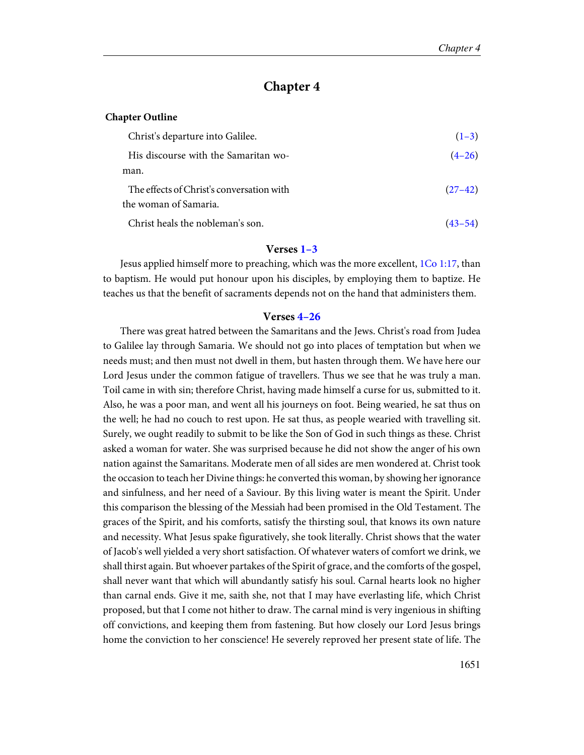## Chapter 4

**Chapter Outline**

| | |
|---|---|
| Christ's departure into Galilee. | (1–3) |
| His discourse with the Samaritan woman. | (4–26) |
| The effects of Christ's conversation with the woman of Samaria. | (27–42) |
| Christ heals the nobleman's son. | (43–54) |

### Verses 1–3

Jesus applied himself more to preaching, which was the more excellent, 1Co 1:17, than to baptism. He would put honour upon his disciples, by employing them to baptize. He teaches us that the benefit of sacraments depends not on the hand that administers them.

### Verses 4–26

There was great hatred between the Samaritans and the Jews. Christ's road from Judea to Galilee lay through Samaria. We should not go into places of temptation but when we needs must; and then must not dwell in them, but hasten through them. We have here our Lord Jesus under the common fatigue of travellers. Thus we see that he was truly a man. Toil came in with sin; therefore Christ, having made himself a curse for us, submitted to it. Also, he was a poor man, and went all his journeys on foot. Being wearied, he sat thus on the well; he had no couch to rest upon. He sat thus, as people wearied with travelling sit. Surely, we ought readily to submit to be like the Son of God in such things as these. Christ asked a woman for water. She was surprised because he did not show the anger of his own nation against the Samaritans. Moderate men of all sides are men wondered at. Christ took the occasion to teach her Divine things: he converted this woman, by showing her ignorance and sinfulness, and her need of a Saviour. By this living water is meant the Spirit. Under this comparison the blessing of the Messiah had been promised in the Old Testament. The graces of the Spirit, and his comforts, satisfy the thirsting soul, that knows its own nature and necessity. What Jesus spake figuratively, she took literally. Christ shows that the water of Jacob's well yielded a very short satisfaction. Of whatever waters of comfort we drink, we shall thirst again. But whoever partakes of the Spirit of grace, and the comforts of the gospel, shall never want that which will abundantly satisfy his soul. Carnal hearts look no higher than carnal ends. Give it me, saith she, not that I may have everlasting life, which Christ proposed, but that I come not hither to draw. The carnal mind is very ingenious in shifting off convictions, and keeping them from fastening. But how closely our Lord Jesus brings home the conviction to her conscience! He severely reproved her present state of life. The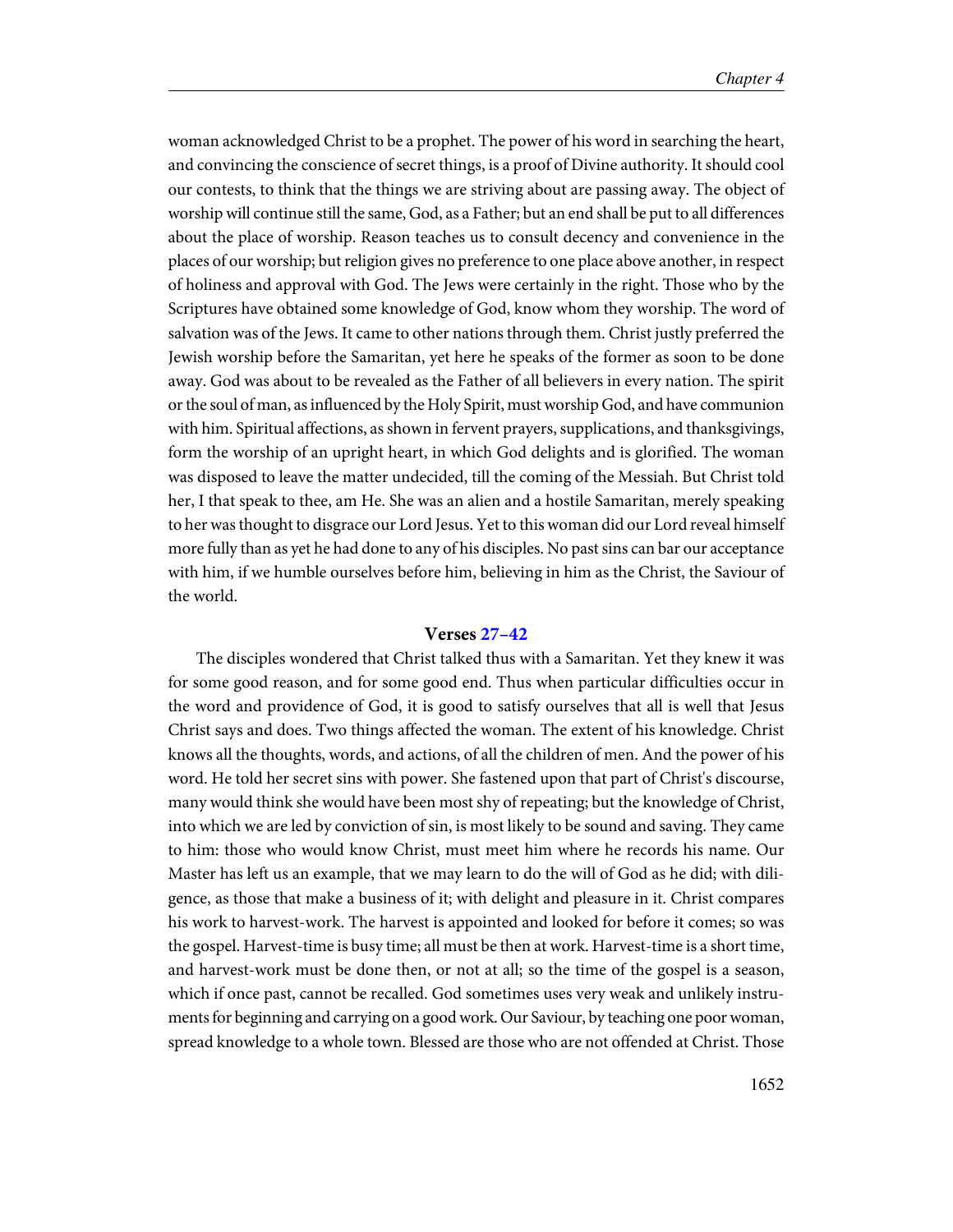woman acknowledged Christ to be a prophet. The power of his word in searching the heart, and convincing the conscience of secret things, is a proof of Divine authority. It should cool our contests, to think that the things we are striving about are passing away. The object of worship will continue still the same, God, as a Father; but an end shall be put to all differences about the place of worship. Reason teaches us to consult decency and convenience in the places of our worship; but religion gives no preference to one place above another, in respect of holiness and approval with God. The Jews were certainly in the right. Those who by the Scriptures have obtained some knowledge of God, know whom they worship. The word of salvation was of the Jews. It came to other nations through them. Christ justly preferred the Jewish worship before the Samaritan, yet here he speaks of the former as soon to be done away. God was about to be revealed as the Father of all believers in every nation. The spirit or the soul of man, as influenced by the Holy Spirit, must worship God, and have communion with him. Spiritual affections, as shown in fervent prayers, supplications, and thanksgivings, form the worship of an upright heart, in which God delights and is glorified. The woman was disposed to leave the matter undecided, till the coming of the Messiah. But Christ told her, I that speak to thee, am He. She was an alien and a hostile Samaritan, merely speaking to her was thought to disgrace our Lord Jesus. Yet to this woman did our Lord reveal himself more fully than as yet he had done to any of his disciples. No past sins can bar our acceptance with him, if we humble ourselves before him, believing in him as the Christ, the Saviour of the world.

### Verses 27–42

The disciples wondered that Christ talked thus with a Samaritan. Yet they knew it was for some good reason, and for some good end. Thus when particular difficulties occur in the word and providence of God, it is good to satisfy ourselves that all is well that Jesus Christ says and does. Two things affected the woman. The extent of his knowledge. Christ knows all the thoughts, words, and actions, of all the children of men. And the power of his word. He told her secret sins with power. She fastened upon that part of Christ's discourse, many would think she would have been most shy of repeating; but the knowledge of Christ, into which we are led by conviction of sin, is most likely to be sound and saving. They came to him: those who would know Christ, must meet him where he records his name. Our Master has left us an example, that we may learn to do the will of God as he did; with diligence, as those that make a business of it; with delight and pleasure in it. Christ compares his work to harvest-work. The harvest is appointed and looked for before it comes; so was the gospel. Harvest-time is busy time; all must be then at work. Harvest-time is a short time, and harvest-work must be done then, or not at all; so the time of the gospel is a season, which if once past, cannot be recalled. God sometimes uses very weak and unlikely instruments for beginning and carrying on a good work. Our Saviour, by teaching one poor woman, spread knowledge to a whole town. Blessed are those who are not offended at Christ. Those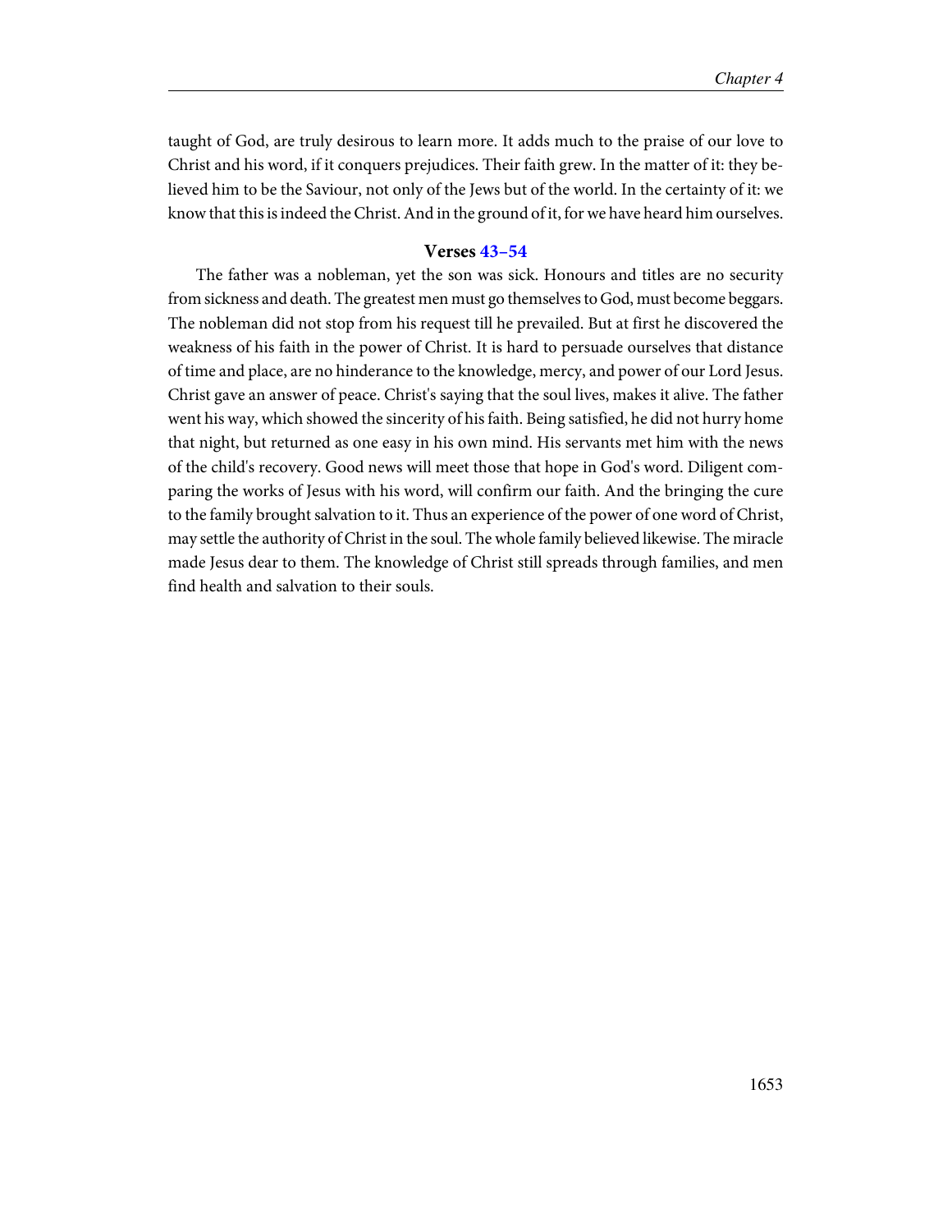taught of God, are truly desirous to learn more. It adds much to the praise of our love to Christ and his word, if it conquers prejudices. Their faith grew. In the matter of it: they believed him to be the Saviour, not only of the Jews but of the world. In the certainty of it: we know that this is indeed the Christ. And in the ground of it, for we have heard him ourselves.

### Verses 43–54

The father was a nobleman, yet the son was sick. Honours and titles are no security from sickness and death. The greatest men must go themselves to God, must become beggars. The nobleman did not stop from his request till he prevailed. But at first he discovered the weakness of his faith in the power of Christ. It is hard to persuade ourselves that distance of time and place, are no hinderance to the knowledge, mercy, and power of our Lord Jesus. Christ gave an answer of peace. Christ's saying that the soul lives, makes it alive. The father went his way, which showed the sincerity of his faith. Being satisfied, he did not hurry home that night, but returned as one easy in his own mind. His servants met him with the news of the child's recovery. Good news will meet those that hope in God's word. Diligent comparing the works of Jesus with his word, will confirm our faith. And the bringing the cure to the family brought salvation to it. Thus an experience of the power of one word of Christ, may settle the authority of Christ in the soul. The whole family believed likewise. The miracle made Jesus dear to them. The knowledge of Christ still spreads through families, and men find health and salvation to their souls.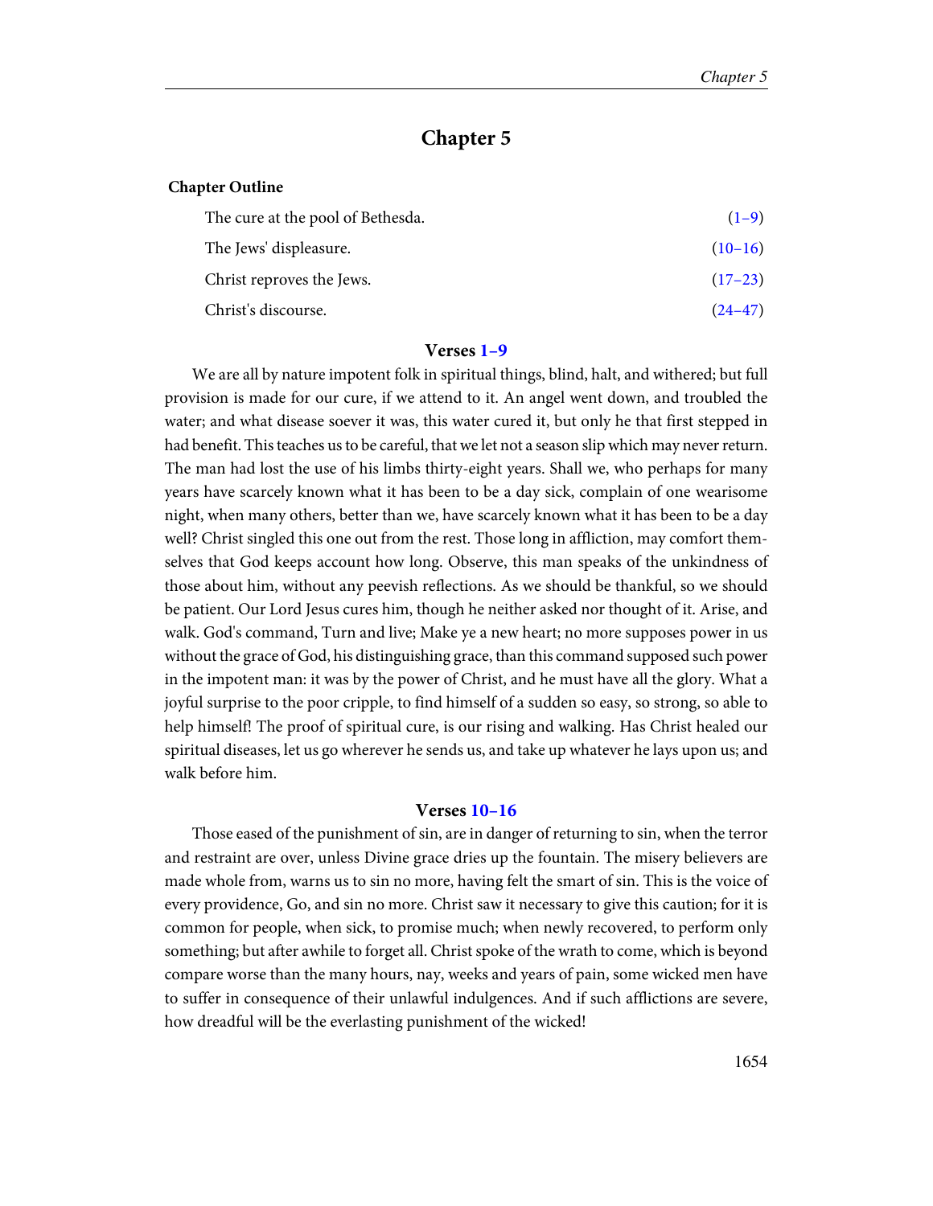## Chapter 5

**Chapter Outline**

| | |
|---|---|
| The cure at the pool of Bethesda. | (1–9) |
| The Jews' displeasure. | (10–16) |
| Christ reproves the Jews. | (17–23) |
| Christ's discourse. | (24–47) |

### Verses 1–9

We are all by nature impotent folk in spiritual things, blind, halt, and withered; but full provision is made for our cure, if we attend to it. An angel went down, and troubled the water; and what disease soever it was, this water cured it, but only he that first stepped in had benefit. This teaches us to be careful, that we let not a season slip which may never return. The man had lost the use of his limbs thirty-eight years. Shall we, who perhaps for many years have scarcely known what it has been to be a day sick, complain of one wearisome night, when many others, better than we, have scarcely known what it has been to be a day well? Christ singled this one out from the rest. Those long in affliction, may comfort themselves that God keeps account how long. Observe, this man speaks of the unkindness of those about him, without any peevish reflections. As we should be thankful, so we should be patient. Our Lord Jesus cures him, though he neither asked nor thought of it. Arise, and walk. God's command, Turn and live; Make ye a new heart; no more supposes power in us without the grace of God, his distinguishing grace, than this command supposed such power in the impotent man: it was by the power of Christ, and he must have all the glory. What a joyful surprise to the poor cripple, to find himself of a sudden so easy, so strong, so able to help himself! The proof of spiritual cure, is our rising and walking. Has Christ healed our spiritual diseases, let us go wherever he sends us, and take up whatever he lays upon us; and walk before him.

### Verses 10–16

Those eased of the punishment of sin, are in danger of returning to sin, when the terror and restraint are over, unless Divine grace dries up the fountain. The misery believers are made whole from, warns us to sin no more, having felt the smart of sin. This is the voice of every providence, Go, and sin no more. Christ saw it necessary to give this caution; for it is common for people, when sick, to promise much; when newly recovered, to perform only something; but after awhile to forget all. Christ spoke of the wrath to come, which is beyond compare worse than the many hours, nay, weeks and years of pain, some wicked men have to suffer in consequence of their unlawful indulgences. And if such afflictions are severe, how dreadful will be the everlasting punishment of the wicked!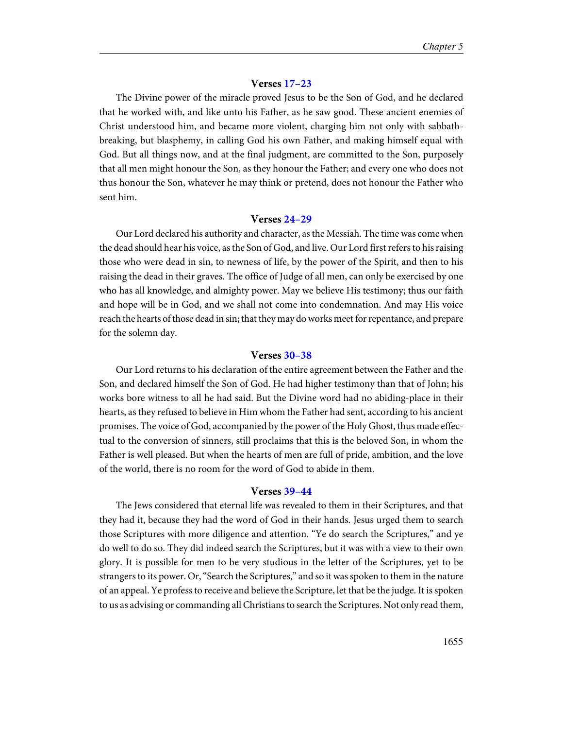### Verses 17–23

The Divine power of the miracle proved Jesus to be the Son of God, and he declared that he worked with, and like unto his Father, as he saw good. These ancient enemies of Christ understood him, and became more violent, charging him not only with sabbath-breaking, but blasphemy, in calling God his own Father, and making himself equal with God. But all things now, and at the final judgment, are committed to the Son, purposely that all men might honour the Son, as they honour the Father; and every one who does not thus honour the Son, whatever he may think or pretend, does not honour the Father who sent him.

### Verses 24–29

Our Lord declared his authority and character, as the Messiah. The time was come when the dead should hear his voice, as the Son of God, and live. Our Lord first refers to his raising those who were dead in sin, to newness of life, by the power of the Spirit, and then to his raising the dead in their graves. The office of Judge of all men, can only be exercised by one who has all knowledge, and almighty power. May we believe His testimony; thus our faith and hope will be in God, and we shall not come into condemnation. And may His voice reach the hearts of those dead in sin; that they may do works meet for repentance, and prepare for the solemn day.

### Verses 30–38

Our Lord returns to his declaration of the entire agreement between the Father and the Son, and declared himself the Son of God. He had higher testimony than that of John; his works bore witness to all he had said. But the Divine word had no abiding-place in their hearts, as they refused to believe in Him whom the Father had sent, according to his ancient promises. The voice of God, accompanied by the power of the Holy Ghost, thus made effectual to the conversion of sinners, still proclaims that this is the beloved Son, in whom the Father is well pleased. But when the hearts of men are full of pride, ambition, and the love of the world, there is no room for the word of God to abide in them.

### Verses 39–44

The Jews considered that eternal life was revealed to them in their Scriptures, and that they had it, because they had the word of God in their hands. Jesus urged them to search those Scriptures with more diligence and attention. "Ye do search the Scriptures," and ye do well to do so. They did indeed search the Scriptures, but it was with a view to their own glory. It is possible for men to be very studious in the letter of the Scriptures, yet to be strangers to its power. Or, "Search the Scriptures," and so it was spoken to them in the nature of an appeal. Ye profess to receive and believe the Scripture, let that be the judge. It is spoken to us as advising or commanding all Christians to search the Scriptures. Not only read them,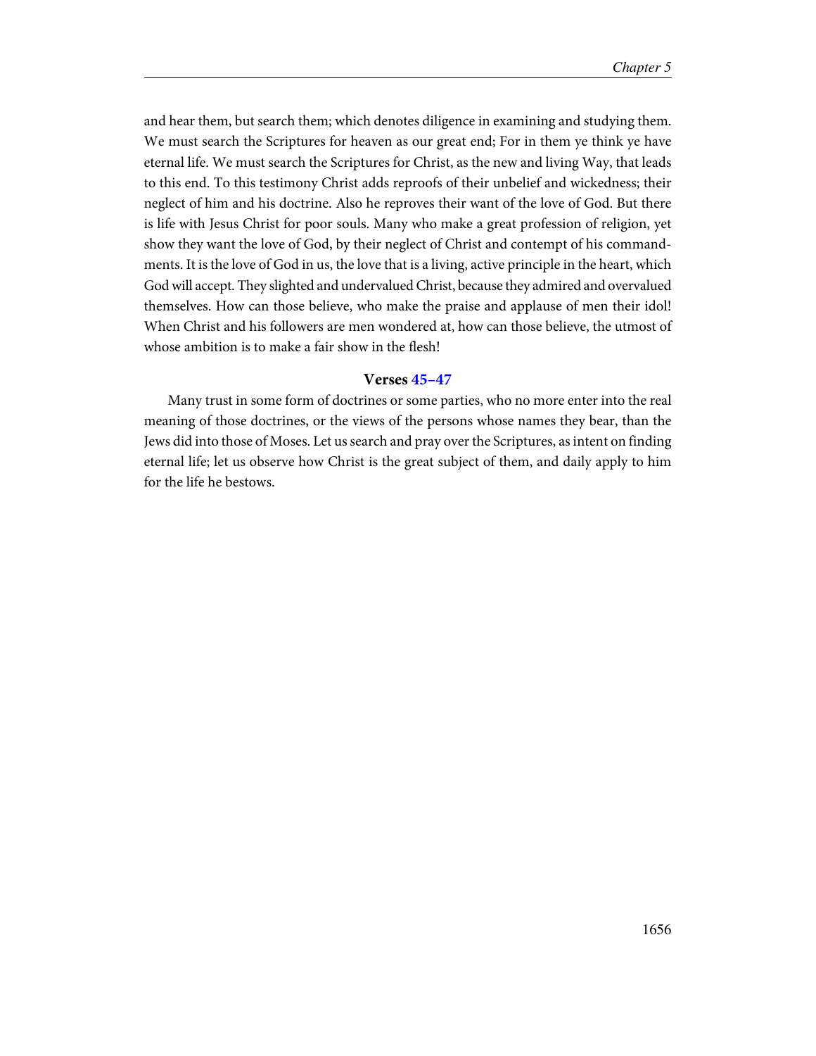and hear them, but search them; which denotes diligence in examining and studying them. We must search the Scriptures for heaven as our great end; For in them ye think ye have eternal life. We must search the Scriptures for Christ, as the new and living Way, that leads to this end. To this testimony Christ adds reproofs of their unbelief and wickedness; their neglect of him and his doctrine. Also he reproves their want of the love of God. But there is life with Jesus Christ for poor souls. Many who make a great profession of religion, yet show they want the love of God, by their neglect of Christ and contempt of his commandments. It is the love of God in us, the love that is a living, active principle in the heart, which God will accept. They slighted and undervalued Christ, because they admired and overvalued themselves. How can those believe, who make the praise and applause of men their idol! When Christ and his followers are men wondered at, how can those believe, the utmost of whose ambition is to make a fair show in the flesh!

### Verses 45–47

Many trust in some form of doctrines or some parties, who no more enter into the real meaning of those doctrines, or the views of the persons whose names they bear, than the Jews did into those of Moses. Let us search and pray over the Scriptures, as intent on finding eternal life; let us observe how Christ is the great subject of them, and daily apply to him for the life he bestows.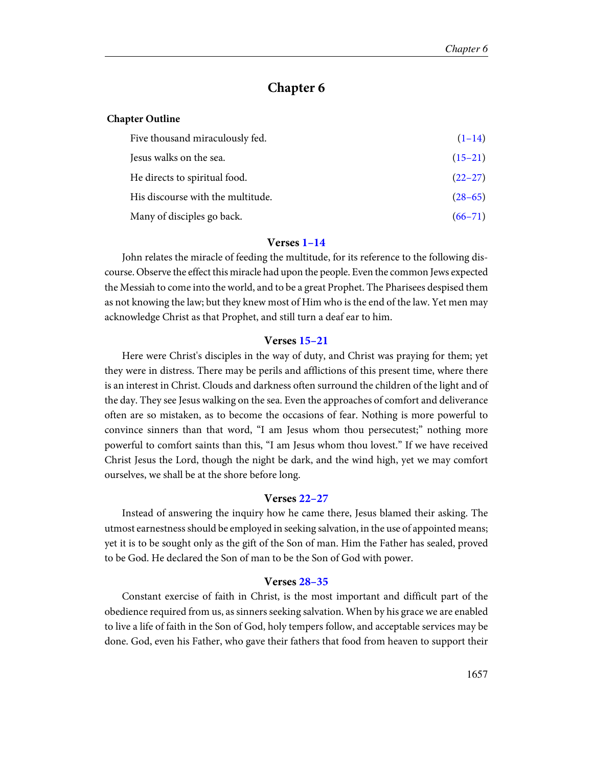# Chapter 6

**Chapter Outline**

| | |
|---|---|
| Five thousand miraculously fed. | (1–14) |
| Jesus walks on the sea. | (15–21) |
| He directs to spiritual food. | (22–27) |
| His discourse with the multitude. | (28–65) |
| Many of disciples go back. | (66–71) |

### Verses 1–14

John relates the miracle of feeding the multitude, for its reference to the following discourse. Observe the effect this miracle had upon the people. Even the common Jews expected the Messiah to come into the world, and to be a great Prophet. The Pharisees despised them as not knowing the law; but they knew most of Him who is the end of the law. Yet men may acknowledge Christ as that Prophet, and still turn a deaf ear to him.

### Verses 15–21

Here were Christ's disciples in the way of duty, and Christ was praying for them; yet they were in distress. There may be perils and afflictions of this present time, where there is an interest in Christ. Clouds and darkness often surround the children of the light and of the day. They see Jesus walking on the sea. Even the approaches of comfort and deliverance often are so mistaken, as to become the occasions of fear. Nothing is more powerful to convince sinners than that word, "I am Jesus whom thou persecutest;" nothing more powerful to comfort saints than this, "I am Jesus whom thou lovest." If we have received Christ Jesus the Lord, though the night be dark, and the wind high, yet we may comfort ourselves, we shall be at the shore before long.

### Verses 22–27

Instead of answering the inquiry how he came there, Jesus blamed their asking. The utmost earnestness should be employed in seeking salvation, in the use of appointed means; yet it is to be sought only as the gift of the Son of man. Him the Father has sealed, proved to be God. He declared the Son of man to be the Son of God with power.

### Verses 28–35

Constant exercise of faith in Christ, is the most important and difficult part of the obedience required from us, as sinners seeking salvation. When by his grace we are enabled to live a life of faith in the Son of God, holy tempers follow, and acceptable services may be done. God, even his Father, who gave their fathers that food from heaven to support their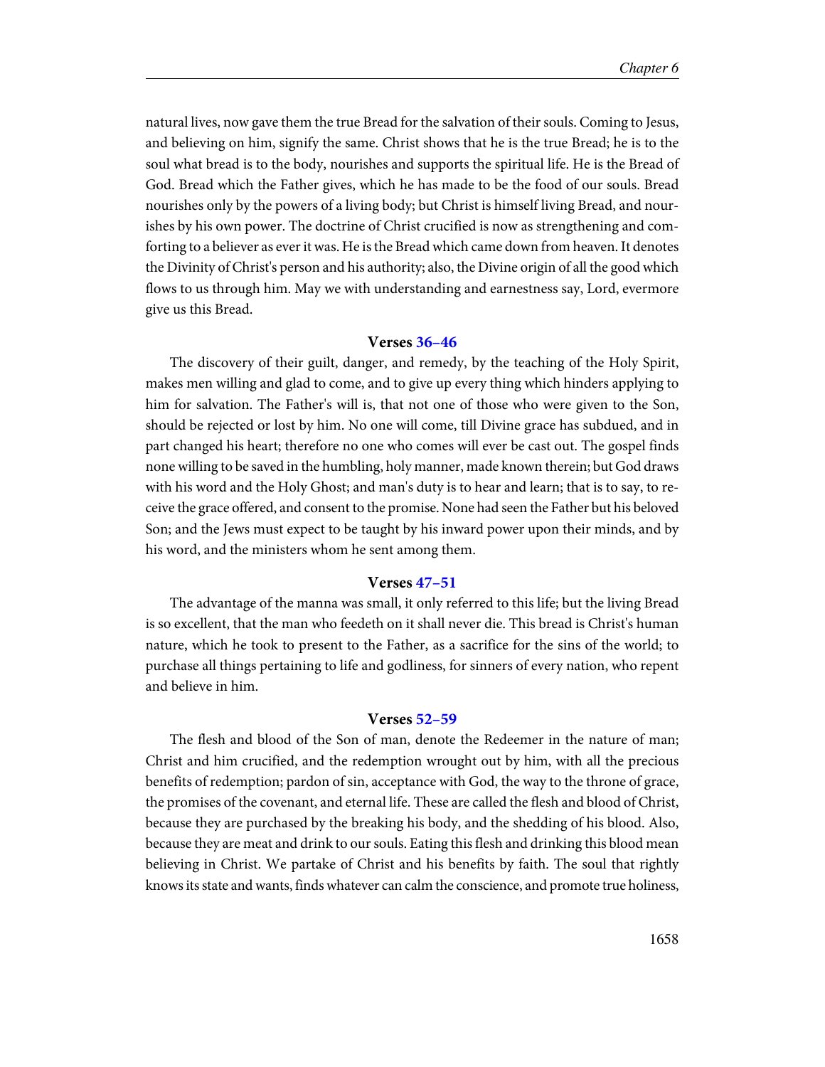natural lives, now gave them the true Bread for the salvation of their souls. Coming to Jesus, and believing on him, signify the same. Christ shows that he is the true Bread; he is to the soul what bread is to the body, nourishes and supports the spiritual life. He is the Bread of God. Bread which the Father gives, which he has made to be the food of our souls. Bread nourishes only by the powers of a living body; but Christ is himself living Bread, and nourishes by his own power. The doctrine of Christ crucified is now as strengthening and comforting to a believer as ever it was. He is the Bread which came down from heaven. It denotes the Divinity of Christ's person and his authority; also, the Divine origin of all the good which flows to us through him. May we with understanding and earnestness say, Lord, evermore give us this Bread.

### Verses 36–46

The discovery of their guilt, danger, and remedy, by the teaching of the Holy Spirit, makes men willing and glad to come, and to give up every thing which hinders applying to him for salvation. The Father's will is, that not one of those who were given to the Son, should be rejected or lost by him. No one will come, till Divine grace has subdued, and in part changed his heart; therefore no one who comes will ever be cast out. The gospel finds none willing to be saved in the humbling, holy manner, made known therein; but God draws with his word and the Holy Ghost; and man's duty is to hear and learn; that is to say, to receive the grace offered, and consent to the promise. None had seen the Father but his beloved Son; and the Jews must expect to be taught by his inward power upon their minds, and by his word, and the ministers whom he sent among them.

### Verses 47–51

The advantage of the manna was small, it only referred to this life; but the living Bread is so excellent, that the man who feedeth on it shall never die. This bread is Christ's human nature, which he took to present to the Father, as a sacrifice for the sins of the world; to purchase all things pertaining to life and godliness, for sinners of every nation, who repent and believe in him.

### Verses 52–59

The flesh and blood of the Son of man, denote the Redeemer in the nature of man; Christ and him crucified, and the redemption wrought out by him, with all the precious benefits of redemption; pardon of sin, acceptance with God, the way to the throne of grace, the promises of the covenant, and eternal life. These are called the flesh and blood of Christ, because they are purchased by the breaking his body, and the shedding of his blood. Also, because they are meat and drink to our souls. Eating this flesh and drinking this blood mean believing in Christ. We partake of Christ and his benefits by faith. The soul that rightly knows its state and wants, finds whatever can calm the conscience, and promote true holiness,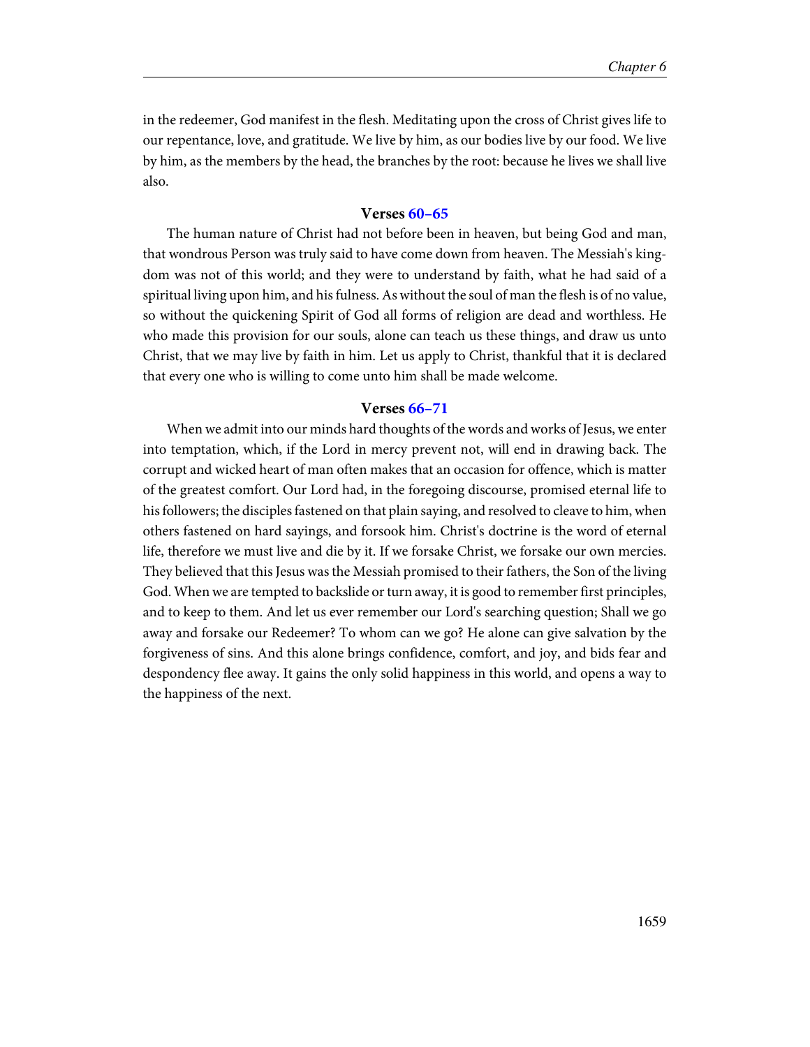in the redeemer, God manifest in the flesh. Meditating upon the cross of Christ gives life to our repentance, love, and gratitude. We live by him, as our bodies live by our food. We live by him, as the members by the head, the branches by the root: because he lives we shall live also.

### Verses 60–65

The human nature of Christ had not before been in heaven, but being God and man, that wondrous Person was truly said to have come down from heaven. The Messiah's kingdom was not of this world; and they were to understand by faith, what he had said of a spiritual living upon him, and his fulness. As without the soul of man the flesh is of no value, so without the quickening Spirit of God all forms of religion are dead and worthless. He who made this provision for our souls, alone can teach us these things, and draw us unto Christ, that we may live by faith in him. Let us apply to Christ, thankful that it is declared that every one who is willing to come unto him shall be made welcome.

### Verses 66–71

When we admit into our minds hard thoughts of the words and works of Jesus, we enter into temptation, which, if the Lord in mercy prevent not, will end in drawing back. The corrupt and wicked heart of man often makes that an occasion for offence, which is matter of the greatest comfort. Our Lord had, in the foregoing discourse, promised eternal life to his followers; the disciples fastened on that plain saying, and resolved to cleave to him, when others fastened on hard sayings, and forsook him. Christ's doctrine is the word of eternal life, therefore we must live and die by it. If we forsake Christ, we forsake our own mercies. They believed that this Jesus was the Messiah promised to their fathers, the Son of the living God. When we are tempted to backslide or turn away, it is good to remember first principles, and to keep to them. And let us ever remember our Lord's searching question; Shall we go away and forsake our Redeemer? To whom can we go? He alone can give salvation by the forgiveness of sins. And this alone brings confidence, comfort, and joy, and bids fear and despondency flee away. It gains the only solid happiness in this world, and opens a way to the happiness of the next.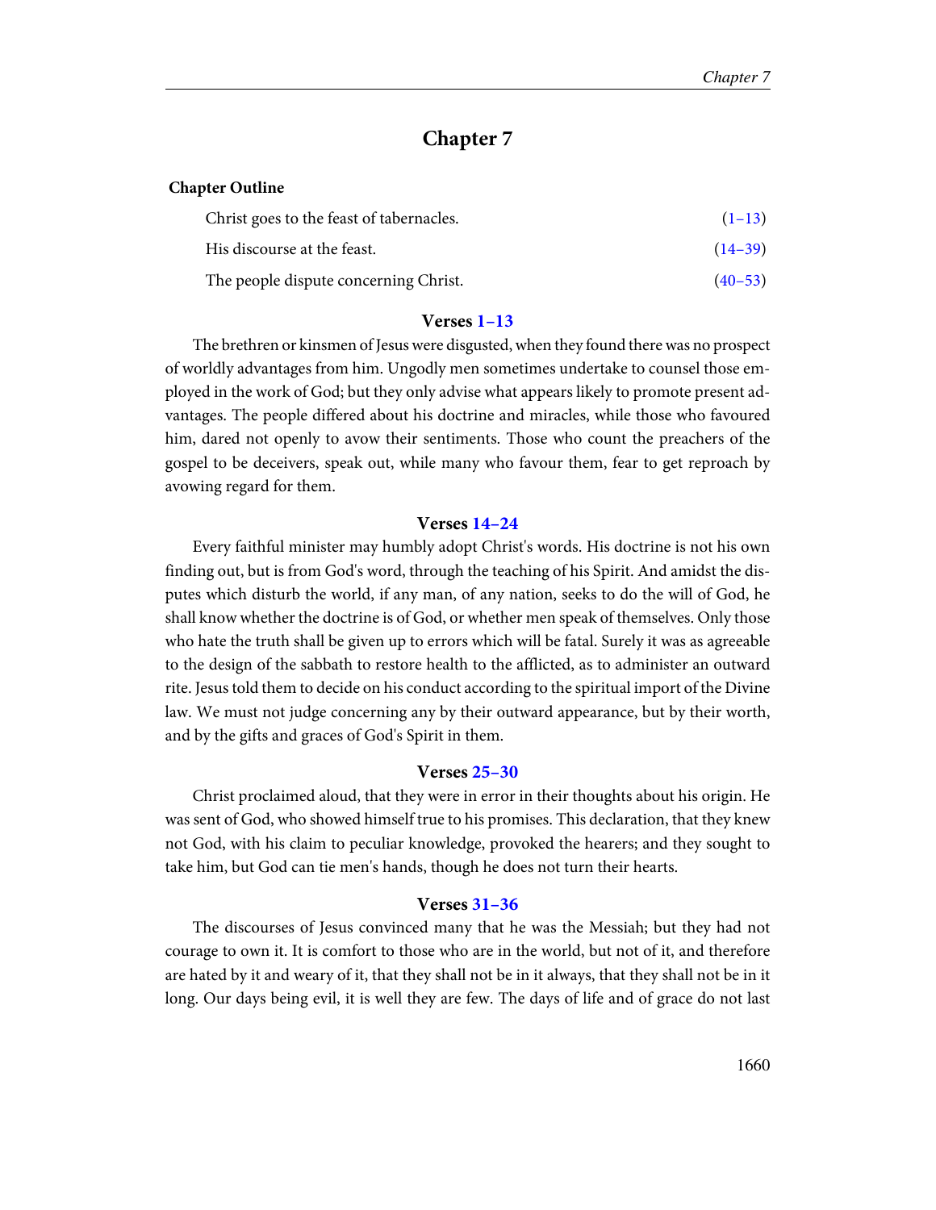# Chapter 7

**Chapter Outline**

| | |
|---|---|
| Christ goes to the feast of tabernacles. | (1–13) |
| His discourse at the feast. | (14–39) |
| The people dispute concerning Christ. | (40–53) |

### Verses 1–13

The brethren or kinsmen of Jesus were disgusted, when they found there was no prospect of worldly advantages from him. Ungodly men sometimes undertake to counsel those employed in the work of God; but they only advise what appears likely to promote present advantages. The people differed about his doctrine and miracles, while those who favoured him, dared not openly to avow their sentiments. Those who count the preachers of the gospel to be deceivers, speak out, while many who favour them, fear to get reproach by avowing regard for them.

### Verses 14–24

Every faithful minister may humbly adopt Christ's words. His doctrine is not his own finding out, but is from God's word, through the teaching of his Spirit. And amidst the disputes which disturb the world, if any man, of any nation, seeks to do the will of God, he shall know whether the doctrine is of God, or whether men speak of themselves. Only those who hate the truth shall be given up to errors which will be fatal. Surely it was as agreeable to the design of the sabbath to restore health to the afflicted, as to administer an outward rite. Jesus told them to decide on his conduct according to the spiritual import of the Divine law. We must not judge concerning any by their outward appearance, but by their worth, and by the gifts and graces of God's Spirit in them.

### Verses 25–30

Christ proclaimed aloud, that they were in error in their thoughts about his origin. He was sent of God, who showed himself true to his promises. This declaration, that they knew not God, with his claim to peculiar knowledge, provoked the hearers; and they sought to take him, but God can tie men's hands, though he does not turn their hearts.

### Verses 31–36

The discourses of Jesus convinced many that he was the Messiah; but they had not courage to own it. It is comfort to those who are in the world, but not of it, and therefore are hated by it and weary of it, that they shall not be in it always, that they shall not be in it long. Our days being evil, it is well they are few. The days of life and of grace do not last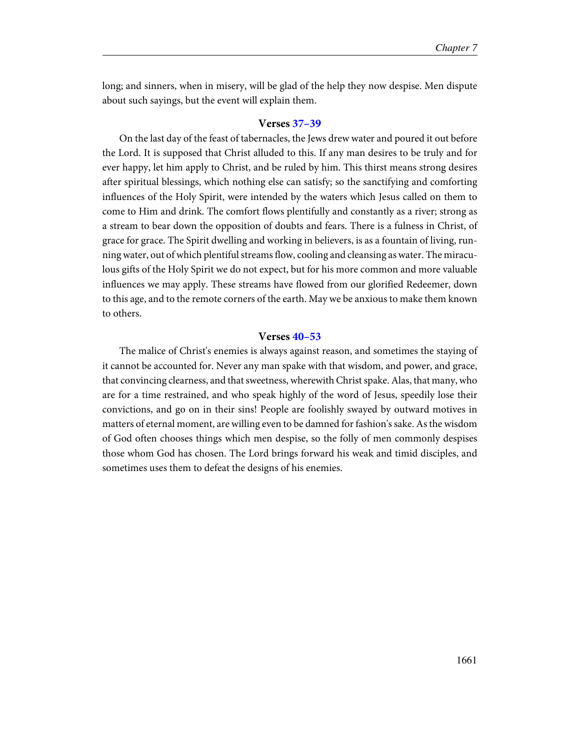long; and sinners, when in misery, will be glad of the help they now despise. Men dispute about such sayings, but the event will explain them.

### Verses 37–39

On the last day of the feast of tabernacles, the Jews drew water and poured it out before the Lord. It is supposed that Christ alluded to this. If any man desires to be truly and for ever happy, let him apply to Christ, and be ruled by him. This thirst means strong desires after spiritual blessings, which nothing else can satisfy; so the sanctifying and comforting influences of the Holy Spirit, were intended by the waters which Jesus called on them to come to Him and drink. The comfort flows plentifully and constantly as a river; strong as a stream to bear down the opposition of doubts and fears. There is a fulness in Christ, of grace for grace. The Spirit dwelling and working in believers, is as a fountain of living, running water, out of which plentiful streams flow, cooling and cleansing as water. The miraculous gifts of the Holy Spirit we do not expect, but for his more common and more valuable influences we may apply. These streams have flowed from our glorified Redeemer, down to this age, and to the remote corners of the earth. May we be anxious to make them known to others.

### Verses 40–53

The malice of Christ's enemies is always against reason, and sometimes the staying of it cannot be accounted for. Never any man spake with that wisdom, and power, and grace, that convincing clearness, and that sweetness, wherewith Christ spake. Alas, that many, who are for a time restrained, and who speak highly of the word of Jesus, speedily lose their convictions, and go on in their sins! People are foolishly swayed by outward motives in matters of eternal moment, are willing even to be damned for fashion's sake. As the wisdom of God often chooses things which men despise, so the folly of men commonly despises those whom God has chosen. The Lord brings forward his weak and timid disciples, and sometimes uses them to defeat the designs of his enemies.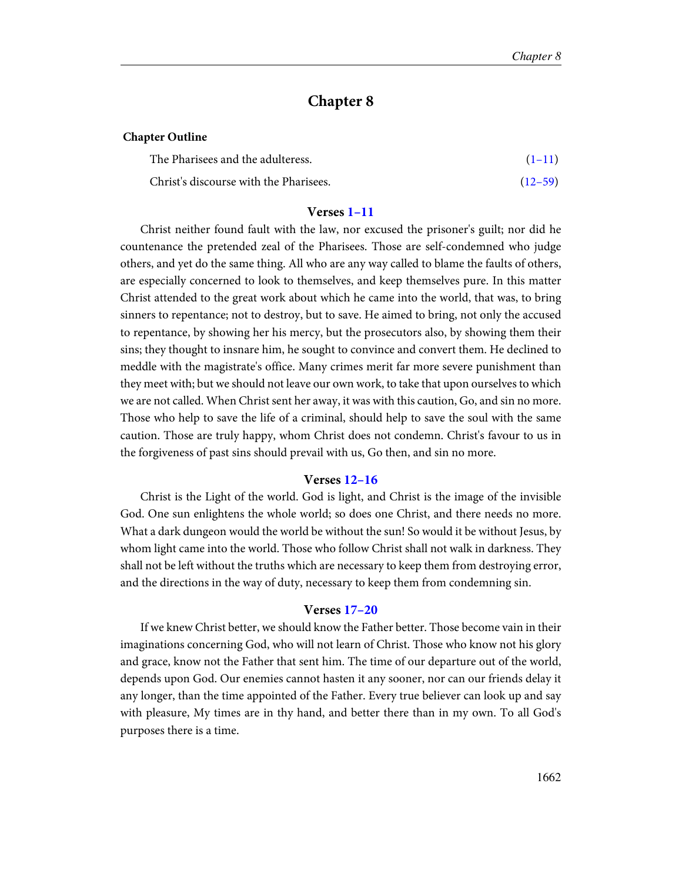# Chapter 8

**Chapter Outline**

| | |
|---|---|
| The Pharisees and the adulteress. | (1–11) |
| Christ's discourse with the Pharisees. | (12–59) |

### Verses 1–11

Christ neither found fault with the law, nor excused the prisoner's guilt; nor did he countenance the pretended zeal of the Pharisees. Those are self-condemned who judge others, and yet do the same thing. All who are any way called to blame the faults of others, are especially concerned to look to themselves, and keep themselves pure. In this matter Christ attended to the great work about which he came into the world, that was, to bring sinners to repentance; not to destroy, but to save. He aimed to bring, not only the accused to repentance, by showing her his mercy, but the prosecutors also, by showing them their sins; they thought to insnare him, he sought to convince and convert them. He declined to meddle with the magistrate's office. Many crimes merit far more severe punishment than they meet with; but we should not leave our own work, to take that upon ourselves to which we are not called. When Christ sent her away, it was with this caution, Go, and sin no more. Those who help to save the life of a criminal, should help to save the soul with the same caution. Those are truly happy, whom Christ does not condemn. Christ's favour to us in the forgiveness of past sins should prevail with us, Go then, and sin no more.

### Verses 12–16

Christ is the Light of the world. God is light, and Christ is the image of the invisible God. One sun enlightens the whole world; so does one Christ, and there needs no more. What a dark dungeon would the world be without the sun! So would it be without Jesus, by whom light came into the world. Those who follow Christ shall not walk in darkness. They shall not be left without the truths which are necessary to keep them from destroying error, and the directions in the way of duty, necessary to keep them from condemning sin.

### Verses 17–20

If we knew Christ better, we should know the Father better. Those become vain in their imaginations concerning God, who will not learn of Christ. Those who know not his glory and grace, know not the Father that sent him. The time of our departure out of the world, depends upon God. Our enemies cannot hasten it any sooner, nor can our friends delay it any longer, than the time appointed of the Father. Every true believer can look up and say with pleasure, My times are in thy hand, and better there than in my own. To all God's purposes there is a time.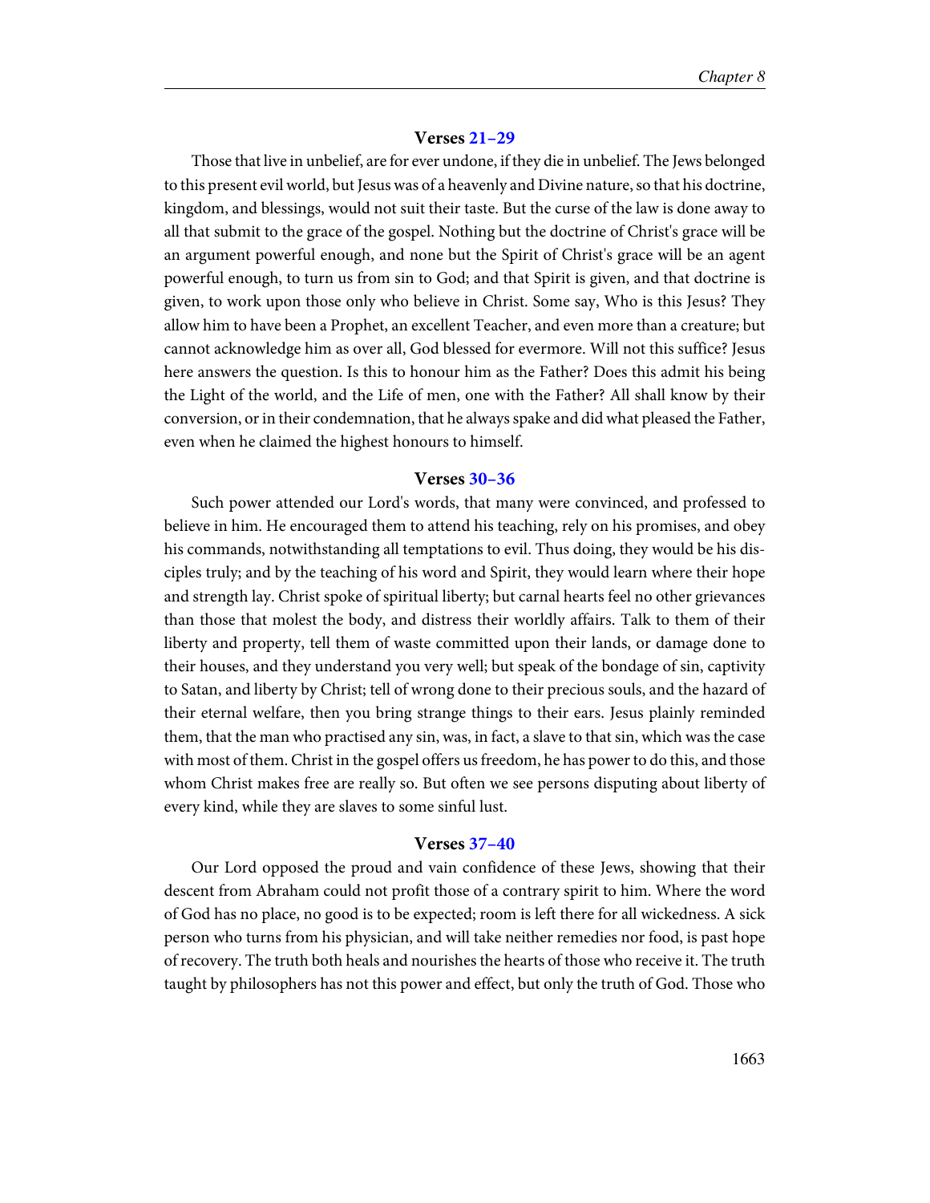### Verses 21–29

Those that live in unbelief, are for ever undone, if they die in unbelief. The Jews belonged to this present evil world, but Jesus was of a heavenly and Divine nature, so that his doctrine, kingdom, and blessings, would not suit their taste. But the curse of the law is done away to all that submit to the grace of the gospel. Nothing but the doctrine of Christ's grace will be an argument powerful enough, and none but the Spirit of Christ's grace will be an agent powerful enough, to turn us from sin to God; and that Spirit is given, and that doctrine is given, to work upon those only who believe in Christ. Some say, Who is this Jesus? They allow him to have been a Prophet, an excellent Teacher, and even more than a creature; but cannot acknowledge him as over all, God blessed for evermore. Will not this suffice? Jesus here answers the question. Is this to honour him as the Father? Does this admit his being the Light of the world, and the Life of men, one with the Father? All shall know by their conversion, or in their condemnation, that he always spake and did what pleased the Father, even when he claimed the highest honours to himself.

### Verses 30–36

Such power attended our Lord's words, that many were convinced, and professed to believe in him. He encouraged them to attend his teaching, rely on his promises, and obey his commands, notwithstanding all temptations to evil. Thus doing, they would be his disciples truly; and by the teaching of his word and Spirit, they would learn where their hope and strength lay. Christ spoke of spiritual liberty; but carnal hearts feel no other grievances than those that molest the body, and distress their worldly affairs. Talk to them of their liberty and property, tell them of waste committed upon their lands, or damage done to their houses, and they understand you very well; but speak of the bondage of sin, captivity to Satan, and liberty by Christ; tell of wrong done to their precious souls, and the hazard of their eternal welfare, then you bring strange things to their ears. Jesus plainly reminded them, that the man who practised any sin, was, in fact, a slave to that sin, which was the case with most of them. Christ in the gospel offers us freedom, he has power to do this, and those whom Christ makes free are really so. But often we see persons disputing about liberty of every kind, while they are slaves to some sinful lust.

### Verses 37–40

Our Lord opposed the proud and vain confidence of these Jews, showing that their descent from Abraham could not profit those of a contrary spirit to him. Where the word of God has no place, no good is to be expected; room is left there for all wickedness. A sick person who turns from his physician, and will take neither remedies nor food, is past hope of recovery. The truth both heals and nourishes the hearts of those who receive it. The truth taught by philosophers has not this power and effect, but only the truth of God. Those who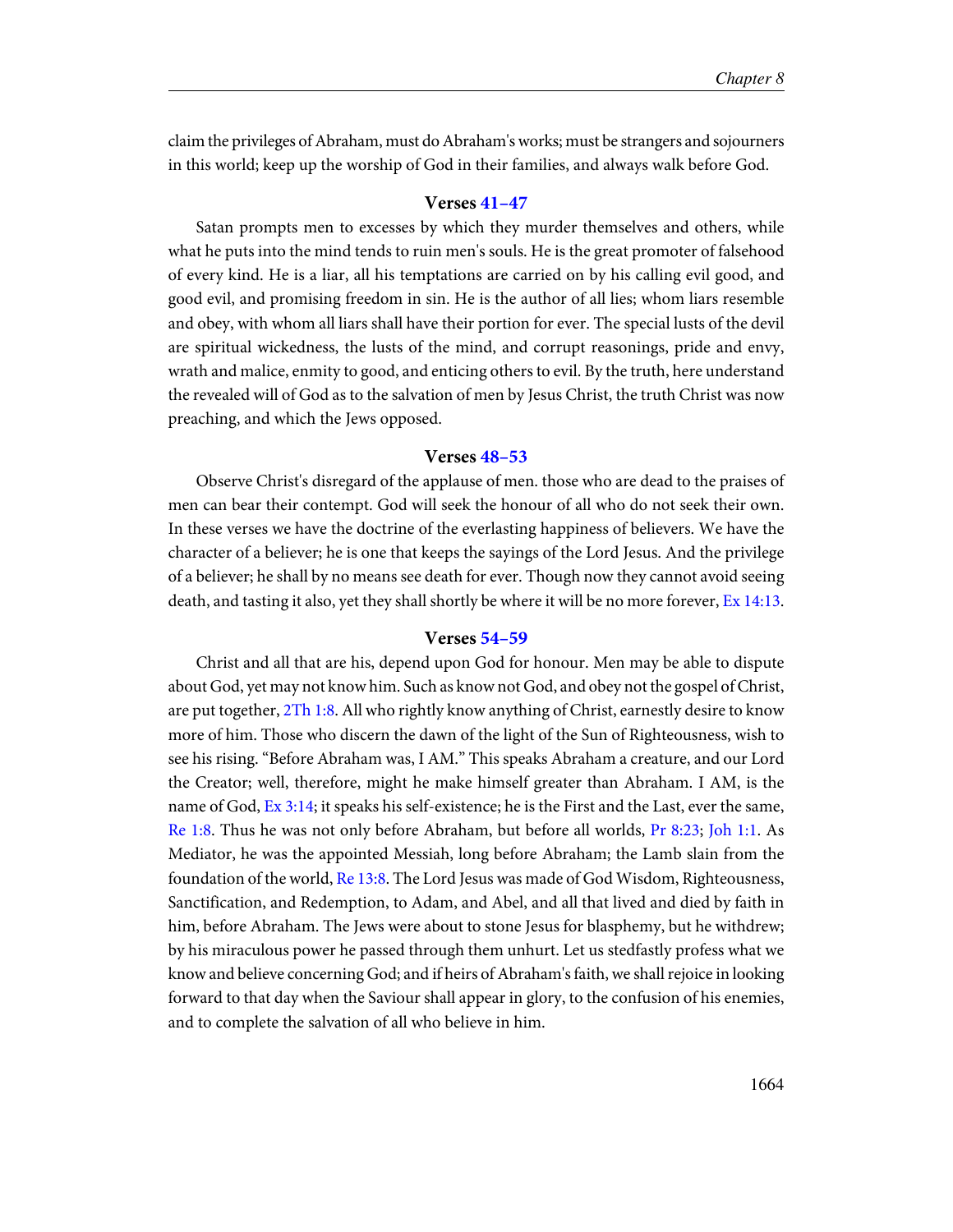claim the privileges of Abraham, must do Abraham's works; must be strangers and sojourners in this world; keep up the worship of God in their families, and always walk before God.

### Verses 41–47

Satan prompts men to excesses by which they murder themselves and others, while what he puts into the mind tends to ruin men's souls. He is the great promoter of falsehood of every kind. He is a liar, all his temptations are carried on by his calling evil good, and good evil, and promising freedom in sin. He is the author of all lies; whom liars resemble and obey, with whom all liars shall have their portion for ever. The special lusts of the devil are spiritual wickedness, the lusts of the mind, and corrupt reasonings, pride and envy, wrath and malice, enmity to good, and enticing others to evil. By the truth, here understand the revealed will of God as to the salvation of men by Jesus Christ, the truth Christ was now preaching, and which the Jews opposed.

### Verses 48–53

Observe Christ's disregard of the applause of men. those who are dead to the praises of men can bear their contempt. God will seek the honour of all who do not seek their own. In these verses we have the doctrine of the everlasting happiness of believers. We have the character of a believer; he is one that keeps the sayings of the Lord Jesus. And the privilege of a believer; he shall by no means see death for ever. Though now they cannot avoid seeing death, and tasting it also, yet they shall shortly be where it will be no more forever, Ex 14:13.

### Verses 54–59

Christ and all that are his, depend upon God for honour. Men may be able to dispute about God, yet may not know him. Such as know not God, and obey not the gospel of Christ, are put together, 2Th 1:8. All who rightly know anything of Christ, earnestly desire to know more of him. Those who discern the dawn of the light of the Sun of Righteousness, wish to see his rising. “Before Abraham was, I AM.” This speaks Abraham a creature, and our Lord the Creator; well, therefore, might he make himself greater than Abraham. I AM, is the name of God, Ex 3:14; it speaks his self-existence; he is the First and the Last, ever the same, Re 1:8. Thus he was not only before Abraham, but before all worlds, Pr 8:23; Joh 1:1. As Mediator, he was the appointed Messiah, long before Abraham; the Lamb slain from the foundation of the world, Re 13:8. The Lord Jesus was made of God Wisdom, Righteousness, Sanctification, and Redemption, to Adam, and Abel, and all that lived and died by faith in him, before Abraham. The Jews were about to stone Jesus for blasphemy, but he withdrew; by his miraculous power he passed through them unhurt. Let us stedfastly profess what we know and believe concerning God; and if heirs of Abraham's faith, we shall rejoice in looking forward to that day when the Saviour shall appear in glory, to the confusion of his enemies, and to complete the salvation of all who believe in him.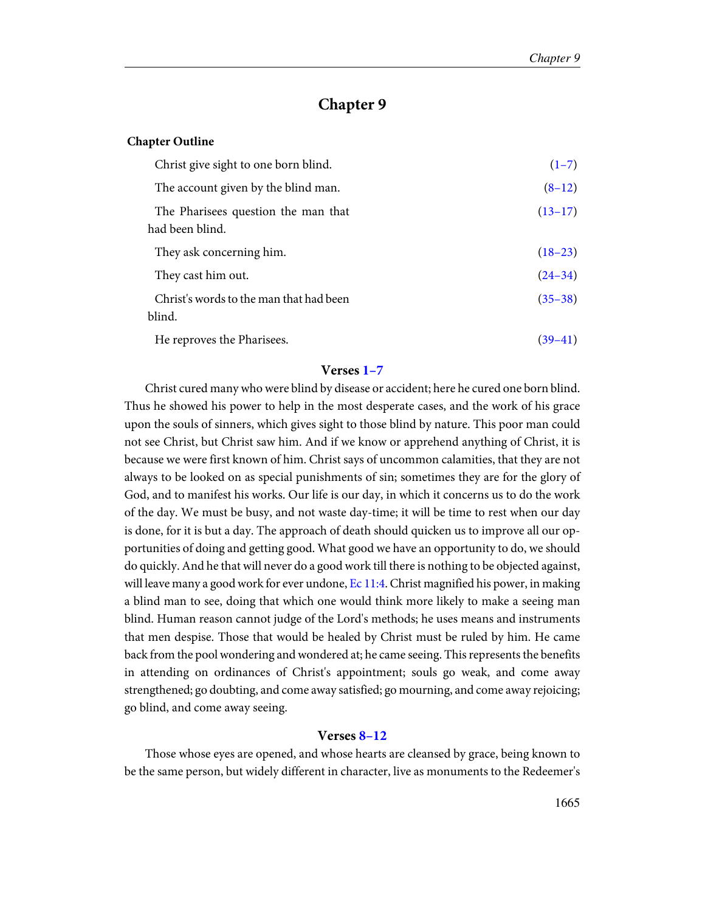# Chapter 9

**Chapter Outline**

| | |
|---|---|
| Christ give sight to one born blind. | (1–7) |
| The account given by the blind man. | (8–12) |
| The Pharisees question the man that had been blind. | (13–17) |
| They ask concerning him. | (18–23) |
| They cast him out. | (24–34) |
| Christ's words to the man that had been blind. | (35–38) |
| He reproves the Pharisees. | (39–41) |

### Verses 1–7

Christ cured many who were blind by disease or accident; here he cured one born blind. Thus he showed his power to help in the most desperate cases, and the work of his grace upon the souls of sinners, which gives sight to those blind by nature. This poor man could not see Christ, but Christ saw him. And if we know or apprehend anything of Christ, it is because we were first known of him. Christ says of uncommon calamities, that they are not always to be looked on as special punishments of sin; sometimes they are for the glory of God, and to manifest his works. Our life is our day, in which it concerns us to do the work of the day. We must be busy, and not waste day-time; it will be time to rest when our day is done, for it is but a day. The approach of death should quicken us to improve all our opportunities of doing and getting good. What good we have an opportunity to do, we should do quickly. And he that will never do a good work till there is nothing to be objected against, will leave many a good work for ever undone, Ec 11:4. Christ magnified his power, in making a blind man to see, doing that which one would think more likely to make a seeing man blind. Human reason cannot judge of the Lord's methods; he uses means and instruments that men despise. Those that would be healed by Christ must be ruled by him. He came back from the pool wondering and wondered at; he came seeing. This represents the benefits in attending on ordinances of Christ's appointment; souls go weak, and come away strengthened; go doubting, and come away satisfied; go mourning, and come away rejoicing; go blind, and come away seeing.

### Verses 8–12

Those whose eyes are opened, and whose hearts are cleansed by grace, being known to be the same person, but widely different in character, live as monuments to the Redeemer's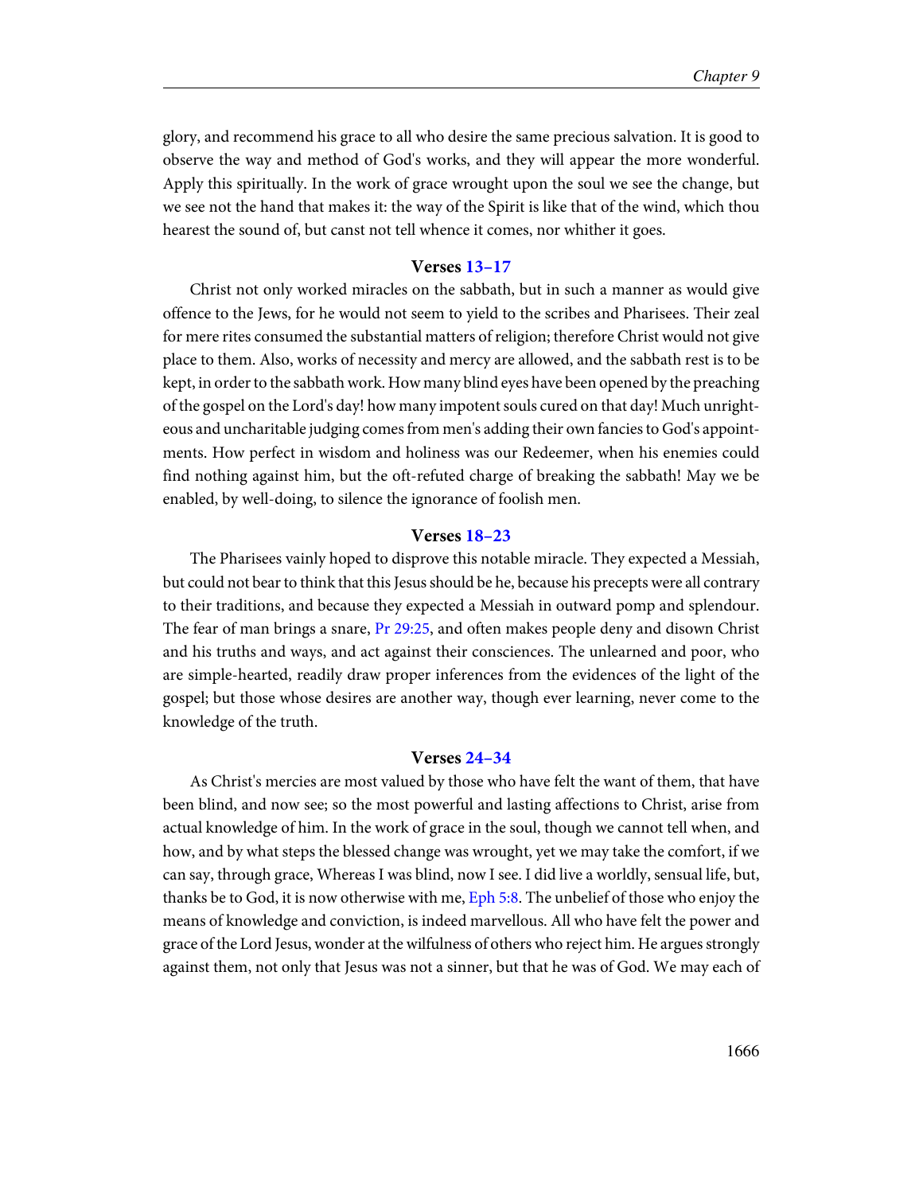glory, and recommend his grace to all who desire the same precious salvation. It is good to observe the way and method of God's works, and they will appear the more wonderful. Apply this spiritually. In the work of grace wrought upon the soul we see the change, but we see not the hand that makes it: the way of the Spirit is like that of the wind, which thou hearest the sound of, but canst not tell whence it comes, nor whither it goes.

### Verses 13–17

Christ not only worked miracles on the sabbath, but in such a manner as would give offence to the Jews, for he would not seem to yield to the scribes and Pharisees. Their zeal for mere rites consumed the substantial matters of religion; therefore Christ would not give place to them. Also, works of necessity and mercy are allowed, and the sabbath rest is to be kept, in order to the sabbath work. How many blind eyes have been opened by the preaching of the gospel on the Lord's day! how many impotent souls cured on that day! Much unrighteous and uncharitable judging comes from men's adding their own fancies to God's appointments. How perfect in wisdom and holiness was our Redeemer, when his enemies could find nothing against him, but the oft-refuted charge of breaking the sabbath! May we be enabled, by well-doing, to silence the ignorance of foolish men.

### Verses 18–23

The Pharisees vainly hoped to disprove this notable miracle. They expected a Messiah, but could not bear to think that this Jesus should be he, because his precepts were all contrary to their traditions, and because they expected a Messiah in outward pomp and splendour. The fear of man brings a snare, Pr 29:25, and often makes people deny and disown Christ and his truths and ways, and act against their consciences. The unlearned and poor, who are simple-hearted, readily draw proper inferences from the evidences of the light of the gospel; but those whose desires are another way, though ever learning, never come to the knowledge of the truth.

### Verses 24–34

As Christ's mercies are most valued by those who have felt the want of them, that have been blind, and now see; so the most powerful and lasting affections to Christ, arise from actual knowledge of him. In the work of grace in the soul, though we cannot tell when, and how, and by what steps the blessed change was wrought, yet we may take the comfort, if we can say, through grace, Whereas I was blind, now I see. I did live a worldly, sensual life, but, thanks be to God, it is now otherwise with me, Eph 5:8. The unbelief of those who enjoy the means of knowledge and conviction, is indeed marvellous. All who have felt the power and grace of the Lord Jesus, wonder at the wilfulness of others who reject him. He argues strongly against them, not only that Jesus was not a sinner, but that he was of God. We may each of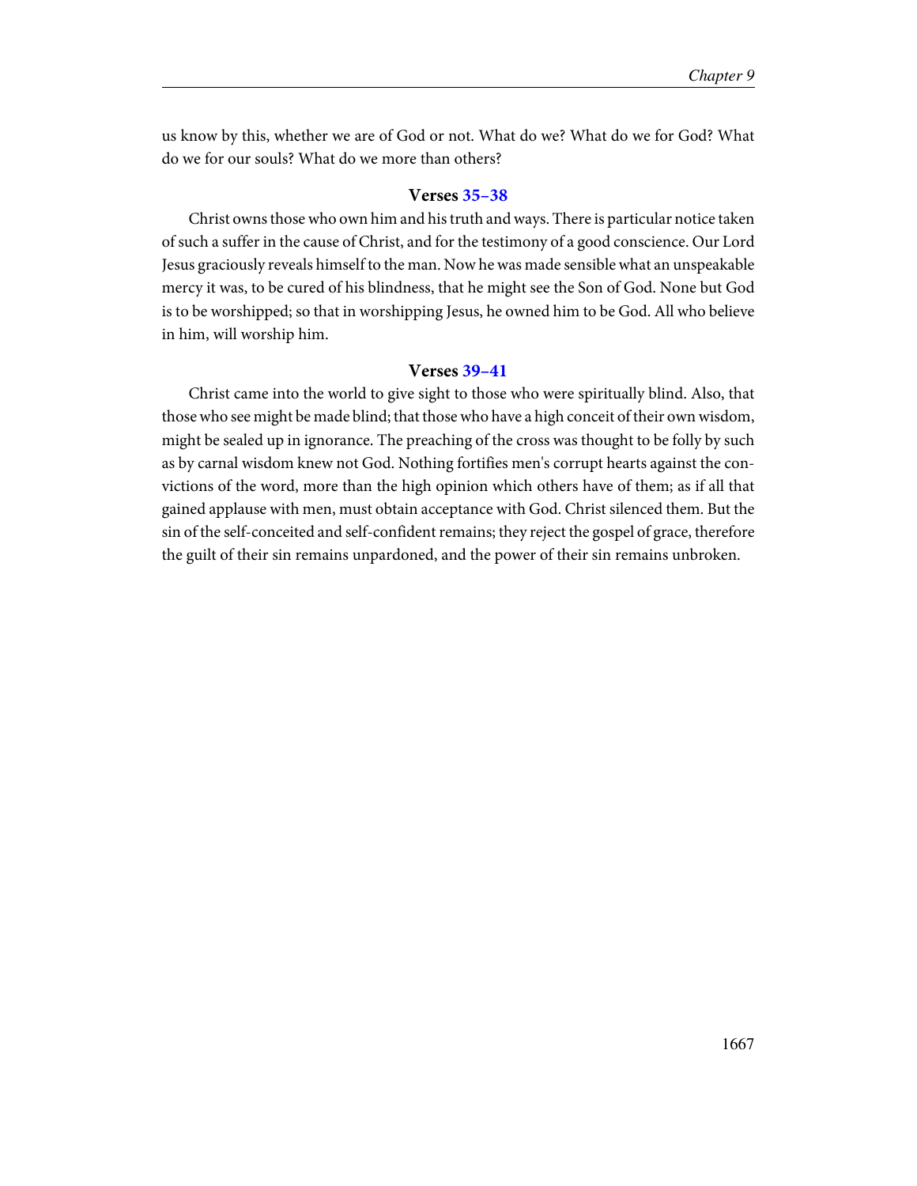us know by this, whether we are of God or not. What do we? What do we for God? What do we for our souls? What do we more than others?

### Verses 35–38

Christ owns those who own him and his truth and ways. There is particular notice taken of such a suffer in the cause of Christ, and for the testimony of a good conscience. Our Lord Jesus graciously reveals himself to the man. Now he was made sensible what an unspeakable mercy it was, to be cured of his blindness, that he might see the Son of God. None but God is to be worshipped; so that in worshipping Jesus, he owned him to be God. All who believe in him, will worship him.

### Verses 39–41

Christ came into the world to give sight to those who were spiritually blind. Also, that those who see might be made blind; that those who have a high conceit of their own wisdom, might be sealed up in ignorance. The preaching of the cross was thought to be folly by such as by carnal wisdom knew not God. Nothing fortifies men's corrupt hearts against the convictions of the word, more than the high opinion which others have of them; as if all that gained applause with men, must obtain acceptance with God. Christ silenced them. But the sin of the self-conceited and self-confident remains; they reject the gospel of grace, therefore the guilt of their sin remains unpardoned, and the power of their sin remains unbroken.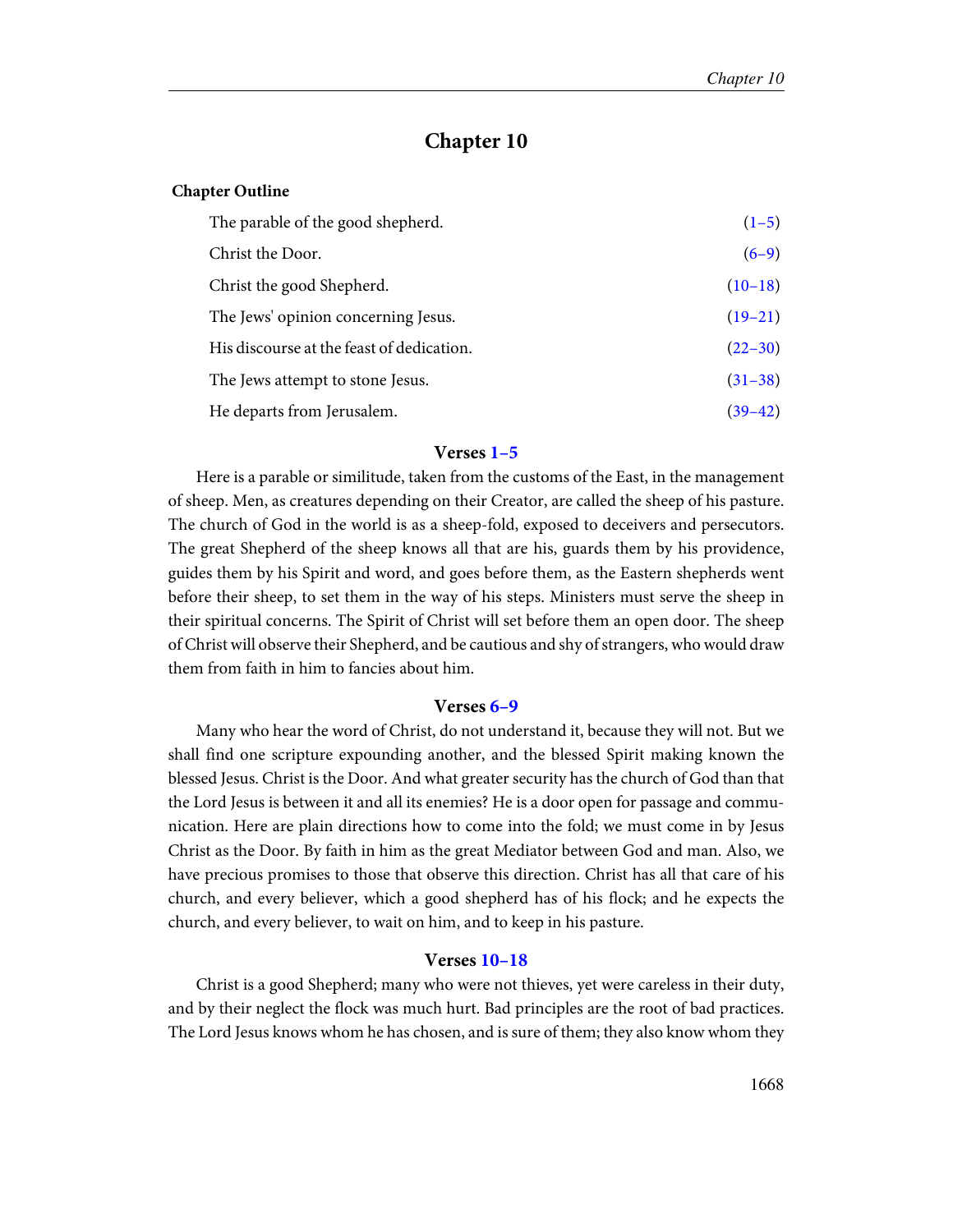# Chapter 10

**Chapter Outline**

| | |
|---|---|
| The parable of the good shepherd. | (1–5) |
| Christ the Door. | (6–9) |
| Christ the good Shepherd. | (10–18) |
| The Jews' opinion concerning Jesus. | (19–21) |
| His discourse at the feast of dedication. | (22–30) |
| The Jews attempt to stone Jesus. | (31–38) |
| He departs from Jerusalem. | (39–42) |

### Verses 1–5

Here is a parable or similitude, taken from the customs of the East, in the management of sheep. Men, as creatures depending on their Creator, are called the sheep of his pasture. The church of God in the world is as a sheep-fold, exposed to deceivers and persecutors. The great Shepherd of the sheep knows all that are his, guards them by his providence, guides them by his Spirit and word, and goes before them, as the Eastern shepherds went before their sheep, to set them in the way of his steps. Ministers must serve the sheep in their spiritual concerns. The Spirit of Christ will set before them an open door. The sheep of Christ will observe their Shepherd, and be cautious and shy of strangers, who would draw them from faith in him to fancies about him.

### Verses 6–9

Many who hear the word of Christ, do not understand it, because they will not. But we shall find one scripture expounding another, and the blessed Spirit making known the blessed Jesus. Christ is the Door. And what greater security has the church of God than that the Lord Jesus is between it and all its enemies? He is a door open for passage and communication. Here are plain directions how to come into the fold; we must come in by Jesus Christ as the Door. By faith in him as the great Mediator between God and man. Also, we have precious promises to those that observe this direction. Christ has all that care of his church, and every believer, which a good shepherd has of his flock; and he expects the church, and every believer, to wait on him, and to keep in his pasture.

### Verses 10–18

Christ is a good Shepherd; many who were not thieves, yet were careless in their duty, and by their neglect the flock was much hurt. Bad principles are the root of bad practices. The Lord Jesus knows whom he has chosen, and is sure of them; they also know whom they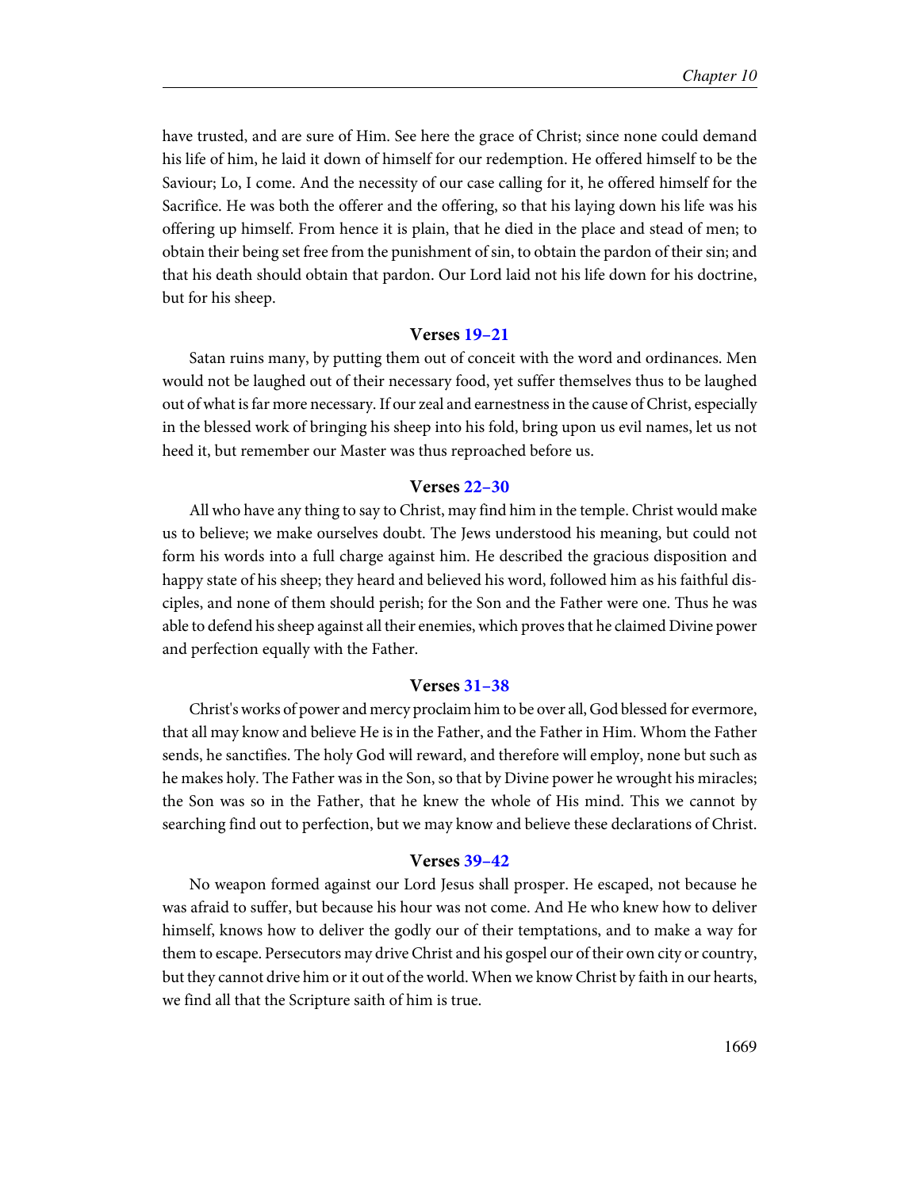have trusted, and are sure of Him. See here the grace of Christ; since none could demand his life of him, he laid it down of himself for our redemption. He offered himself to be the Saviour; Lo, I come. And the necessity of our case calling for it, he offered himself for the Sacrifice. He was both the offerer and the offering, so that his laying down his life was his offering up himself. From hence it is plain, that he died in the place and stead of men; to obtain their being set free from the punishment of sin, to obtain the pardon of their sin; and that his death should obtain that pardon. Our Lord laid not his life down for his doctrine, but for his sheep.

### Verses 19–21

Satan ruins many, by putting them out of conceit with the word and ordinances. Men would not be laughed out of their necessary food, yet suffer themselves thus to be laughed out of what is far more necessary. If our zeal and earnestness in the cause of Christ, especially in the blessed work of bringing his sheep into his fold, bring upon us evil names, let us not heed it, but remember our Master was thus reproached before us.

### Verses 22–30

All who have any thing to say to Christ, may find him in the temple. Christ would make us to believe; we make ourselves doubt. The Jews understood his meaning, but could not form his words into a full charge against him. He described the gracious disposition and happy state of his sheep; they heard and believed his word, followed him as his faithful disciples, and none of them should perish; for the Son and the Father were one. Thus he was able to defend his sheep against all their enemies, which proves that he claimed Divine power and perfection equally with the Father.

### Verses 31–38

Christ's works of power and mercy proclaim him to be over all, God blessed for evermore, that all may know and believe He is in the Father, and the Father in Him. Whom the Father sends, he sanctifies. The holy God will reward, and therefore will employ, none but such as he makes holy. The Father was in the Son, so that by Divine power he wrought his miracles; the Son was so in the Father, that he knew the whole of His mind. This we cannot by searching find out to perfection, but we may know and believe these declarations of Christ.

### Verses 39–42

No weapon formed against our Lord Jesus shall prosper. He escaped, not because he was afraid to suffer, but because his hour was not come. And He who knew how to deliver himself, knows how to deliver the godly our of their temptations, and to make a way for them to escape. Persecutors may drive Christ and his gospel our of their own city or country, but they cannot drive him or it out of the world. When we know Christ by faith in our hearts, we find all that the Scripture saith of him is true.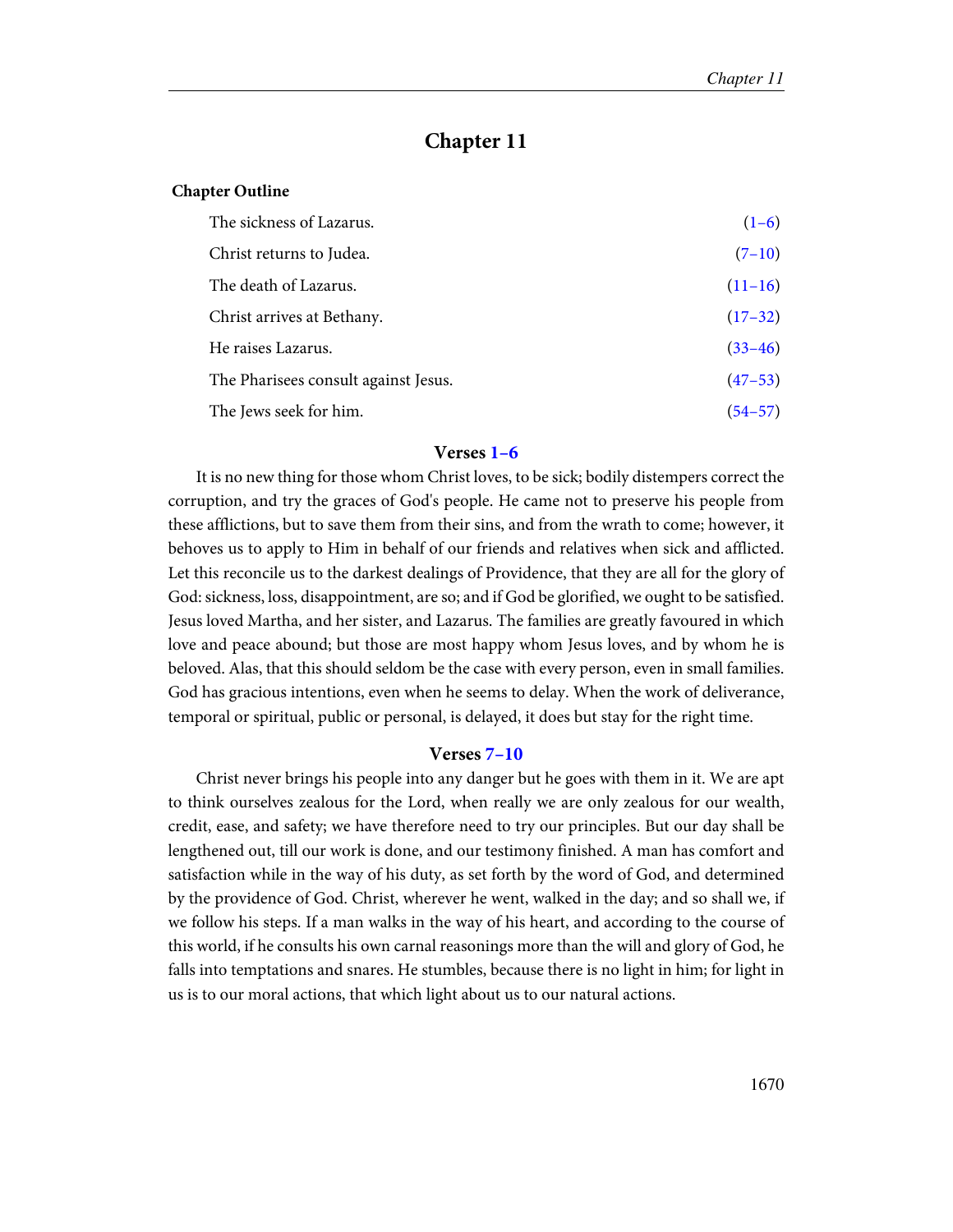# Chapter 11

**Chapter Outline**

| | |
|---|---|
| The sickness of Lazarus. | (1–6) |
| Christ returns to Judea. | (7–10) |
| The death of Lazarus. | (11–16) |
| Christ arrives at Bethany. | (17–32) |
| He raises Lazarus. | (33–46) |
| The Pharisees consult against Jesus. | (47–53) |
| The Jews seek for him. | (54–57) |

### Verses 1–6

It is no new thing for those whom Christ loves, to be sick; bodily distempers correct the corruption, and try the graces of God's people. He came not to preserve his people from these afflictions, but to save them from their sins, and from the wrath to come; however, it behoves us to apply to Him in behalf of our friends and relatives when sick and afflicted. Let this reconcile us to the darkest dealings of Providence, that they are all for the glory of God: sickness, loss, disappointment, are so; and if God be glorified, we ought to be satisfied. Jesus loved Martha, and her sister, and Lazarus. The families are greatly favoured in which love and peace abound; but those are most happy whom Jesus loves, and by whom he is beloved. Alas, that this should seldom be the case with every person, even in small families. God has gracious intentions, even when he seems to delay. When the work of deliverance, temporal or spiritual, public or personal, is delayed, it does but stay for the right time.

### Verses 7–10

Christ never brings his people into any danger but he goes with them in it. We are apt to think ourselves zealous for the Lord, when really we are only zealous for our wealth, credit, ease, and safety; we have therefore need to try our principles. But our day shall be lengthened out, till our work is done, and our testimony finished. A man has comfort and satisfaction while in the way of his duty, as set forth by the word of God, and determined by the providence of God. Christ, wherever he went, walked in the day; and so shall we, if we follow his steps. If a man walks in the way of his heart, and according to the course of this world, if he consults his own carnal reasonings more than the will and glory of God, he falls into temptations and snares. He stumbles, because there is no light in him; for light in us is to our moral actions, that which light about us to our natural actions.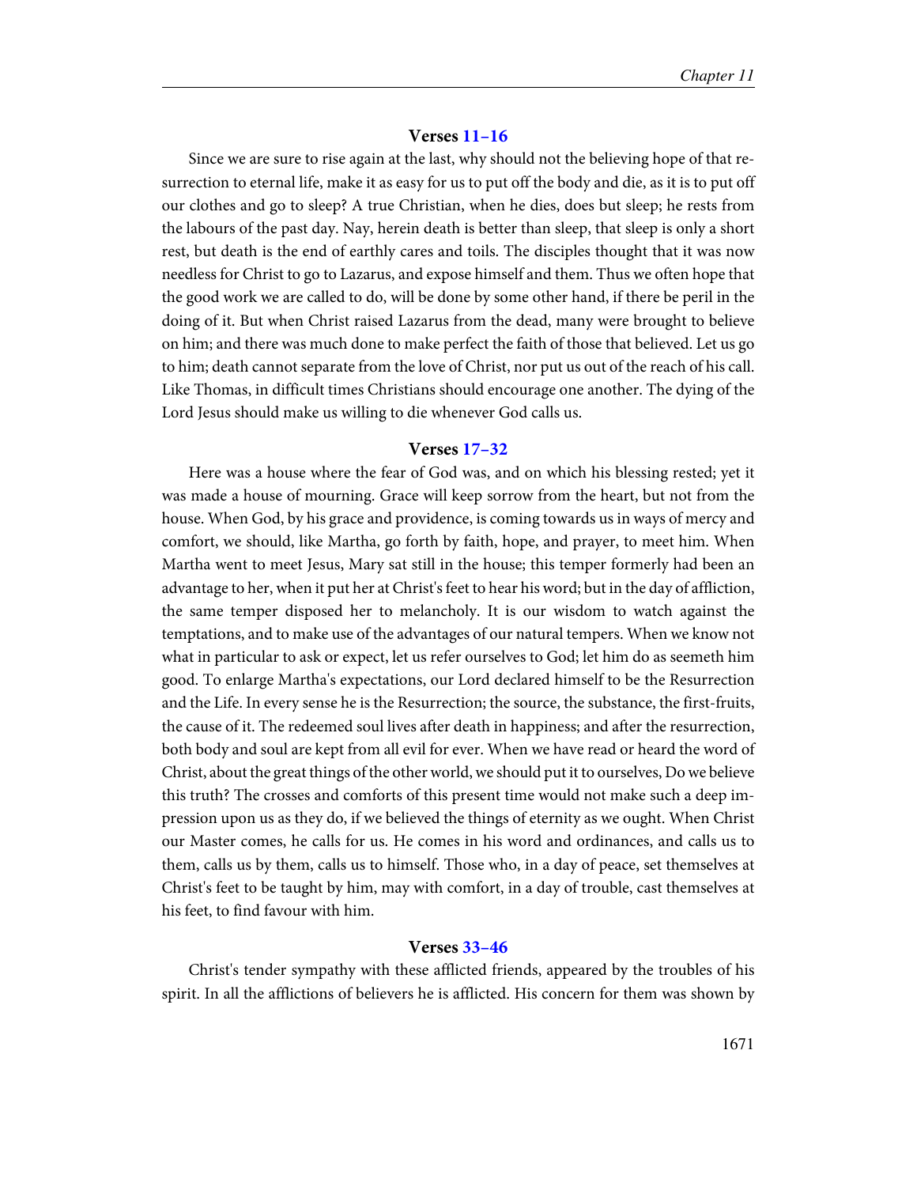### Verses 11–16

Since we are sure to rise again at the last, why should not the believing hope of that resurrection to eternal life, make it as easy for us to put off the body and die, as it is to put off our clothes and go to sleep? A true Christian, when he dies, does but sleep; he rests from the labours of the past day. Nay, herein death is better than sleep, that sleep is only a short rest, but death is the end of earthly cares and toils. The disciples thought that it was now needless for Christ to go to Lazarus, and expose himself and them. Thus we often hope that the good work we are called to do, will be done by some other hand, if there be peril in the doing of it. But when Christ raised Lazarus from the dead, many were brought to believe on him; and there was much done to make perfect the faith of those that believed. Let us go to him; death cannot separate from the love of Christ, nor put us out of the reach of his call. Like Thomas, in difficult times Christians should encourage one another. The dying of the Lord Jesus should make us willing to die whenever God calls us.

### Verses 17–32

Here was a house where the fear of God was, and on which his blessing rested; yet it was made a house of mourning. Grace will keep sorrow from the heart, but not from the house. When God, by his grace and providence, is coming towards us in ways of mercy and comfort, we should, like Martha, go forth by faith, hope, and prayer, to meet him. When Martha went to meet Jesus, Mary sat still in the house; this temper formerly had been an advantage to her, when it put her at Christ's feet to hear his word; but in the day of affliction, the same temper disposed her to melancholy. It is our wisdom to watch against the temptations, and to make use of the advantages of our natural tempers. When we know not what in particular to ask or expect, let us refer ourselves to God; let him do as seemeth him good. To enlarge Martha's expectations, our Lord declared himself to be the Resurrection and the Life. In every sense he is the Resurrection; the source, the substance, the first-fruits, the cause of it. The redeemed soul lives after death in happiness; and after the resurrection, both body and soul are kept from all evil for ever. When we have read or heard the word of Christ, about the great things of the other world, we should put it to ourselves, Do we believe this truth? The crosses and comforts of this present time would not make such a deep impression upon us as they do, if we believed the things of eternity as we ought. When Christ our Master comes, he calls for us. He comes in his word and ordinances, and calls us to them, calls us by them, calls us to himself. Those who, in a day of peace, set themselves at Christ's feet to be taught by him, may with comfort, in a day of trouble, cast themselves at his feet, to find favour with him.

### Verses 33–46

Christ's tender sympathy with these afflicted friends, appeared by the troubles of his spirit. In all the afflictions of believers he is afflicted. His concern for them was shown by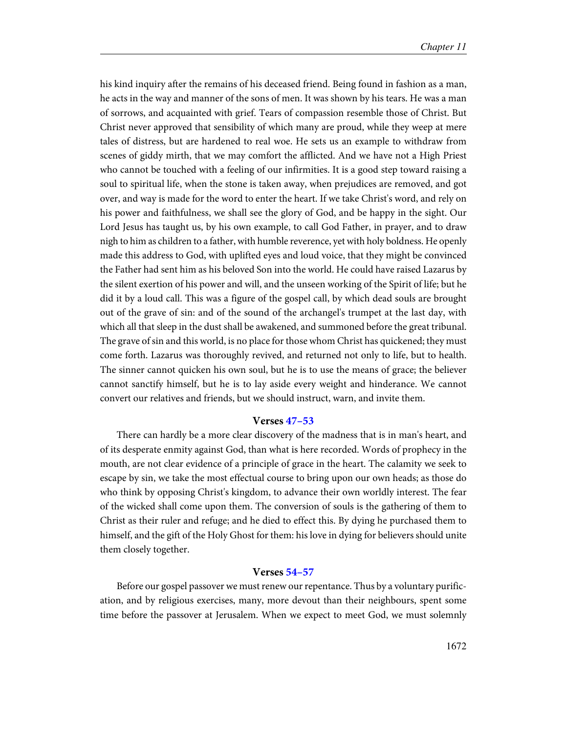his kind inquiry after the remains of his deceased friend. Being found in fashion as a man, he acts in the way and manner of the sons of men. It was shown by his tears. He was a man of sorrows, and acquainted with grief. Tears of compassion resemble those of Christ. But Christ never approved that sensibility of which many are proud, while they weep at mere tales of distress, but are hardened to real woe. He sets us an example to withdraw from scenes of giddy mirth, that we may comfort the afflicted. And we have not a High Priest who cannot be touched with a feeling of our infirmities. It is a good step toward raising a soul to spiritual life, when the stone is taken away, when prejudices are removed, and got over, and way is made for the word to enter the heart. If we take Christ's word, and rely on his power and faithfulness, we shall see the glory of God, and be happy in the sight. Our Lord Jesus has taught us, by his own example, to call God Father, in prayer, and to draw nigh to him as children to a father, with humble reverence, yet with holy boldness. He openly made this address to God, with uplifted eyes and loud voice, that they might be convinced the Father had sent him as his beloved Son into the world. He could have raised Lazarus by the silent exertion of his power and will, and the unseen working of the Spirit of life; but he did it by a loud call. This was a figure of the gospel call, by which dead souls are brought out of the grave of sin: and of the sound of the archangel's trumpet at the last day, with which all that sleep in the dust shall be awakened, and summoned before the great tribunal. The grave of sin and this world, is no place for those whom Christ has quickened; they must come forth. Lazarus was thoroughly revived, and returned not only to life, but to health. The sinner cannot quicken his own soul, but he is to use the means of grace; the believer cannot sanctify himself, but he is to lay aside every weight and hinderance. We cannot convert our relatives and friends, but we should instruct, warn, and invite them.

### Verses 47–53

There can hardly be a more clear discovery of the madness that is in man's heart, and of its desperate enmity against God, than what is here recorded. Words of prophecy in the mouth, are not clear evidence of a principle of grace in the heart. The calamity we seek to escape by sin, we take the most effectual course to bring upon our own heads; as those do who think by opposing Christ's kingdom, to advance their own worldly interest. The fear of the wicked shall come upon them. The conversion of souls is the gathering of them to Christ as their ruler and refuge; and he died to effect this. By dying he purchased them to himself, and the gift of the Holy Ghost for them: his love in dying for believers should unite them closely together.

### Verses 54–57

Before our gospel passover we must renew our repentance. Thus by a voluntary purification, and by religious exercises, many, more devout than their neighbours, spent some time before the passover at Jerusalem. When we expect to meet God, we must solemnly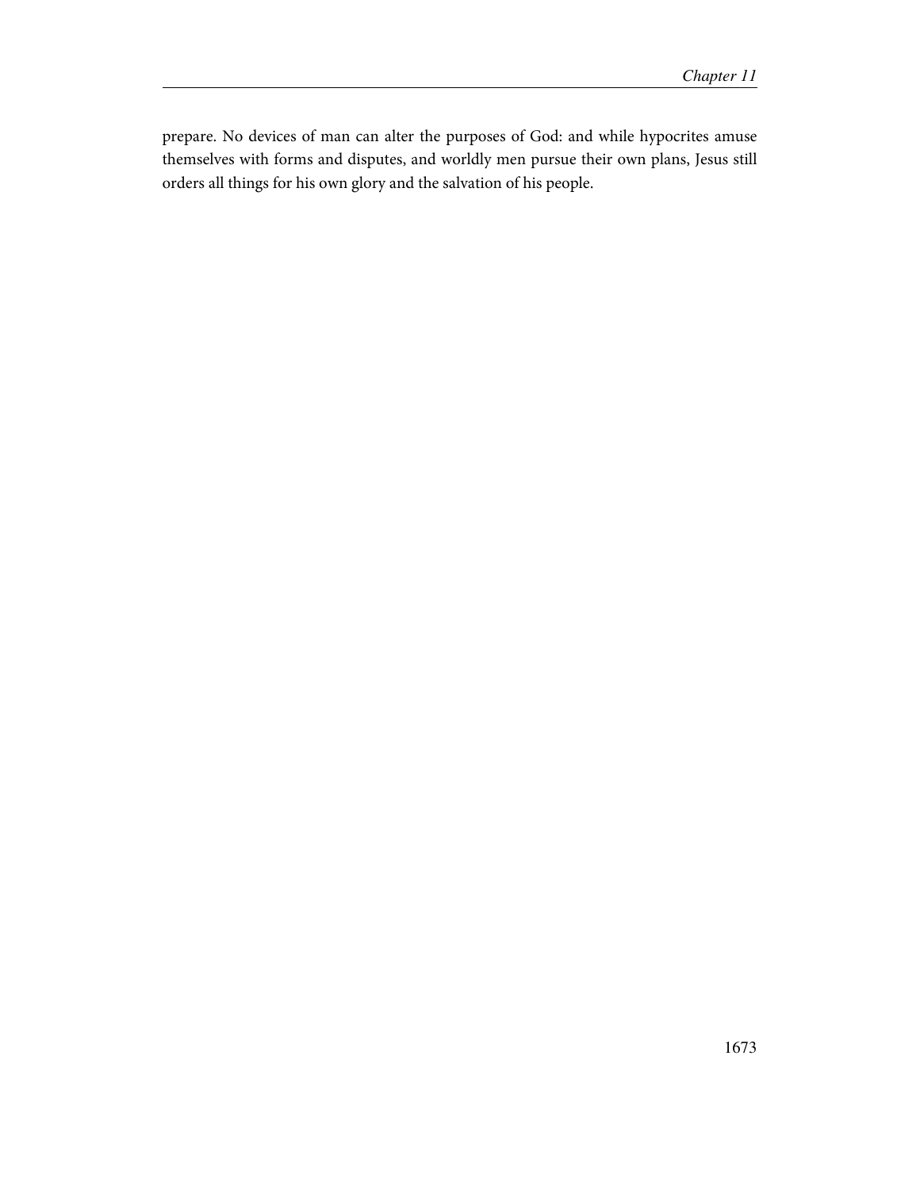prepare. No devices of man can alter the purposes of God: and while hypocrites amuse themselves with forms and disputes, and worldly men pursue their own plans, Jesus still orders all things for his own glory and the salvation of his people.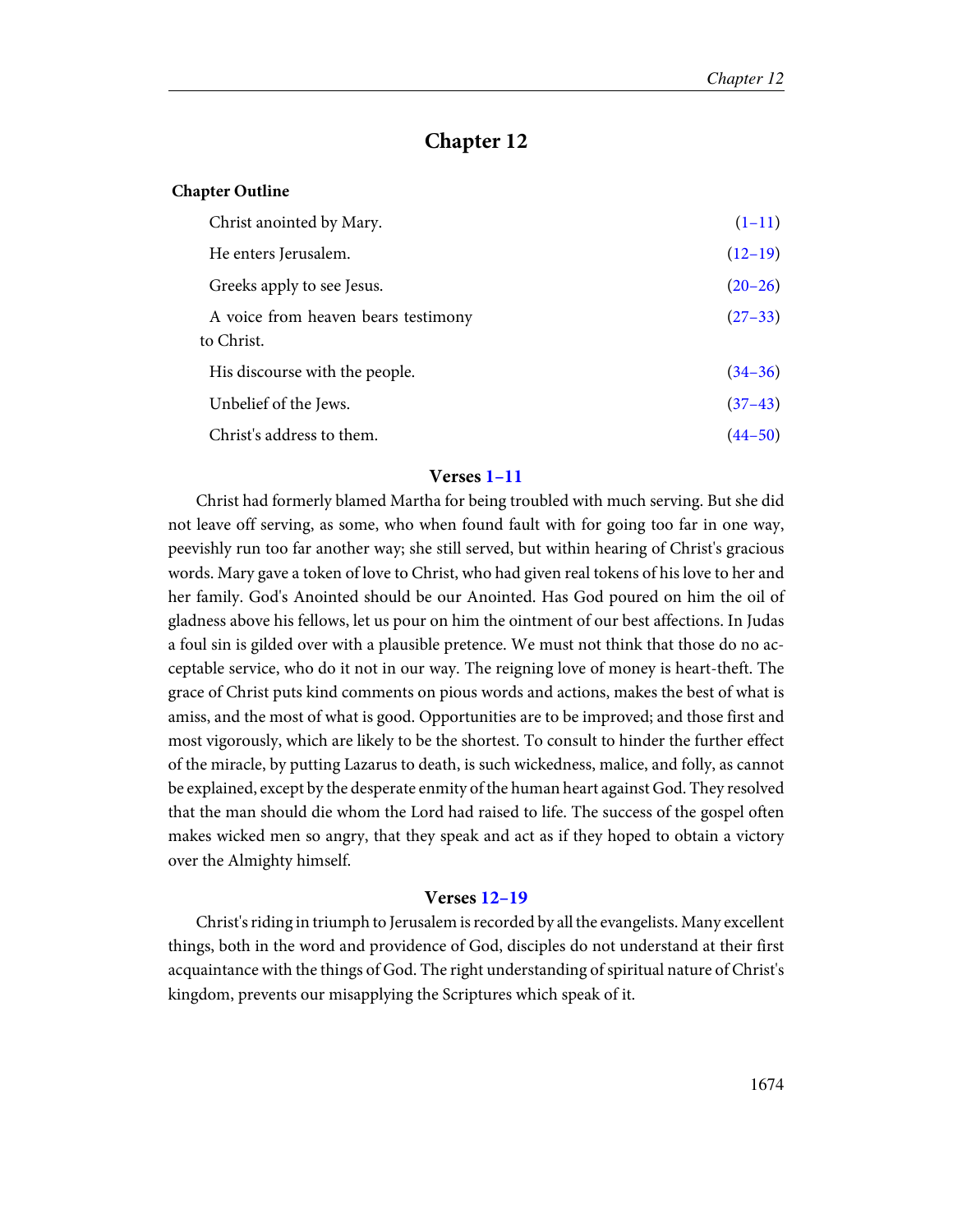# Chapter 12

**Chapter Outline**

| | |
|---|---|
| Christ anointed by Mary. | (1–11) |
| He enters Jerusalem. | (12–19) |
| Greeks apply to see Jesus. | (20–26) |
| A voice from heaven bears testimony to Christ. | (27–33) |
| His discourse with the people. | (34–36) |
| Unbelief of the Jews. | (37–43) |
| Christ's address to them. | (44–50) |

### Verses 1–11

Christ had formerly blamed Martha for being troubled with much serving. But she did not leave off serving, as some, who when found fault with for going too far in one way, peevishly run too far another way; she still served, but within hearing of Christ's gracious words. Mary gave a token of love to Christ, who had given real tokens of his love to her and her family. God's Anointed should be our Anointed. Has God poured on him the oil of gladness above his fellows, let us pour on him the ointment of our best affections. In Judas a foul sin is gilded over with a plausible pretence. We must not think that those do no acceptable service, who do it not in our way. The reigning love of money is heart-theft. The grace of Christ puts kind comments on pious words and actions, makes the best of what is amiss, and the most of what is good. Opportunities are to be improved; and those first and most vigorously, which are likely to be the shortest. To consult to hinder the further effect of the miracle, by putting Lazarus to death, is such wickedness, malice, and folly, as cannot be explained, except by the desperate enmity of the human heart against God. They resolved that the man should die whom the Lord had raised to life. The success of the gospel often makes wicked men so angry, that they speak and act as if they hoped to obtain a victory over the Almighty himself.

### Verses 12–19

Christ's riding in triumph to Jerusalem is recorded by all the evangelists. Many excellent things, both in the word and providence of God, disciples do not understand at their first acquaintance with the things of God. The right understanding of spiritual nature of Christ's kingdom, prevents our misapplying the Scriptures which speak of it.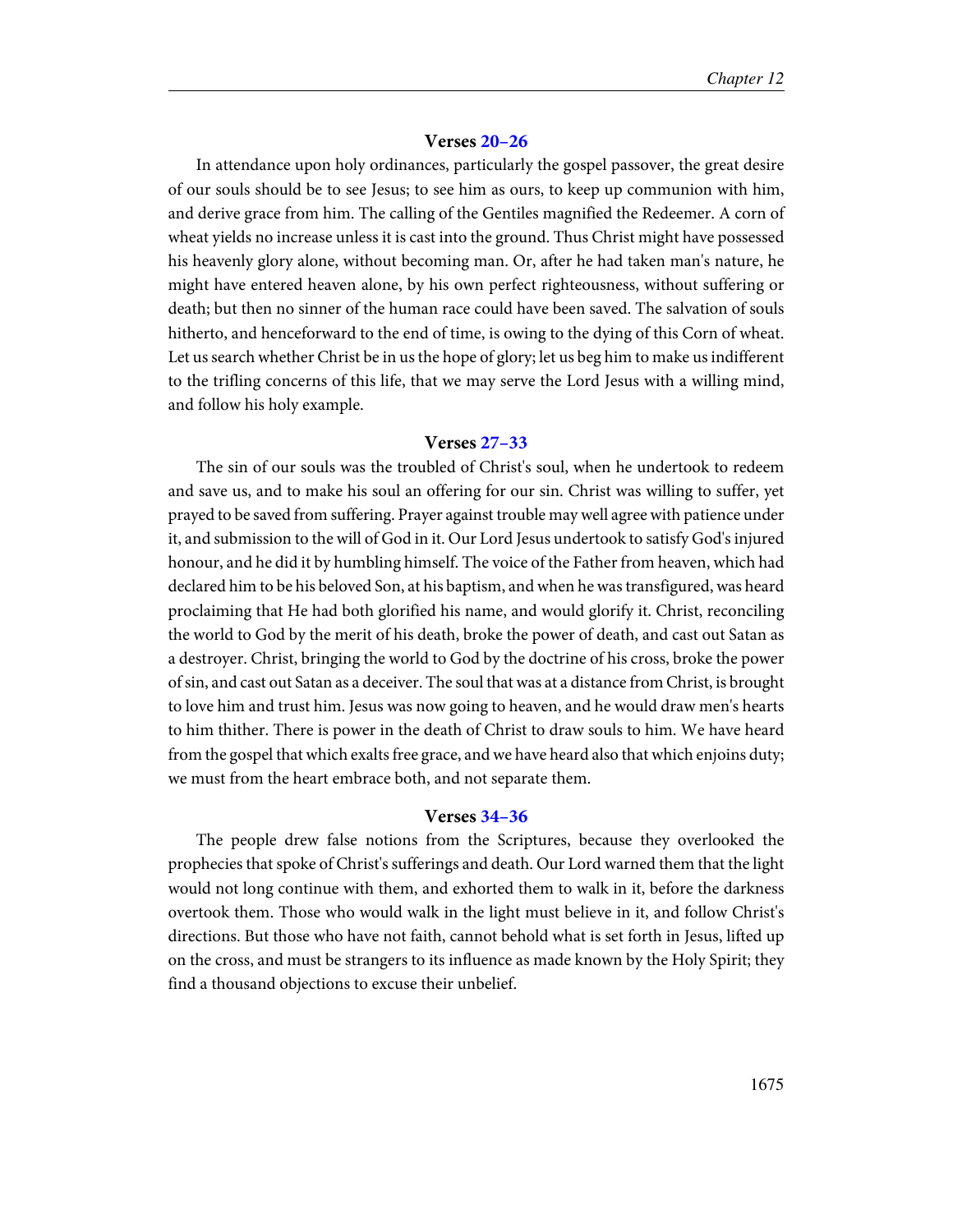### Verses 20–26

In attendance upon holy ordinances, particularly the gospel passover, the great desire of our souls should be to see Jesus; to see him as ours, to keep up communion with him, and derive grace from him. The calling of the Gentiles magnified the Redeemer. A corn of wheat yields no increase unless it is cast into the ground. Thus Christ might have possessed his heavenly glory alone, without becoming man. Or, after he had taken man's nature, he might have entered heaven alone, by his own perfect righteousness, without suffering or death; but then no sinner of the human race could have been saved. The salvation of souls hitherto, and henceforward to the end of time, is owing to the dying of this Corn of wheat. Let us search whether Christ be in us the hope of glory; let us beg him to make us indifferent to the trifling concerns of this life, that we may serve the Lord Jesus with a willing mind, and follow his holy example.

### Verses 27–33

The sin of our souls was the troubled of Christ's soul, when he undertook to redeem and save us, and to make his soul an offering for our sin. Christ was willing to suffer, yet prayed to be saved from suffering. Prayer against trouble may well agree with patience under it, and submission to the will of God in it. Our Lord Jesus undertook to satisfy God's injured honour, and he did it by humbling himself. The voice of the Father from heaven, which had declared him to be his beloved Son, at his baptism, and when he was transfigured, was heard proclaiming that He had both glorified his name, and would glorify it. Christ, reconciling the world to God by the merit of his death, broke the power of death, and cast out Satan as a destroyer. Christ, bringing the world to God by the doctrine of his cross, broke the power of sin, and cast out Satan as a deceiver. The soul that was at a distance from Christ, is brought to love him and trust him. Jesus was now going to heaven, and he would draw men's hearts to him thither. There is power in the death of Christ to draw souls to him. We have heard from the gospel that which exalts free grace, and we have heard also that which enjoins duty; we must from the heart embrace both, and not separate them.

### Verses 34–36

The people drew false notions from the Scriptures, because they overlooked the prophecies that spoke of Christ's sufferings and death. Our Lord warned them that the light would not long continue with them, and exhorted them to walk in it, before the darkness overtook them. Those who would walk in the light must believe in it, and follow Christ's directions. But those who have not faith, cannot behold what is set forth in Jesus, lifted up on the cross, and must be strangers to its influence as made known by the Holy Spirit; they find a thousand objections to excuse their unbelief.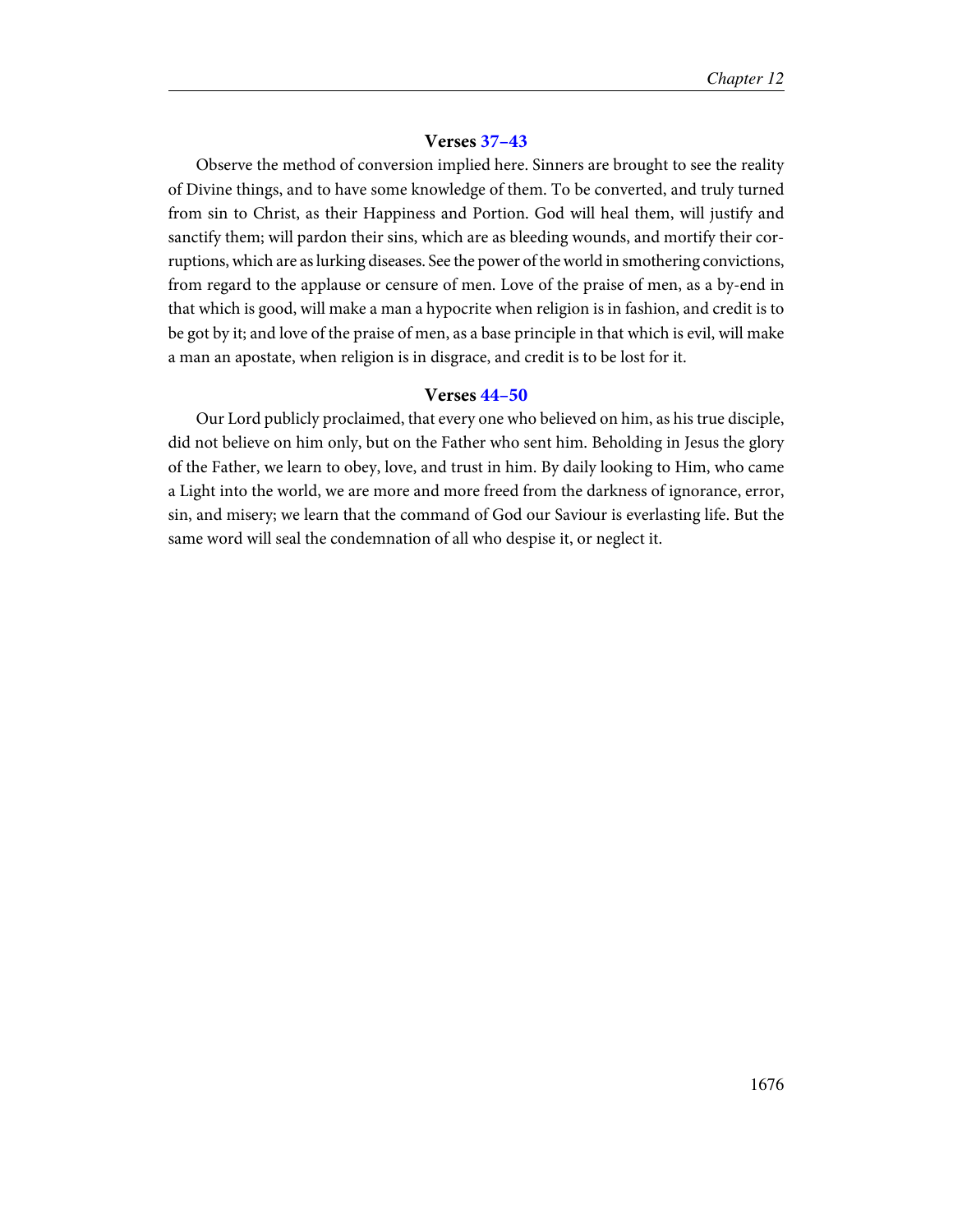### Verses 37–43

Observe the method of conversion implied here. Sinners are brought to see the reality of Divine things, and to have some knowledge of them. To be converted, and truly turned from sin to Christ, as their Happiness and Portion. God will heal them, will justify and sanctify them; will pardon their sins, which are as bleeding wounds, and mortify their corruptions, which are as lurking diseases. See the power of the world in smothering convictions, from regard to the applause or censure of men. Love of the praise of men, as a by-end in that which is good, will make a man a hypocrite when religion is in fashion, and credit is to be got by it; and love of the praise of men, as a base principle in that which is evil, will make a man an apostate, when religion is in disgrace, and credit is to be lost for it.

### Verses 44–50

Our Lord publicly proclaimed, that every one who believed on him, as his true disciple, did not believe on him only, but on the Father who sent him. Beholding in Jesus the glory of the Father, we learn to obey, love, and trust in him. By daily looking to Him, who came a Light into the world, we are more and more freed from the darkness of ignorance, error, sin, and misery; we learn that the command of God our Saviour is everlasting life. But the same word will seal the condemnation of all who despise it, or neglect it.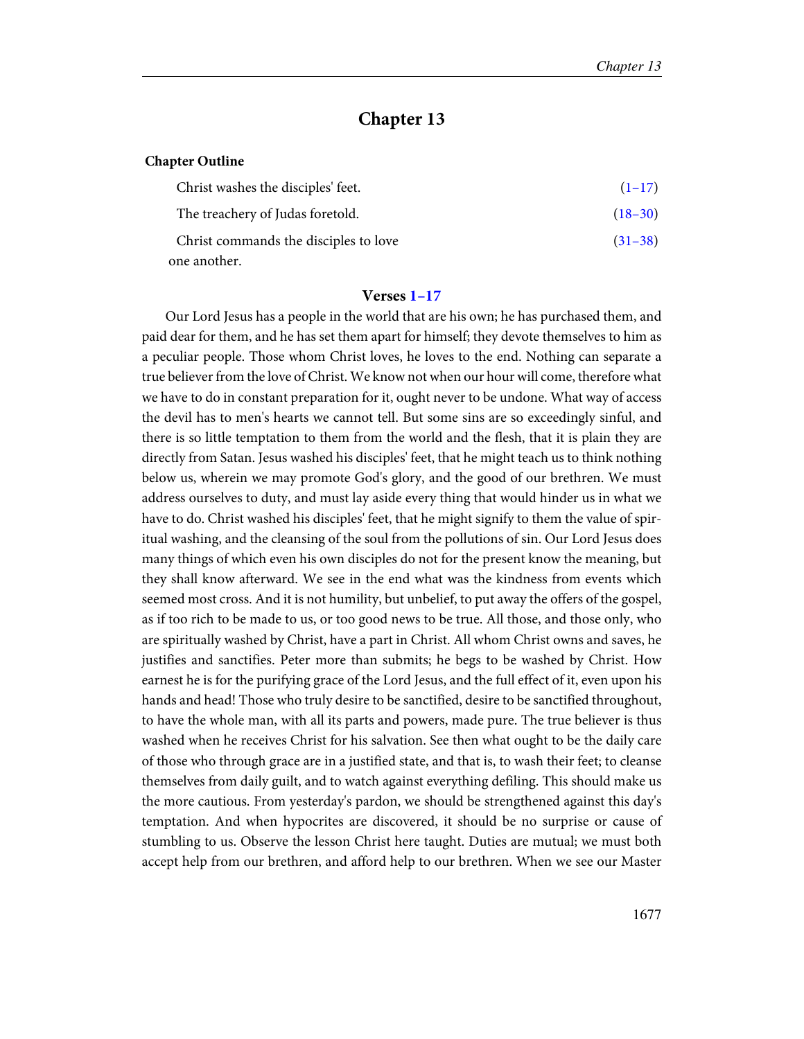# Chapter 13

**Chapter Outline**

| | |
|---|---|
| Christ washes the disciples' feet. | (1–17) |
| The treachery of Judas foretold. | (18–30) |
| Christ commands the disciples to love one another. | (31–38) |

### Verses 1–17

Our Lord Jesus has a people in the world that are his own; he has purchased them, and paid dear for them, and he has set them apart for himself; they devote themselves to him as a peculiar people. Those whom Christ loves, he loves to the end. Nothing can separate a true believer from the love of Christ. We know not when our hour will come, therefore what we have to do in constant preparation for it, ought never to be undone. What way of access the devil has to men's hearts we cannot tell. But some sins are so exceedingly sinful, and there is so little temptation to them from the world and the flesh, that it is plain they are directly from Satan. Jesus washed his disciples' feet, that he might teach us to think nothing below us, wherein we may promote God's glory, and the good of our brethren. We must address ourselves to duty, and must lay aside every thing that would hinder us in what we have to do. Christ washed his disciples' feet, that he might signify to them the value of spiritual washing, and the cleansing of the soul from the pollutions of sin. Our Lord Jesus does many things of which even his own disciples do not for the present know the meaning, but they shall know afterward. We see in the end what was the kindness from events which seemed most cross. And it is not humility, but unbelief, to put away the offers of the gospel, as if too rich to be made to us, or too good news to be true. All those, and those only, who are spiritually washed by Christ, have a part in Christ. All whom Christ owns and saves, he justifies and sanctifies. Peter more than submits; he begs to be washed by Christ. How earnest he is for the purifying grace of the Lord Jesus, and the full effect of it, even upon his hands and head! Those who truly desire to be sanctified, desire to be sanctified throughout, to have the whole man, with all its parts and powers, made pure. The true believer is thus washed when he receives Christ for his salvation. See then what ought to be the daily care of those who through grace are in a justified state, and that is, to wash their feet; to cleanse themselves from daily guilt, and to watch against everything defiling. This should make us the more cautious. From yesterday's pardon, we should be strengthened against this day's temptation. And when hypocrites are discovered, it should be no surprise or cause of stumbling to us. Observe the lesson Christ here taught. Duties are mutual; we must both accept help from our brethren, and afford help to our brethren. When we see our Master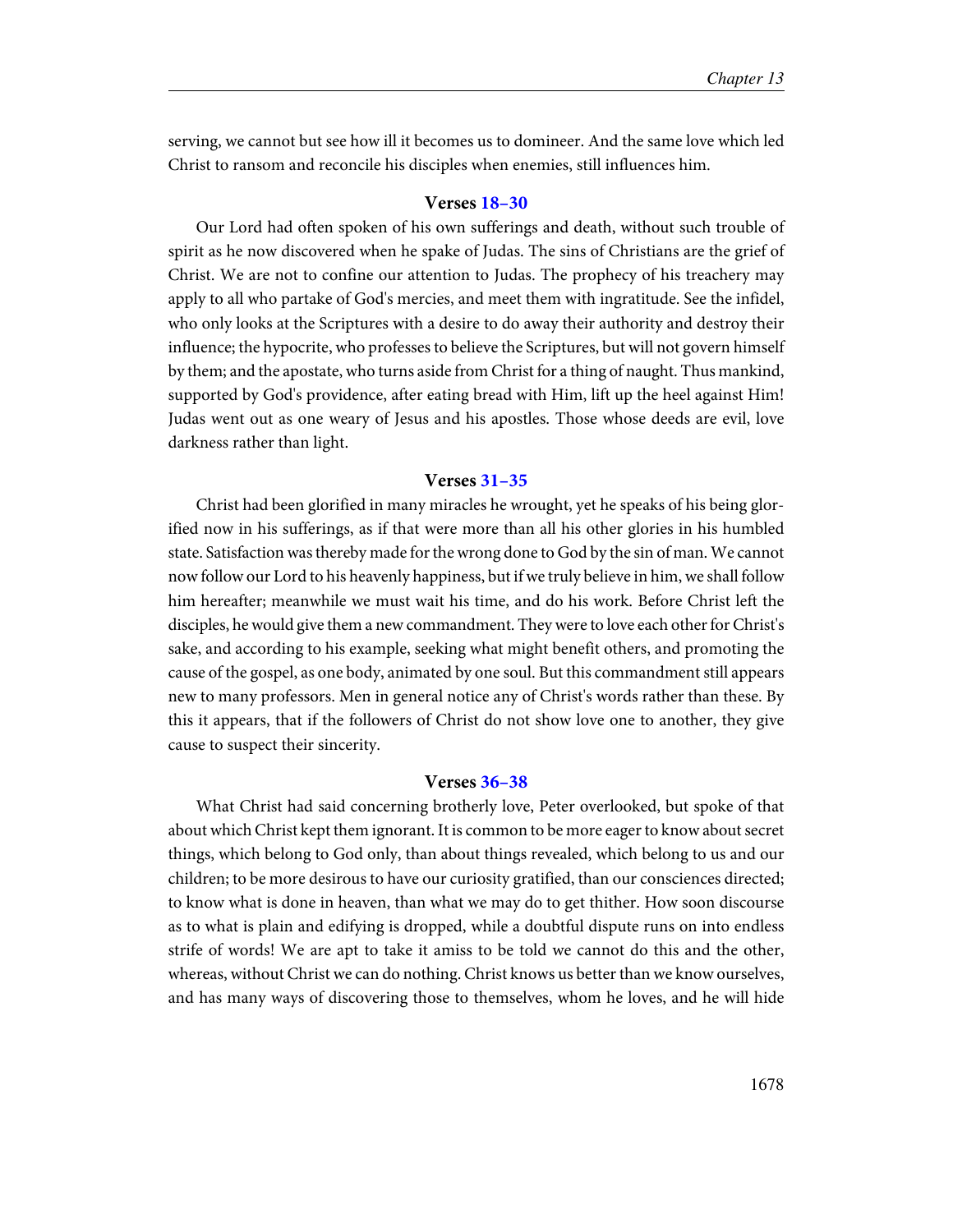serving, we cannot but see how ill it becomes us to domineer. And the same love which led Christ to ransom and reconcile his disciples when enemies, still influences him.

### Verses 18–30

Our Lord had often spoken of his own sufferings and death, without such trouble of spirit as he now discovered when he spake of Judas. The sins of Christians are the grief of Christ. We are not to confine our attention to Judas. The prophecy of his treachery may apply to all who partake of God's mercies, and meet them with ingratitude. See the infidel, who only looks at the Scriptures with a desire to do away their authority and destroy their influence; the hypocrite, who professes to believe the Scriptures, but will not govern himself by them; and the apostate, who turns aside from Christ for a thing of naught. Thus mankind, supported by God's providence, after eating bread with Him, lift up the heel against Him! Judas went out as one weary of Jesus and his apostles. Those whose deeds are evil, love darkness rather than light.

### Verses 31–35

Christ had been glorified in many miracles he wrought, yet he speaks of his being glorified now in his sufferings, as if that were more than all his other glories in his humbled state. Satisfaction was thereby made for the wrong done to God by the sin of man. We cannot now follow our Lord to his heavenly happiness, but if we truly believe in him, we shall follow him hereafter; meanwhile we must wait his time, and do his work. Before Christ left the disciples, he would give them a new commandment. They were to love each other for Christ's sake, and according to his example, seeking what might benefit others, and promoting the cause of the gospel, as one body, animated by one soul. But this commandment still appears new to many professors. Men in general notice any of Christ's words rather than these. By this it appears, that if the followers of Christ do not show love one to another, they give cause to suspect their sincerity.

### Verses 36–38

What Christ had said concerning brotherly love, Peter overlooked, but spoke of that about which Christ kept them ignorant. It is common to be more eager to know about secret things, which belong to God only, than about things revealed, which belong to us and our children; to be more desirous to have our curiosity gratified, than our consciences directed; to know what is done in heaven, than what we may do to get thither. How soon discourse as to what is plain and edifying is dropped, while a doubtful dispute runs on into endless strife of words! We are apt to take it amiss to be told we cannot do this and the other, whereas, without Christ we can do nothing. Christ knows us better than we know ourselves, and has many ways of discovering those to themselves, whom he loves, and he will hide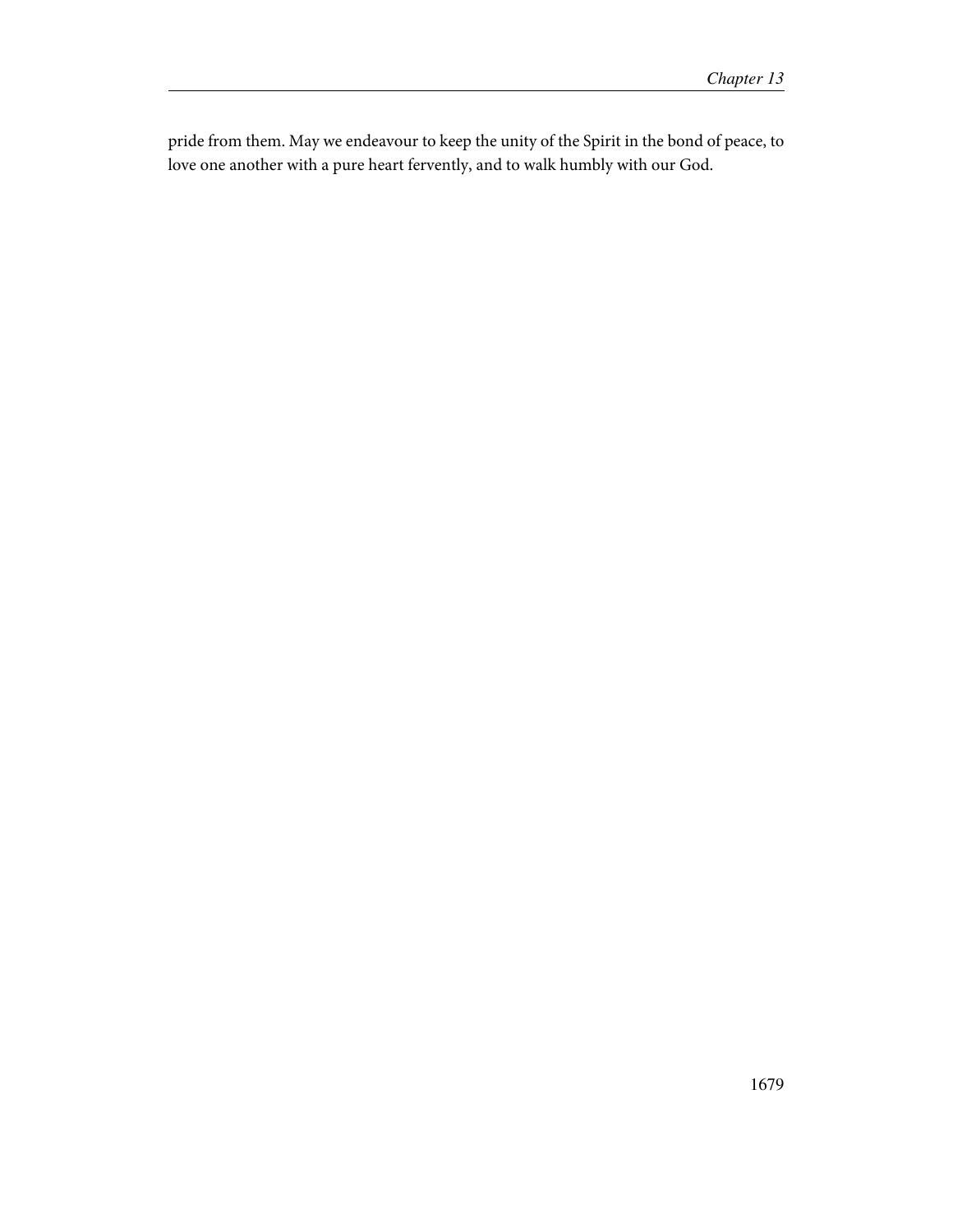pride from them. May we endeavour to keep the unity of the Spirit in the bond of peace, to love one another with a pure heart fervently, and to walk humbly with our God.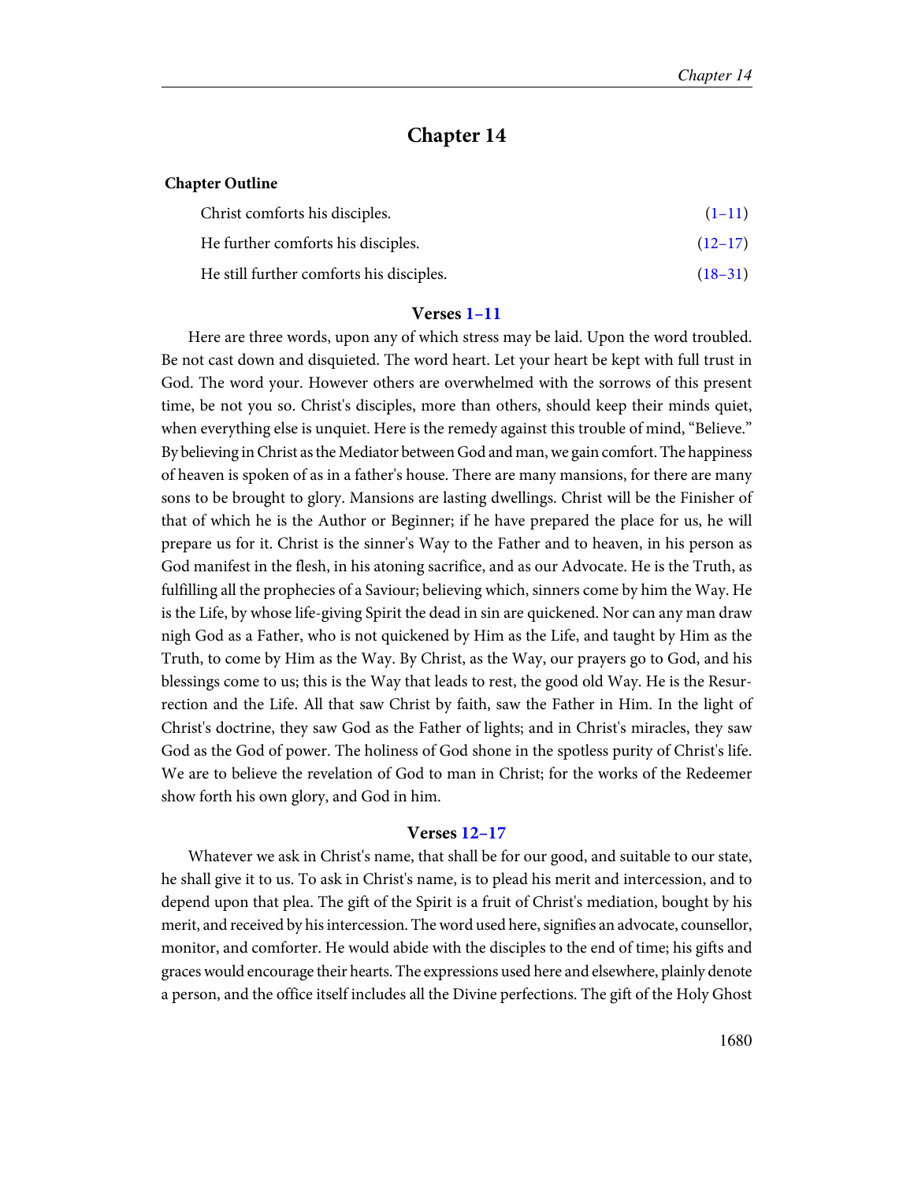# Chapter 14

**Chapter Outline**

| | |
|---|---|
| Christ comforts his disciples. | (1–11) |
| He further comforts his disciples. | (12–17) |
| He still further comforts his disciples. | (18–31) |

### Verses 1–11

Here are three words, upon any of which stress may be laid. Upon the word troubled. Be not cast down and disquieted. The word heart. Let your heart be kept with full trust in God. The word your. However others are overwhelmed with the sorrows of this present time, be not you so. Christ's disciples, more than others, should keep their minds quiet, when everything else is unquiet. Here is the remedy against this trouble of mind, "Believe." By believing in Christ as the Mediator between God and man, we gain comfort. The happiness of heaven is spoken of as in a father's house. There are many mansions, for there are many sons to be brought to glory. Mansions are lasting dwellings. Christ will be the Finisher of that of which he is the Author or Beginner; if he have prepared the place for us, he will prepare us for it. Christ is the sinner's Way to the Father and to heaven, in his person as God manifest in the flesh, in his atoning sacrifice, and as our Advocate. He is the Truth, as fulfilling all the prophecies of a Saviour; believing which, sinners come by him the Way. He is the Life, by whose life-giving Spirit the dead in sin are quickened. Nor can any man draw nigh God as a Father, who is not quickened by Him as the Life, and taught by Him as the Truth, to come by Him as the Way. By Christ, as the Way, our prayers go to God, and his blessings come to us; this is the Way that leads to rest, the good old Way. He is the Resurrection and the Life. All that saw Christ by faith, saw the Father in Him. In the light of Christ's doctrine, they saw God as the Father of lights; and in Christ's miracles, they saw God as the God of power. The holiness of God shone in the spotless purity of Christ's life. We are to believe the revelation of God to man in Christ; for the works of the Redeemer show forth his own glory, and God in him.

### Verses 12–17

Whatever we ask in Christ's name, that shall be for our good, and suitable to our state, he shall give it to us. To ask in Christ's name, is to plead his merit and intercession, and to depend upon that plea. The gift of the Spirit is a fruit of Christ's mediation, bought by his merit, and received by his intercession. The word used here, signifies an advocate, counsellor, monitor, and comforter. He would abide with the disciples to the end of time; his gifts and graces would encourage their hearts. The expressions used here and elsewhere, plainly denote a person, and the office itself includes all the Divine perfections. The gift of the Holy Ghost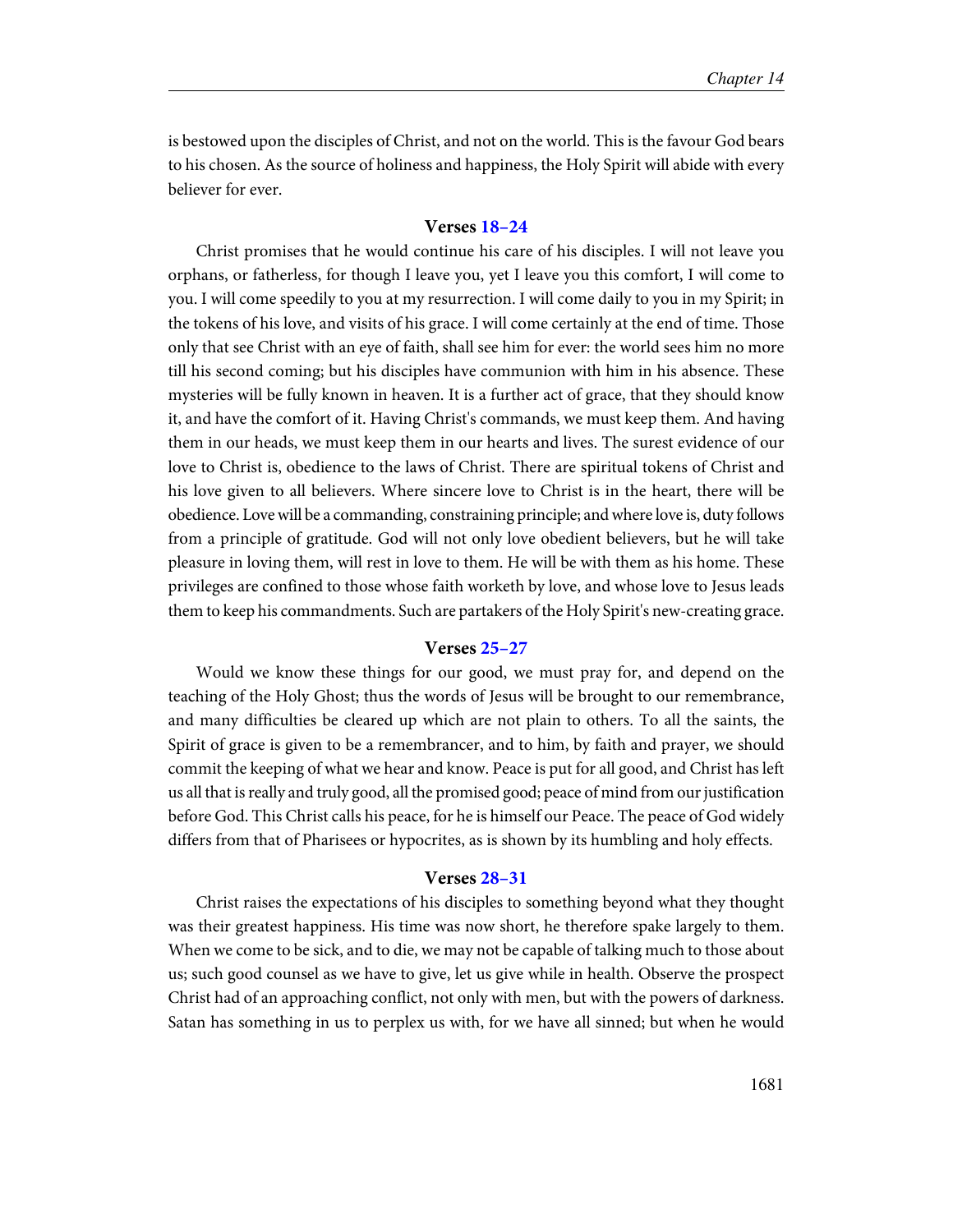is bestowed upon the disciples of Christ, and not on the world. This is the favour God bears to his chosen. As the source of holiness and happiness, the Holy Spirit will abide with every believer for ever.

### Verses 18–24

Christ promises that he would continue his care of his disciples. I will not leave you orphans, or fatherless, for though I leave you, yet I leave you this comfort, I will come to you. I will come speedily to you at my resurrection. I will come daily to you in my Spirit; in the tokens of his love, and visits of his grace. I will come certainly at the end of time. Those only that see Christ with an eye of faith, shall see him for ever: the world sees him no more till his second coming; but his disciples have communion with him in his absence. These mysteries will be fully known in heaven. It is a further act of grace, that they should know it, and have the comfort of it. Having Christ's commands, we must keep them. And having them in our heads, we must keep them in our hearts and lives. The surest evidence of our love to Christ is, obedience to the laws of Christ. There are spiritual tokens of Christ and his love given to all believers. Where sincere love to Christ is in the heart, there will be obedience. Love will be a commanding, constraining principle; and where love is, duty follows from a principle of gratitude. God will not only love obedient believers, but he will take pleasure in loving them, will rest in love to them. He will be with them as his home. These privileges are confined to those whose faith worketh by love, and whose love to Jesus leads them to keep his commandments. Such are partakers of the Holy Spirit's new-creating grace.

### Verses 25–27

Would we know these things for our good, we must pray for, and depend on the teaching of the Holy Ghost; thus the words of Jesus will be brought to our remembrance, and many difficulties be cleared up which are not plain to others. To all the saints, the Spirit of grace is given to be a remembrancer, and to him, by faith and prayer, we should commit the keeping of what we hear and know. Peace is put for all good, and Christ has left us all that is really and truly good, all the promised good; peace of mind from our justification before God. This Christ calls his peace, for he is himself our Peace. The peace of God widely differs from that of Pharisees or hypocrites, as is shown by its humbling and holy effects.

### Verses 28–31

Christ raises the expectations of his disciples to something beyond what they thought was their greatest happiness. His time was now short, he therefore spake largely to them. When we come to be sick, and to die, we may not be capable of talking much to those about us; such good counsel as we have to give, let us give while in health. Observe the prospect Christ had of an approaching conflict, not only with men, but with the powers of darkness. Satan has something in us to perplex us with, for we have all sinned; but when he would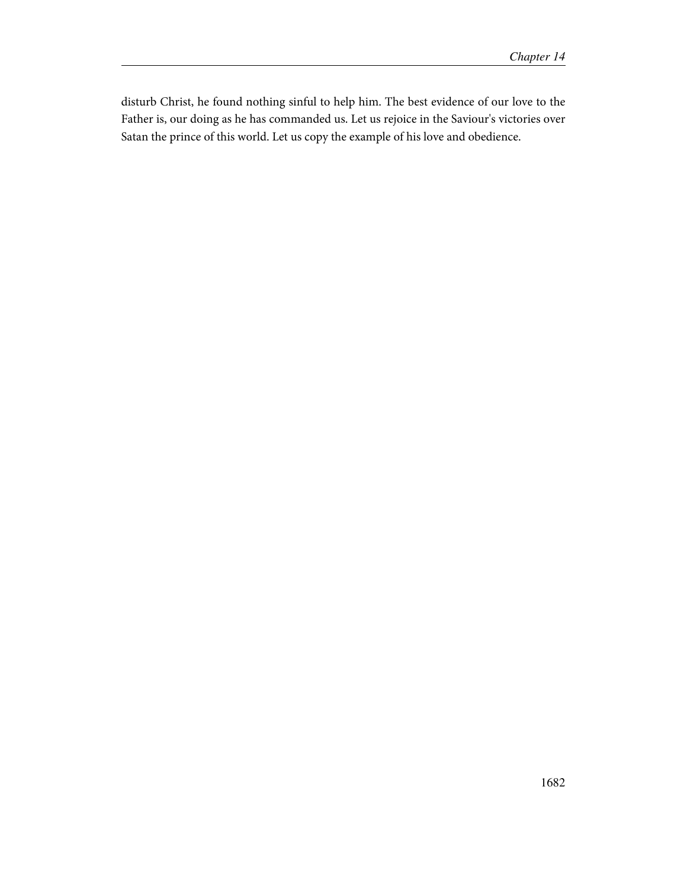disturb Christ, he found nothing sinful to help him. The best evidence of our love to the Father is, our doing as he has commanded us. Let us rejoice in the Saviour's victories over Satan the prince of this world. Let us copy the example of his love and obedience.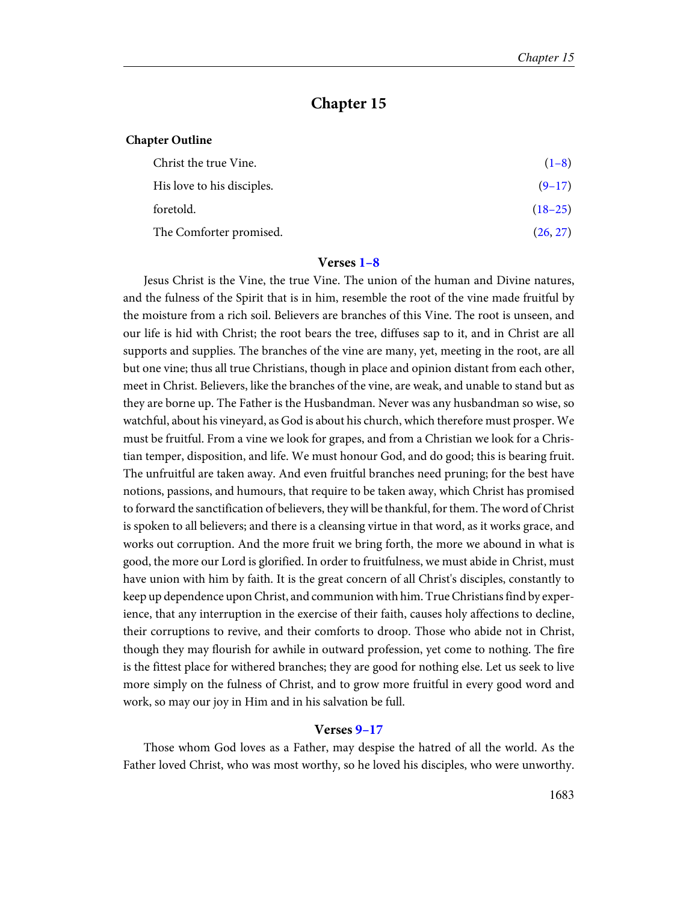## Chapter 15

**Chapter Outline**

| | |
|---|---|
| Christ the true Vine. | (1–8) |
| His love to his disciples. | (9–17) |
| foretold. | (18–25) |
| The Comforter promised. | (26, 27) |

### Verses 1–8

Jesus Christ is the Vine, the true Vine. The union of the human and Divine natures, and the fulness of the Spirit that is in him, resemble the root of the vine made fruitful by the moisture from a rich soil. Believers are branches of this Vine. The root is unseen, and our life is hid with Christ; the root bears the tree, diffuses sap to it, and in Christ are all supports and supplies. The branches of the vine are many, yet, meeting in the root, are all but one vine; thus all true Christians, though in place and opinion distant from each other, meet in Christ. Believers, like the branches of the vine, are weak, and unable to stand but as they are borne up. The Father is the Husbandman. Never was any husbandman so wise, so watchful, about his vineyard, as God is about his church, which therefore must prosper. We must be fruitful. From a vine we look for grapes, and from a Christian we look for a Christian temper, disposition, and life. We must honour God, and do good; this is bearing fruit. The unfruitful are taken away. And even fruitful branches need pruning; for the best have notions, passions, and humours, that require to be taken away, which Christ has promised to forward the sanctification of believers, they will be thankful, for them. The word of Christ is spoken to all believers; and there is a cleansing virtue in that word, as it works grace, and works out corruption. And the more fruit we bring forth, the more we abound in what is good, the more our Lord is glorified. In order to fruitfulness, we must abide in Christ, must have union with him by faith. It is the great concern of all Christ's disciples, constantly to keep up dependence upon Christ, and communion with him. True Christians find by experience, that any interruption in the exercise of their faith, causes holy affections to decline, their corruptions to revive, and their comforts to droop. Those who abide not in Christ, though they may flourish for awhile in outward profession, yet come to nothing. The fire is the fittest place for withered branches; they are good for nothing else. Let us seek to live more simply on the fulness of Christ, and to grow more fruitful in every good word and work, so may our joy in Him and in his salvation be full.

### Verses 9–17

Those whom God loves as a Father, may despise the hatred of all the world. As the Father loved Christ, who was most worthy, so he loved his disciples, who were unworthy.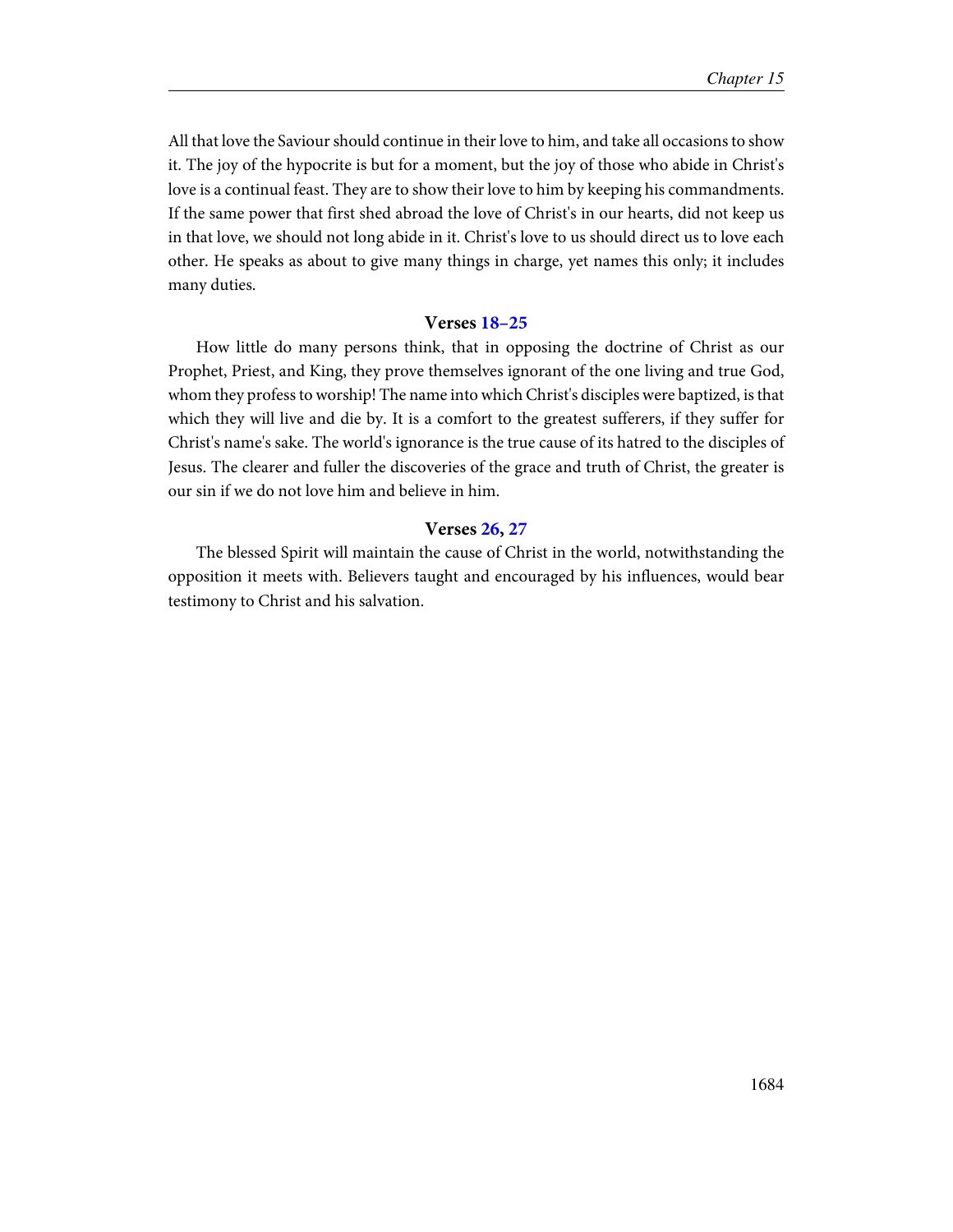All that love the Saviour should continue in their love to him, and take all occasions to show it. The joy of the hypocrite is but for a moment, but the joy of those who abide in Christ's love is a continual feast. They are to show their love to him by keeping his commandments. If the same power that first shed abroad the love of Christ's in our hearts, did not keep us in that love, we should not long abide in it. Christ's love to us should direct us to love each other. He speaks as about to give many things in charge, yet names this only; it includes many duties.

### Verses 18–25

How little do many persons think, that in opposing the doctrine of Christ as our Prophet, Priest, and King, they prove themselves ignorant of the one living and true God, whom they profess to worship! The name into which Christ's disciples were baptized, is that which they will live and die by. It is a comfort to the greatest sufferers, if they suffer for Christ's name's sake. The world's ignorance is the true cause of its hatred to the disciples of Jesus. The clearer and fuller the discoveries of the grace and truth of Christ, the greater is our sin if we do not love him and believe in him.

### Verses 26, 27

The blessed Spirit will maintain the cause of Christ in the world, notwithstanding the opposition it meets with. Believers taught and encouraged by his influences, would bear testimony to Christ and his salvation.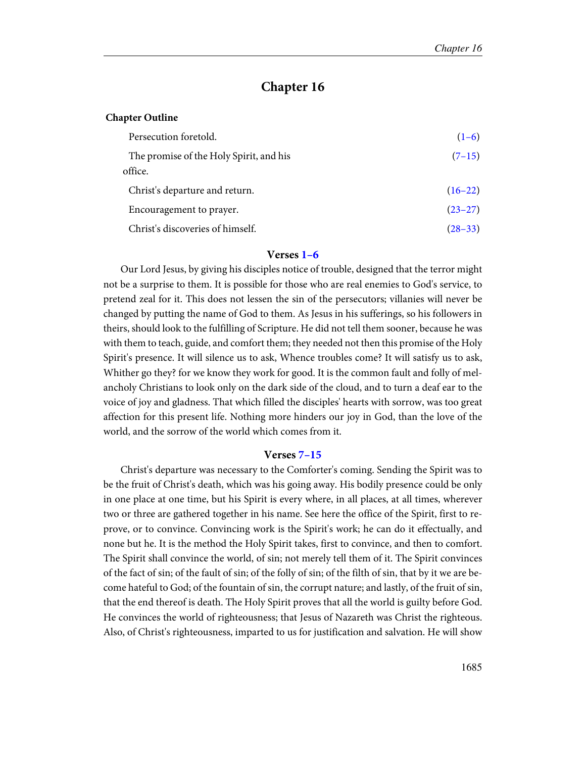# Chapter 16

**Chapter Outline**

| | |
|---|---|
| Persecution foretold. | (1–6) |
| The promise of the Holy Spirit, and his office. | (7–15) |
| Christ's departure and return. | (16–22) |
| Encouragement to prayer. | (23–27) |
| Christ's discoveries of himself. | (28–33) |

### Verses 1–6

Our Lord Jesus, by giving his disciples notice of trouble, designed that the terror might not be a surprise to them. It is possible for those who are real enemies to God's service, to pretend zeal for it. This does not lessen the sin of the persecutors; villanies will never be changed by putting the name of God to them. As Jesus in his sufferings, so his followers in theirs, should look to the fulfilling of Scripture. He did not tell them sooner, because he was with them to teach, guide, and comfort them; they needed not then this promise of the Holy Spirit's presence. It will silence us to ask, Whence troubles come? It will satisfy us to ask, Whither go they? for we know they work for good. It is the common fault and folly of melancholy Christians to look only on the dark side of the cloud, and to turn a deaf ear to the voice of joy and gladness. That which filled the disciples' hearts with sorrow, was too great affection for this present life. Nothing more hinders our joy in God, than the love of the world, and the sorrow of the world which comes from it.

### Verses 7–15

Christ's departure was necessary to the Comforter's coming. Sending the Spirit was to be the fruit of Christ's death, which was his going away. His bodily presence could be only in one place at one time, but his Spirit is every where, in all places, at all times, wherever two or three are gathered together in his name. See here the office of the Spirit, first to reprove, or to convince. Convincing work is the Spirit's work; he can do it effectually, and none but he. It is the method the Holy Spirit takes, first to convince, and then to comfort. The Spirit shall convince the world, of sin; not merely tell them of it. The Spirit convinces of the fact of sin; of the fault of sin; of the folly of sin; of the filth of sin, that by it we are become hateful to God; of the fountain of sin, the corrupt nature; and lastly, of the fruit of sin, that the end thereof is death. The Holy Spirit proves that all the world is guilty before God. He convinces the world of righteousness; that Jesus of Nazareth was Christ the righteous. Also, of Christ's righteousness, imparted to us for justification and salvation. He will show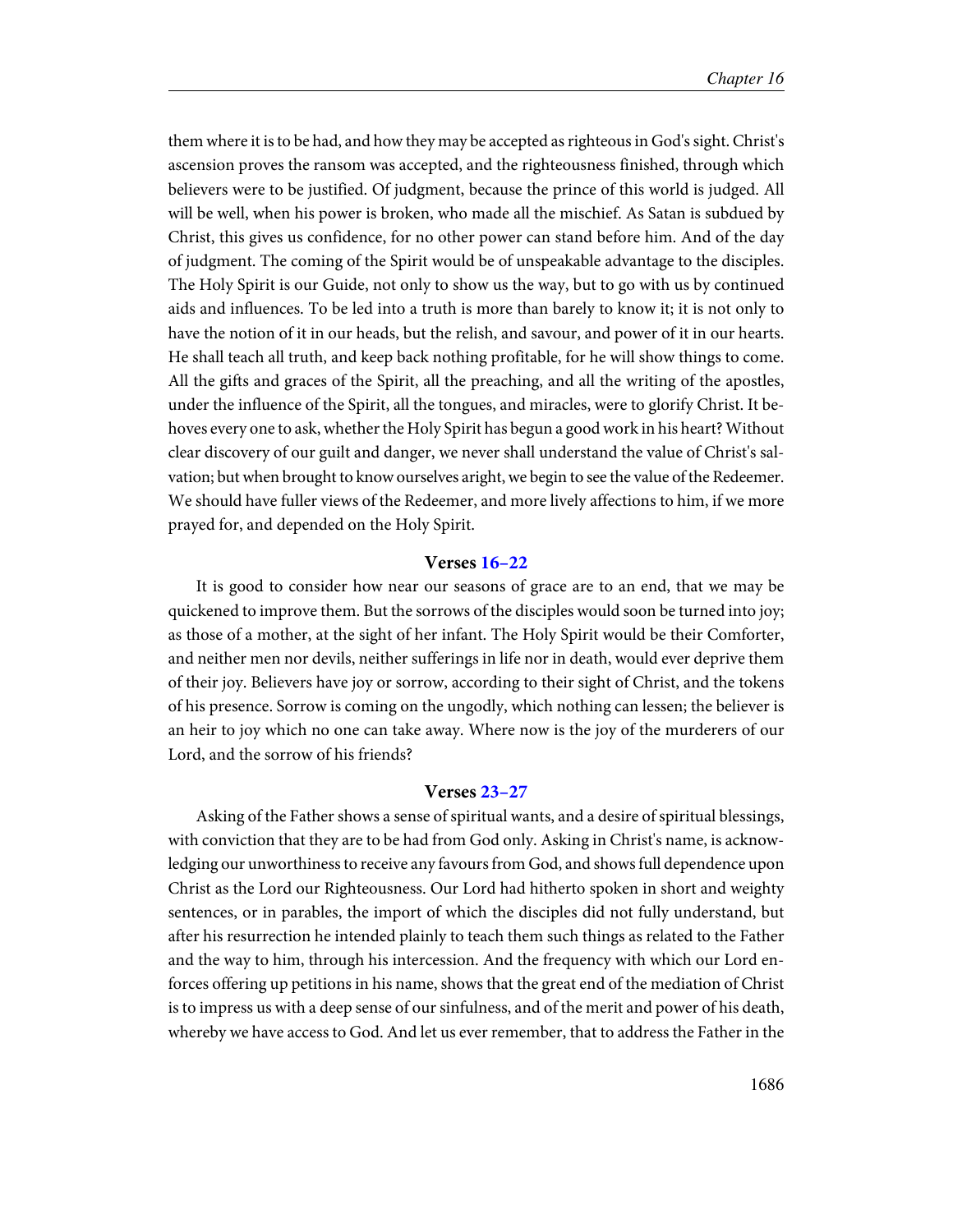them where it is to be had, and how they may be accepted as righteous in God's sight. Christ's ascension proves the ransom was accepted, and the righteousness finished, through which believers were to be justified. Of judgment, because the prince of this world is judged. All will be well, when his power is broken, who made all the mischief. As Satan is subdued by Christ, this gives us confidence, for no other power can stand before him. And of the day of judgment. The coming of the Spirit would be of unspeakable advantage to the disciples. The Holy Spirit is our Guide, not only to show us the way, but to go with us by continued aids and influences. To be led into a truth is more than barely to know it; it is not only to have the notion of it in our heads, but the relish, and savour, and power of it in our hearts. He shall teach all truth, and keep back nothing profitable, for he will show things to come. All the gifts and graces of the Spirit, all the preaching, and all the writing of the apostles, under the influence of the Spirit, all the tongues, and miracles, were to glorify Christ. It behoves every one to ask, whether the Holy Spirit has begun a good work in his heart? Without clear discovery of our guilt and danger, we never shall understand the value of Christ's salvation; but when brought to know ourselves aright, we begin to see the value of the Redeemer. We should have fuller views of the Redeemer, and more lively affections to him, if we more prayed for, and depended on the Holy Spirit.

### Verses 16–22

It is good to consider how near our seasons of grace are to an end, that we may be quickened to improve them. But the sorrows of the disciples would soon be turned into joy; as those of a mother, at the sight of her infant. The Holy Spirit would be their Comforter, and neither men nor devils, neither sufferings in life nor in death, would ever deprive them of their joy. Believers have joy or sorrow, according to their sight of Christ, and the tokens of his presence. Sorrow is coming on the ungodly, which nothing can lessen; the believer is an heir to joy which no one can take away. Where now is the joy of the murderers of our Lord, and the sorrow of his friends?

### Verses 23–27

Asking of the Father shows a sense of spiritual wants, and a desire of spiritual blessings, with conviction that they are to be had from God only. Asking in Christ's name, is acknowledging our unworthiness to receive any favours from God, and shows full dependence upon Christ as the Lord our Righteousness. Our Lord had hitherto spoken in short and weighty sentences, or in parables, the import of which the disciples did not fully understand, but after his resurrection he intended plainly to teach them such things as related to the Father and the way to him, through his intercession. And the frequency with which our Lord enforces offering up petitions in his name, shows that the great end of the mediation of Christ is to impress us with a deep sense of our sinfulness, and of the merit and power of his death, whereby we have access to God. And let us ever remember, that to address the Father in the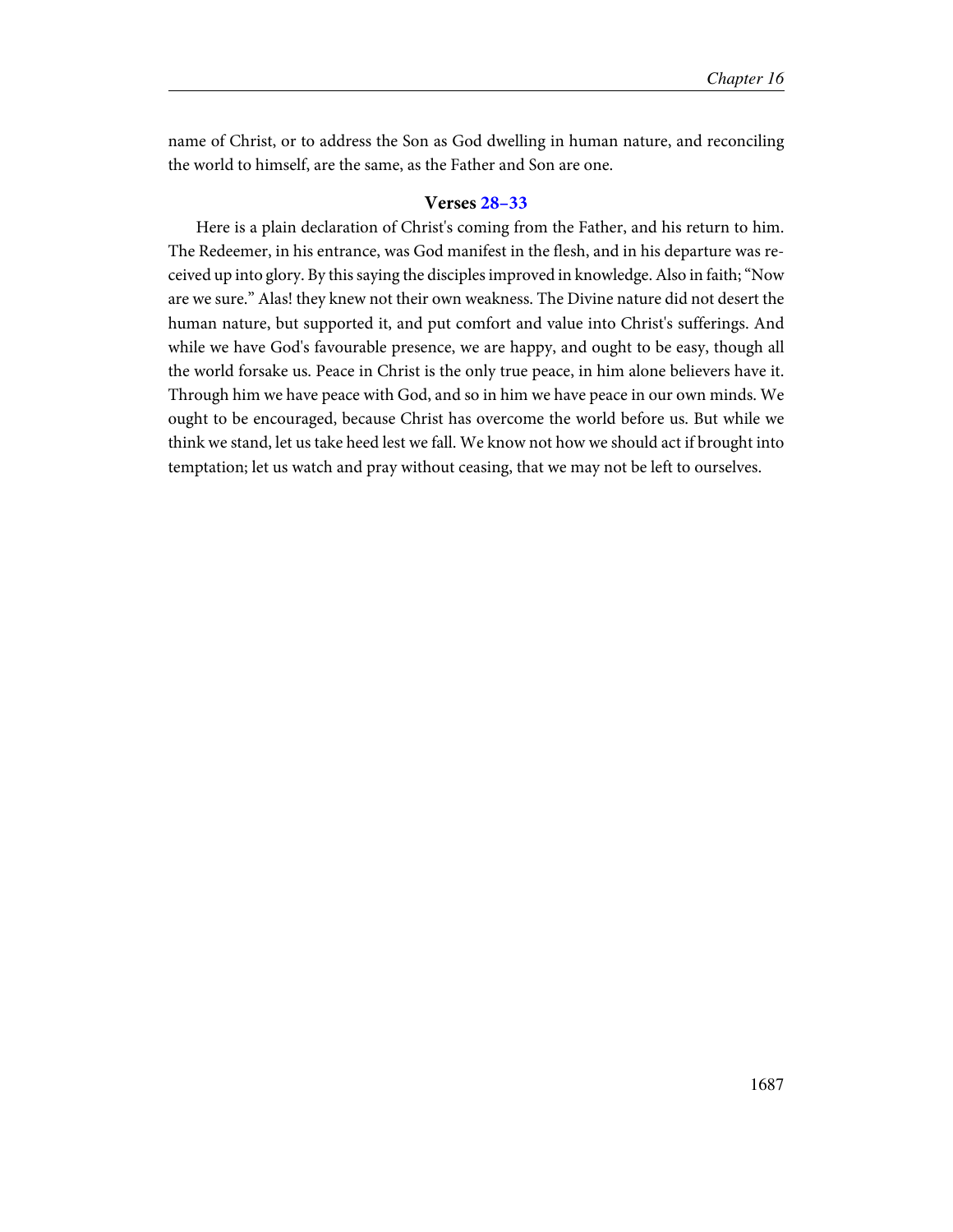name of Christ, or to address the Son as God dwelling in human nature, and reconciling the world to himself, are the same, as the Father and Son are one.

### Verses 28–33

Here is a plain declaration of Christ's coming from the Father, and his return to him. The Redeemer, in his entrance, was God manifest in the flesh, and in his departure was received up into glory. By this saying the disciples improved in knowledge. Also in faith; "Now are we sure." Alas! they knew not their own weakness. The Divine nature did not desert the human nature, but supported it, and put comfort and value into Christ's sufferings. And while we have God's favourable presence, we are happy, and ought to be easy, though all the world forsake us. Peace in Christ is the only true peace, in him alone believers have it. Through him we have peace with God, and so in him we have peace in our own minds. We ought to be encouraged, because Christ has overcome the world before us. But while we think we stand, let us take heed lest we fall. We know not how we should act if brought into temptation; let us watch and pray without ceasing, that we may not be left to ourselves.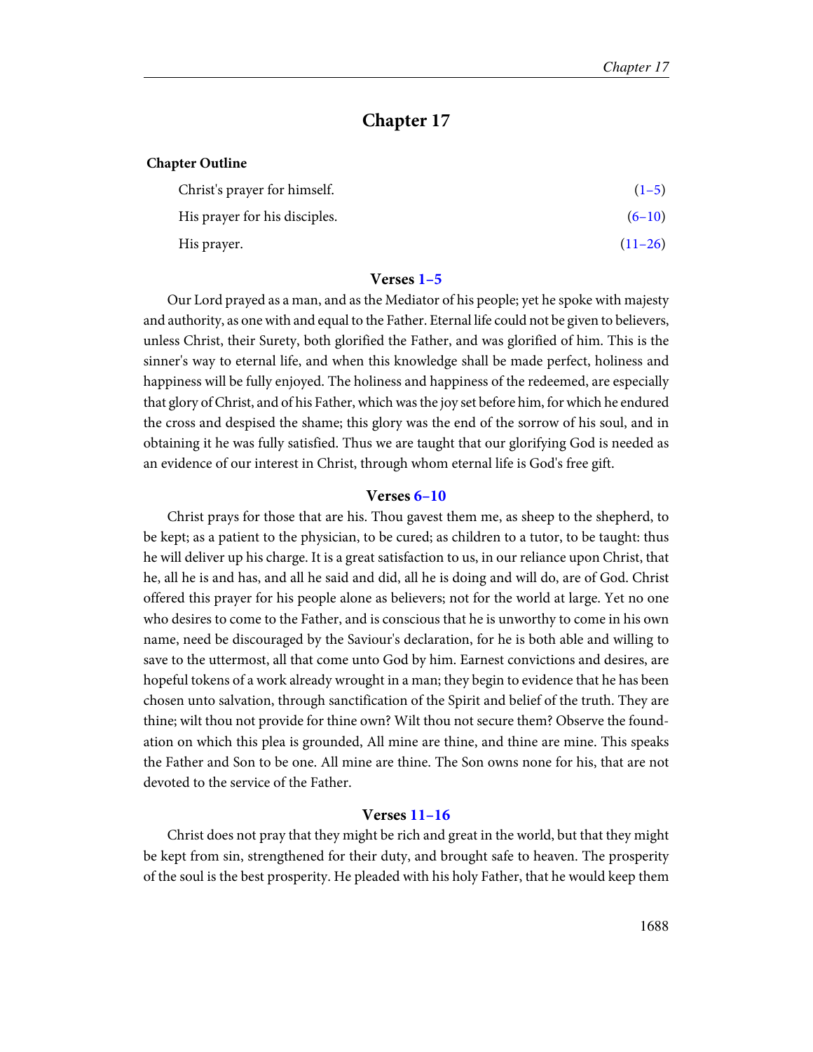## Chapter 17

**Chapter Outline**

| | |
|---|---|
| Christ's prayer for himself. | (1–5) |
| His prayer for his disciples. | (6–10) |
| His prayer. | (11–26) |

### Verses 1–5

Our Lord prayed as a man, and as the Mediator of his people; yet he spoke with majesty and authority, as one with and equal to the Father. Eternal life could not be given to believers, unless Christ, their Surety, both glorified the Father, and was glorified of him. This is the sinner's way to eternal life, and when this knowledge shall be made perfect, holiness and happiness will be fully enjoyed. The holiness and happiness of the redeemed, are especially that glory of Christ, and of his Father, which was the joy set before him, for which he endured the cross and despised the shame; this glory was the end of the sorrow of his soul, and in obtaining it he was fully satisfied. Thus we are taught that our glorifying God is needed as an evidence of our interest in Christ, through whom eternal life is God's free gift.

### Verses 6–10

Christ prays for those that are his. Thou gavest them me, as sheep to the shepherd, to be kept; as a patient to the physician, to be cured; as children to a tutor, to be taught: thus he will deliver up his charge. It is a great satisfaction to us, in our reliance upon Christ, that he, all he is and has, and all he said and did, all he is doing and will do, are of God. Christ offered this prayer for his people alone as believers; not for the world at large. Yet no one who desires to come to the Father, and is conscious that he is unworthy to come in his own name, need be discouraged by the Saviour's declaration, for he is both able and willing to save to the uttermost, all that come unto God by him. Earnest convictions and desires, are hopeful tokens of a work already wrought in a man; they begin to evidence that he has been chosen unto salvation, through sanctification of the Spirit and belief of the truth. They are thine; wilt thou not provide for thine own? Wilt thou not secure them? Observe the foundation on which this plea is grounded, All mine are thine, and thine are mine. This speaks the Father and Son to be one. All mine are thine. The Son owns none for his, that are not devoted to the service of the Father.

### Verses 11–16

Christ does not pray that they might be rich and great in the world, but that they might be kept from sin, strengthened for their duty, and brought safe to heaven. The prosperity of the soul is the best prosperity. He pleaded with his holy Father, that he would keep them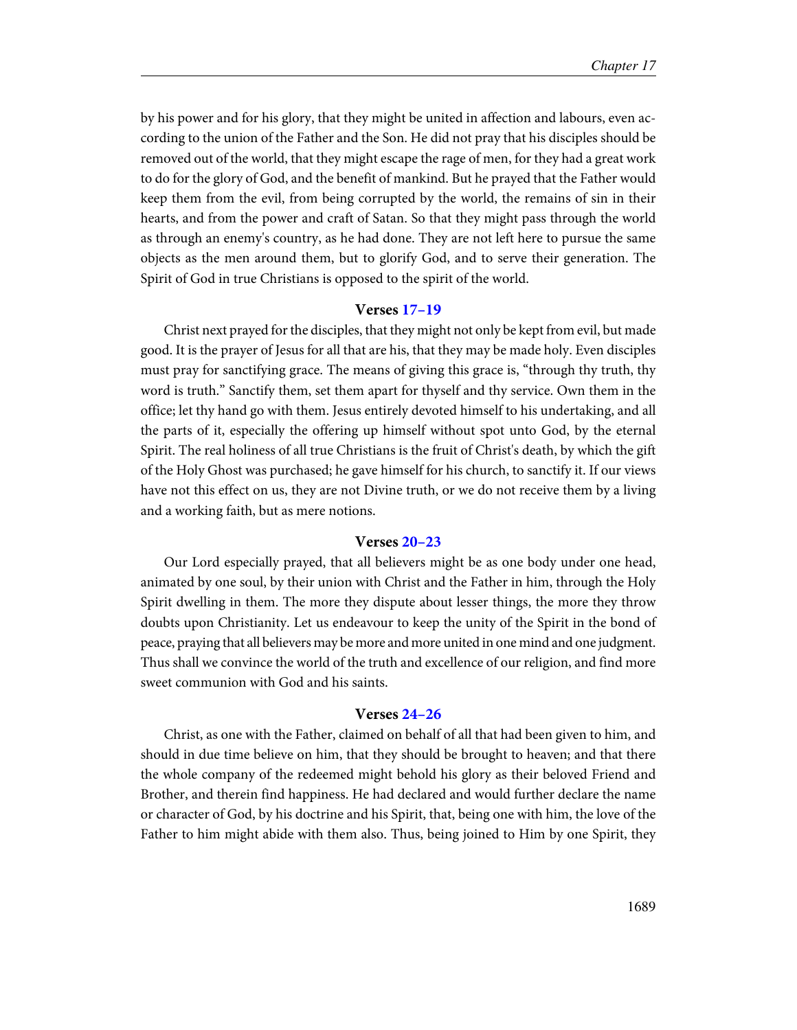by his power and for his glory, that they might be united in affection and labours, even according to the union of the Father and the Son. He did not pray that his disciples should be removed out of the world, that they might escape the rage of men, for they had a great work to do for the glory of God, and the benefit of mankind. But he prayed that the Father would keep them from the evil, from being corrupted by the world, the remains of sin in their hearts, and from the power and craft of Satan. So that they might pass through the world as through an enemy's country, as he had done. They are not left here to pursue the same objects as the men around them, but to glorify God, and to serve their generation. The Spirit of God in true Christians is opposed to the spirit of the world.

### Verses 17–19

Christ next prayed for the disciples, that they might not only be kept from evil, but made good. It is the prayer of Jesus for all that are his, that they may be made holy. Even disciples must pray for sanctifying grace. The means of giving this grace is, "through thy truth, thy word is truth." Sanctify them, set them apart for thyself and thy service. Own them in the office; let thy hand go with them. Jesus entirely devoted himself to his undertaking, and all the parts of it, especially the offering up himself without spot unto God, by the eternal Spirit. The real holiness of all true Christians is the fruit of Christ's death, by which the gift of the Holy Ghost was purchased; he gave himself for his church, to sanctify it. If our views have not this effect on us, they are not Divine truth, or we do not receive them by a living and a working faith, but as mere notions.

### Verses 20–23

Our Lord especially prayed, that all believers might be as one body under one head, animated by one soul, by their union with Christ and the Father in him, through the Holy Spirit dwelling in them. The more they dispute about lesser things, the more they throw doubts upon Christianity. Let us endeavour to keep the unity of the Spirit in the bond of peace, praying that all believers may be more and more united in one mind and one judgment. Thus shall we convince the world of the truth and excellence of our religion, and find more sweet communion with God and his saints.

### Verses 24–26

Christ, as one with the Father, claimed on behalf of all that had been given to him, and should in due time believe on him, that they should be brought to heaven; and that there the whole company of the redeemed might behold his glory as their beloved Friend and Brother, and therein find happiness. He had declared and would further declare the name or character of God, by his doctrine and his Spirit, that, being one with him, the love of the Father to him might abide with them also. Thus, being joined to Him by one Spirit, they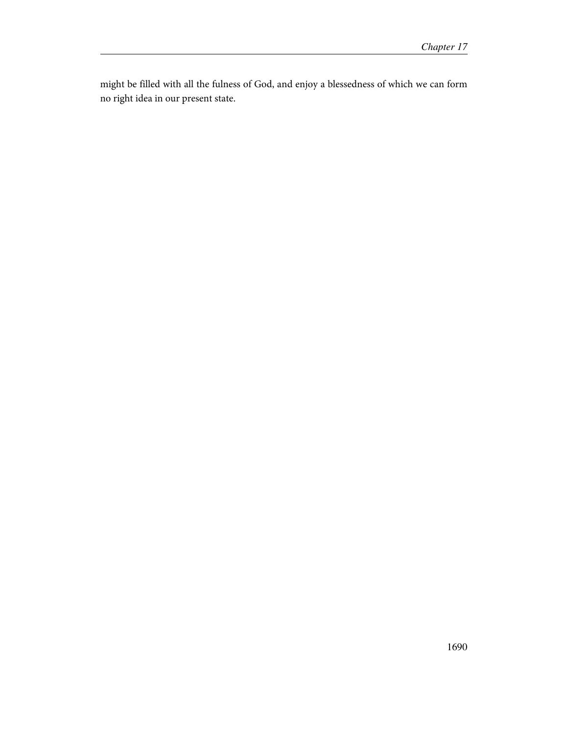might be filled with all the fulness of God, and enjoy a blessedness of which we can form no right idea in our present state.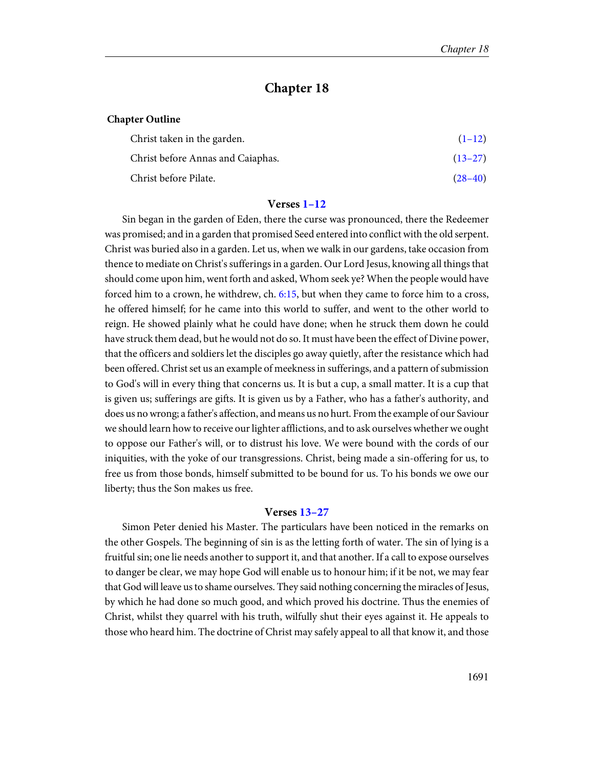# Chapter 18

**Chapter Outline**

| | |
|---|---|
| Christ taken in the garden. | (1–12) |
| Christ before Annas and Caiaphas. | (13–27) |
| Christ before Pilate. | (28–40) |

### Verses 1–12

Sin began in the garden of Eden, there the curse was pronounced, there the Redeemer was promised; and in a garden that promised Seed entered into conflict with the old serpent. Christ was buried also in a garden. Let us, when we walk in our gardens, take occasion from thence to mediate on Christ's sufferings in a garden. Our Lord Jesus, knowing all things that should come upon him, went forth and asked, Whom seek ye? When the people would have forced him to a crown, he withdrew, ch. 6:15, but when they came to force him to a cross, he offered himself; for he came into this world to suffer, and went to the other world to reign. He showed plainly what he could have done; when he struck them down he could have struck them dead, but he would not do so. It must have been the effect of Divine power, that the officers and soldiers let the disciples go away quietly, after the resistance which had been offered. Christ set us an example of meekness in sufferings, and a pattern of submission to God's will in every thing that concerns us. It is but a cup, a small matter. It is a cup that is given us; sufferings are gifts. It is given us by a Father, who has a father's authority, and does us no wrong; a father's affection, and means us no hurt. From the example of our Saviour we should learn how to receive our lighter afflictions, and to ask ourselves whether we ought to oppose our Father's will, or to distrust his love. We were bound with the cords of our iniquities, with the yoke of our transgressions. Christ, being made a sin-offering for us, to free us from those bonds, himself submitted to be bound for us. To his bonds we owe our liberty; thus the Son makes us free.

### Verses 13–27

Simon Peter denied his Master. The particulars have been noticed in the remarks on the other Gospels. The beginning of sin is as the letting forth of water. The sin of lying is a fruitful sin; one lie needs another to support it, and that another. If a call to expose ourselves to danger be clear, we may hope God will enable us to honour him; if it be not, we may fear that God will leave us to shame ourselves. They said nothing concerning the miracles of Jesus, by which he had done so much good, and which proved his doctrine. Thus the enemies of Christ, whilst they quarrel with his truth, wilfully shut their eyes against it. He appeals to those who heard him. The doctrine of Christ may safely appeal to all that know it, and those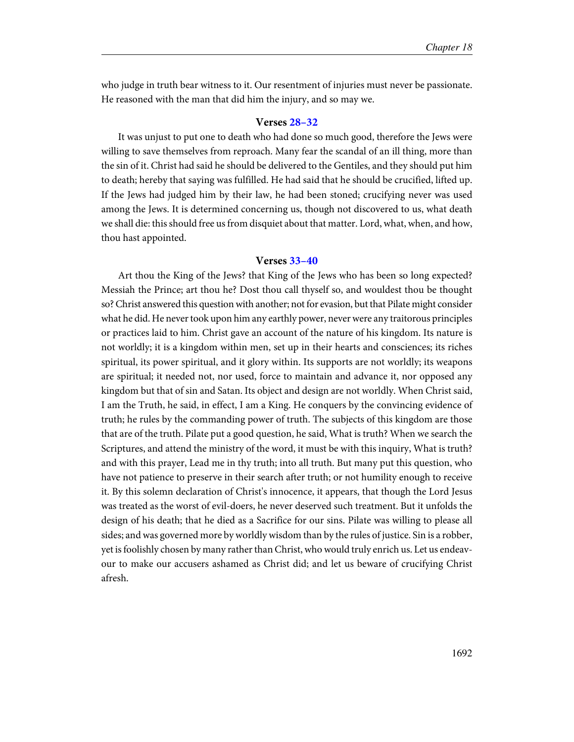who judge in truth bear witness to it. Our resentment of injuries must never be passionate. He reasoned with the man that did him the injury, and so may we.

### Verses 28–32

It was unjust to put one to death who had done so much good, therefore the Jews were willing to save themselves from reproach. Many fear the scandal of an ill thing, more than the sin of it. Christ had said he should be delivered to the Gentiles, and they should put him to death; hereby that saying was fulfilled. He had said that he should be crucified, lifted up. If the Jews had judged him by their law, he had been stoned; crucifying never was used among the Jews. It is determined concerning us, though not discovered to us, what death we shall die: this should free us from disquiet about that matter. Lord, what, when, and how, thou hast appointed.

### Verses 33–40

Art thou the King of the Jews? that King of the Jews who has been so long expected? Messiah the Prince; art thou he? Dost thou call thyself so, and wouldest thou be thought so? Christ answered this question with another; not for evasion, but that Pilate might consider what he did. He never took upon him any earthly power, never were any traitorous principles or practices laid to him. Christ gave an account of the nature of his kingdom. Its nature is not worldly; it is a kingdom within men, set up in their hearts and consciences; its riches spiritual, its power spiritual, and it glory within. Its supports are not worldly; its weapons are spiritual; it needed not, nor used, force to maintain and advance it, nor opposed any kingdom but that of sin and Satan. Its object and design are not worldly. When Christ said, I am the Truth, he said, in effect, I am a King. He conquers by the convincing evidence of truth; he rules by the commanding power of truth. The subjects of this kingdom are those that are of the truth. Pilate put a good question, he said, What is truth? When we search the Scriptures, and attend the ministry of the word, it must be with this inquiry, What is truth? and with this prayer, Lead me in thy truth; into all truth. But many put this question, who have not patience to preserve in their search after truth; or not humility enough to receive it. By this solemn declaration of Christ's innocence, it appears, that though the Lord Jesus was treated as the worst of evil-doers, he never deserved such treatment. But it unfolds the design of his death; that he died as a Sacrifice for our sins. Pilate was willing to please all sides; and was governed more by worldly wisdom than by the rules of justice. Sin is a robber, yet is foolishly chosen by many rather than Christ, who would truly enrich us. Let us endeavour to make our accusers ashamed as Christ did; and let us beware of crucifying Christ afresh.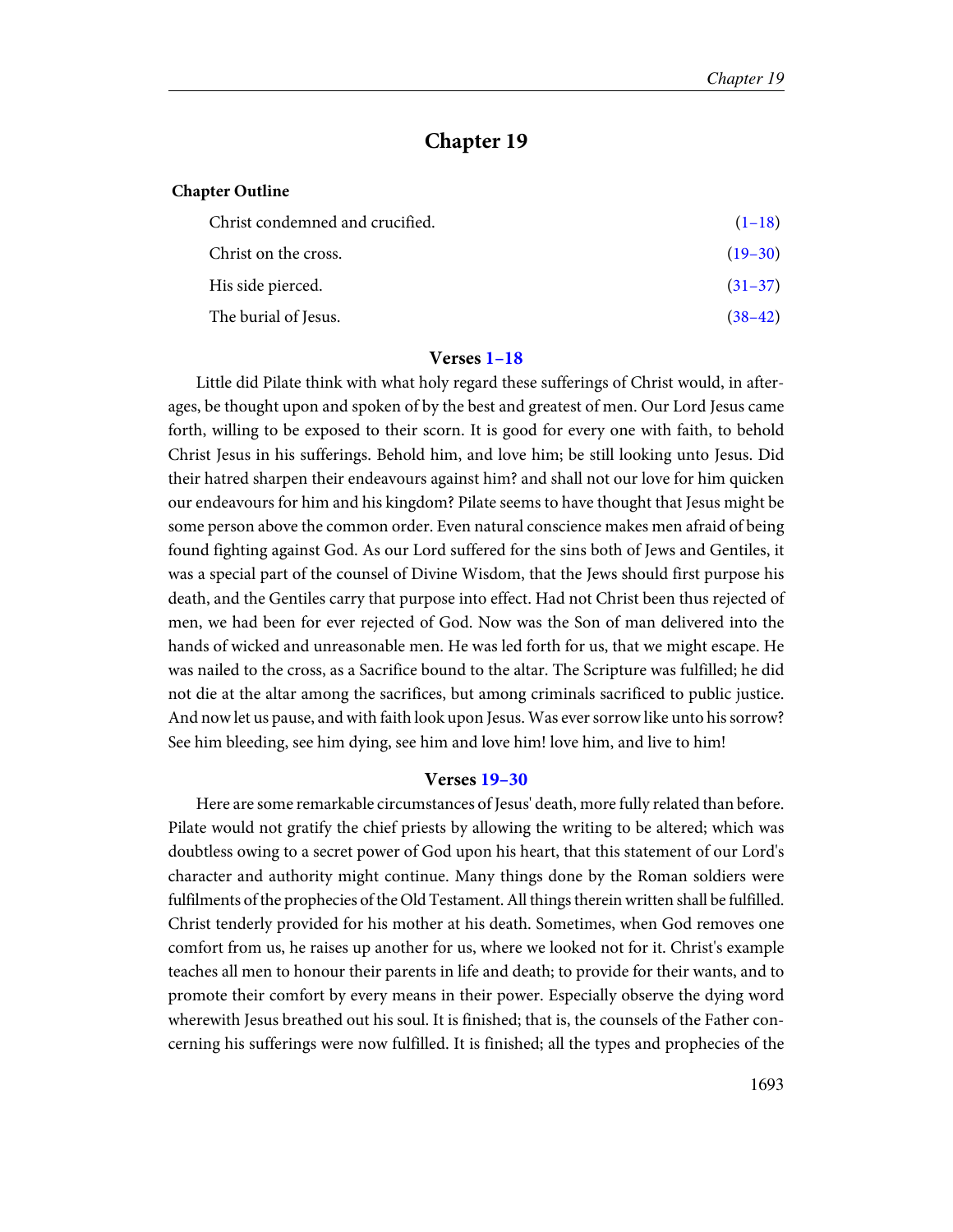# Chapter 19

**Chapter Outline**

| | |
|---|---|
| Christ condemned and crucified. | (1–18) |
| Christ on the cross. | (19–30) |
| His side pierced. | (31–37) |
| The burial of Jesus. | (38–42) |

### Verses 1–18

Little did Pilate think with what holy regard these sufferings of Christ would, in after-ages, be thought upon and spoken of by the best and greatest of men. Our Lord Jesus came forth, willing to be exposed to their scorn. It is good for every one with faith, to behold Christ Jesus in his sufferings. Behold him, and love him; be still looking unto Jesus. Did their hatred sharpen their endeavours against him? and shall not our love for him quicken our endeavours for him and his kingdom? Pilate seems to have thought that Jesus might be some person above the common order. Even natural conscience makes men afraid of being found fighting against God. As our Lord suffered for the sins both of Jews and Gentiles, it was a special part of the counsel of Divine Wisdom, that the Jews should first purpose his death, and the Gentiles carry that purpose into effect. Had not Christ been thus rejected of men, we had been for ever rejected of God. Now was the Son of man delivered into the hands of wicked and unreasonable men. He was led forth for us, that we might escape. He was nailed to the cross, as a Sacrifice bound to the altar. The Scripture was fulfilled; he did not die at the altar among the sacrifices, but among criminals sacrificed to public justice. And now let us pause, and with faith look upon Jesus. Was ever sorrow like unto his sorrow? See him bleeding, see him dying, see him and love him! love him, and live to him!

### Verses 19–30

Here are some remarkable circumstances of Jesus' death, more fully related than before. Pilate would not gratify the chief priests by allowing the writing to be altered; which was doubtless owing to a secret power of God upon his heart, that this statement of our Lord's character and authority might continue. Many things done by the Roman soldiers were fulfilments of the prophecies of the Old Testament. All things therein written shall be fulfilled. Christ tenderly provided for his mother at his death. Sometimes, when God removes one comfort from us, he raises up another for us, where we looked not for it. Christ's example teaches all men to honour their parents in life and death; to provide for their wants, and to promote their comfort by every means in their power. Especially observe the dying word wherewith Jesus breathed out his soul. It is finished; that is, the counsels of the Father concerning his sufferings were now fulfilled. It is finished; all the types and prophecies of the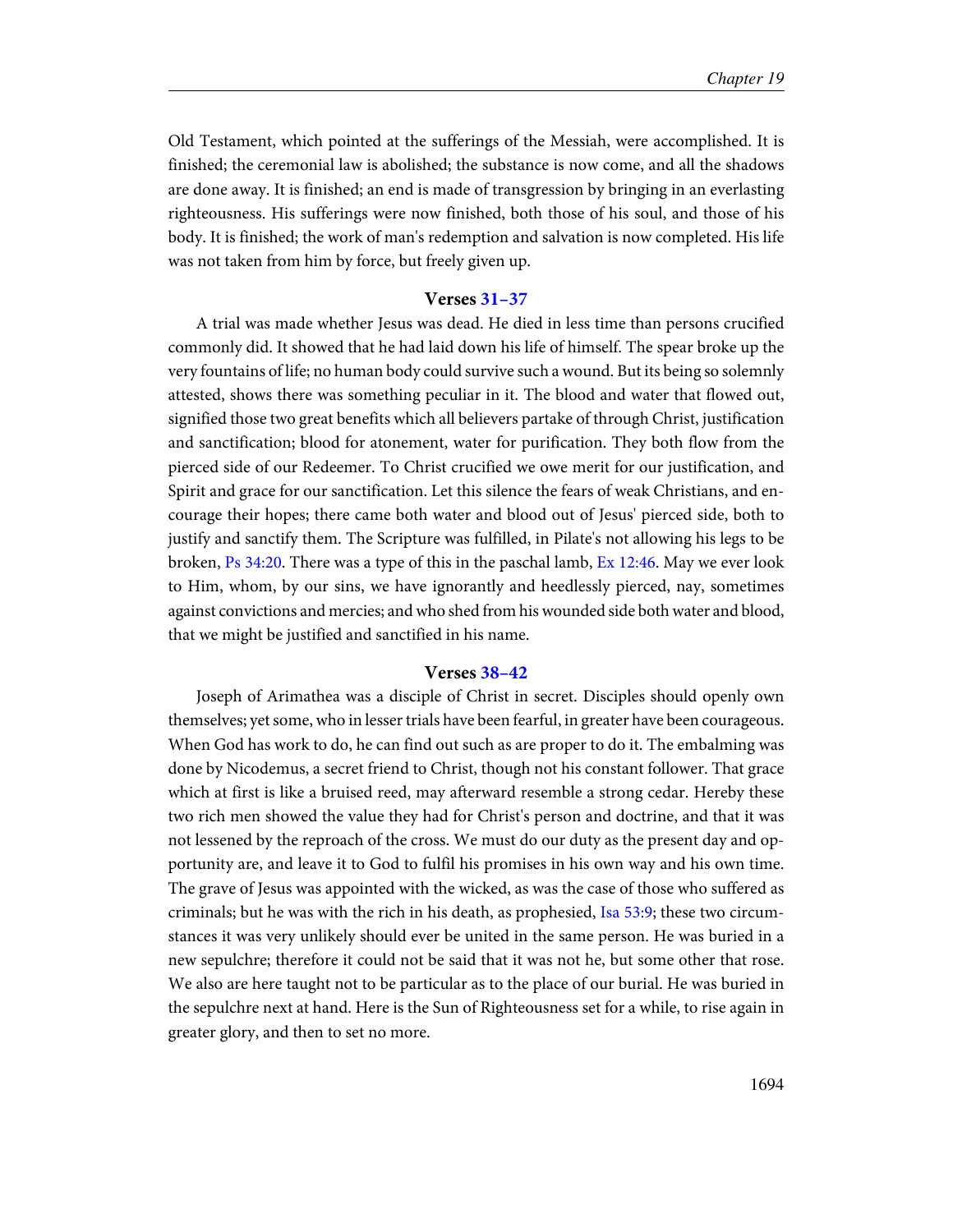Old Testament, which pointed at the sufferings of the Messiah, were accomplished. It is finished; the ceremonial law is abolished; the substance is now come, and all the shadows are done away. It is finished; an end is made of transgression by bringing in an everlasting righteousness. His sufferings were now finished, both those of his soul, and those of his body. It is finished; the work of man's redemption and salvation is now completed. His life was not taken from him by force, but freely given up.

### Verses 31–37

A trial was made whether Jesus was dead. He died in less time than persons crucified commonly did. It showed that he had laid down his life of himself. The spear broke up the very fountains of life; no human body could survive such a wound. But its being so solemnly attested, shows there was something peculiar in it. The blood and water that flowed out, signified those two great benefits which all believers partake of through Christ, justification and sanctification; blood for atonement, water for purification. They both flow from the pierced side of our Redeemer. To Christ crucified we owe merit for our justification, and Spirit and grace for our sanctification. Let this silence the fears of weak Christians, and encourage their hopes; there came both water and blood out of Jesus' pierced side, both to justify and sanctify them. The Scripture was fulfilled, in Pilate's not allowing his legs to be broken, Ps 34:20. There was a type of this in the paschal lamb, Ex 12:46. May we ever look to Him, whom, by our sins, we have ignorantly and heedlessly pierced, nay, sometimes against convictions and mercies; and who shed from his wounded side both water and blood, that we might be justified and sanctified in his name.

### Verses 38–42

Joseph of Arimathea was a disciple of Christ in secret. Disciples should openly own themselves; yet some, who in lesser trials have been fearful, in greater have been courageous. When God has work to do, he can find out such as are proper to do it. The embalming was done by Nicodemus, a secret friend to Christ, though not his constant follower. That grace which at first is like a bruised reed, may afterward resemble a strong cedar. Hereby these two rich men showed the value they had for Christ's person and doctrine, and that it was not lessened by the reproach of the cross. We must do our duty as the present day and opportunity are, and leave it to God to fulfil his promises in his own way and his own time. The grave of Jesus was appointed with the wicked, as was the case of those who suffered as criminals; but he was with the rich in his death, as prophesied, Isa 53:9; these two circumstances it was very unlikely should ever be united in the same person. He was buried in a new sepulchre; therefore it could not be said that it was not he, but some other that rose. We also are here taught not to be particular as to the place of our burial. He was buried in the sepulchre next at hand. Here is the Sun of Righteousness set for a while, to rise again in greater glory, and then to set no more.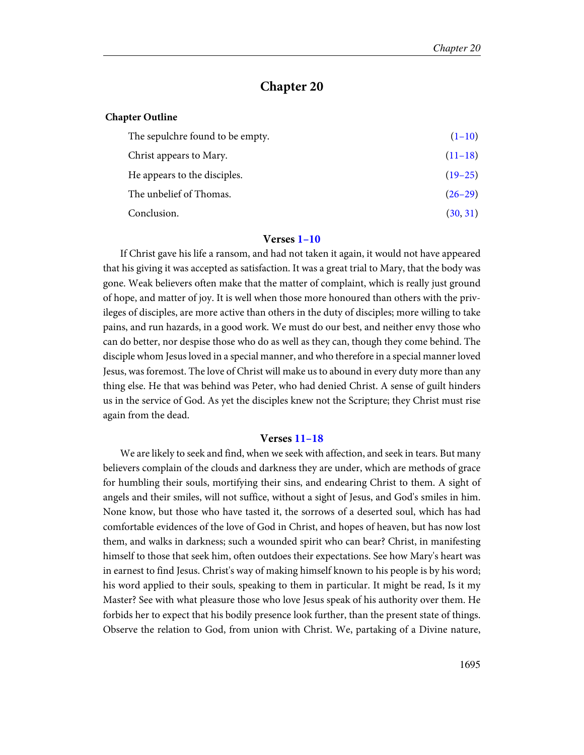## Chapter 20

**Chapter Outline**

| | |
|---|---|
| The sepulchre found to be empty. | (1–10) |
| Christ appears to Mary. | (11–18) |
| He appears to the disciples. | (19–25) |
| The unbelief of Thomas. | (26–29) |
| Conclusion. | (30, 31) |

### Verses 1–10

If Christ gave his life a ransom, and had not taken it again, it would not have appeared that his giving it was accepted as satisfaction. It was a great trial to Mary, that the body was gone. Weak believers often make that the matter of complaint, which is really just ground of hope, and matter of joy. It is well when those more honoured than others with the privileges of disciples, are more active than others in the duty of disciples; more willing to take pains, and run hazards, in a good work. We must do our best, and neither envy those who can do better, nor despise those who do as well as they can, though they come behind. The disciple whom Jesus loved in a special manner, and who therefore in a special manner loved Jesus, was foremost. The love of Christ will make us to abound in every duty more than any thing else. He that was behind was Peter, who had denied Christ. A sense of guilt hinders us in the service of God. As yet the disciples knew not the Scripture; they Christ must rise again from the dead.

### Verses 11–18

We are likely to seek and find, when we seek with affection, and seek in tears. But many believers complain of the clouds and darkness they are under, which are methods of grace for humbling their souls, mortifying their sins, and endearing Christ to them. A sight of angels and their smiles, will not suffice, without a sight of Jesus, and God's smiles in him. None know, but those who have tasted it, the sorrows of a deserted soul, which has had comfortable evidences of the love of God in Christ, and hopes of heaven, but has now lost them, and walks in darkness; such a wounded spirit who can bear? Christ, in manifesting himself to those that seek him, often outdoes their expectations. See how Mary's heart was in earnest to find Jesus. Christ's way of making himself known to his people is by his word; his word applied to their souls, speaking to them in particular. It might be read, Is it my Master? See with what pleasure those who love Jesus speak of his authority over them. He forbids her to expect that his bodily presence look further, than the present state of things. Observe the relation to God, from union with Christ. We, partaking of a Divine nature,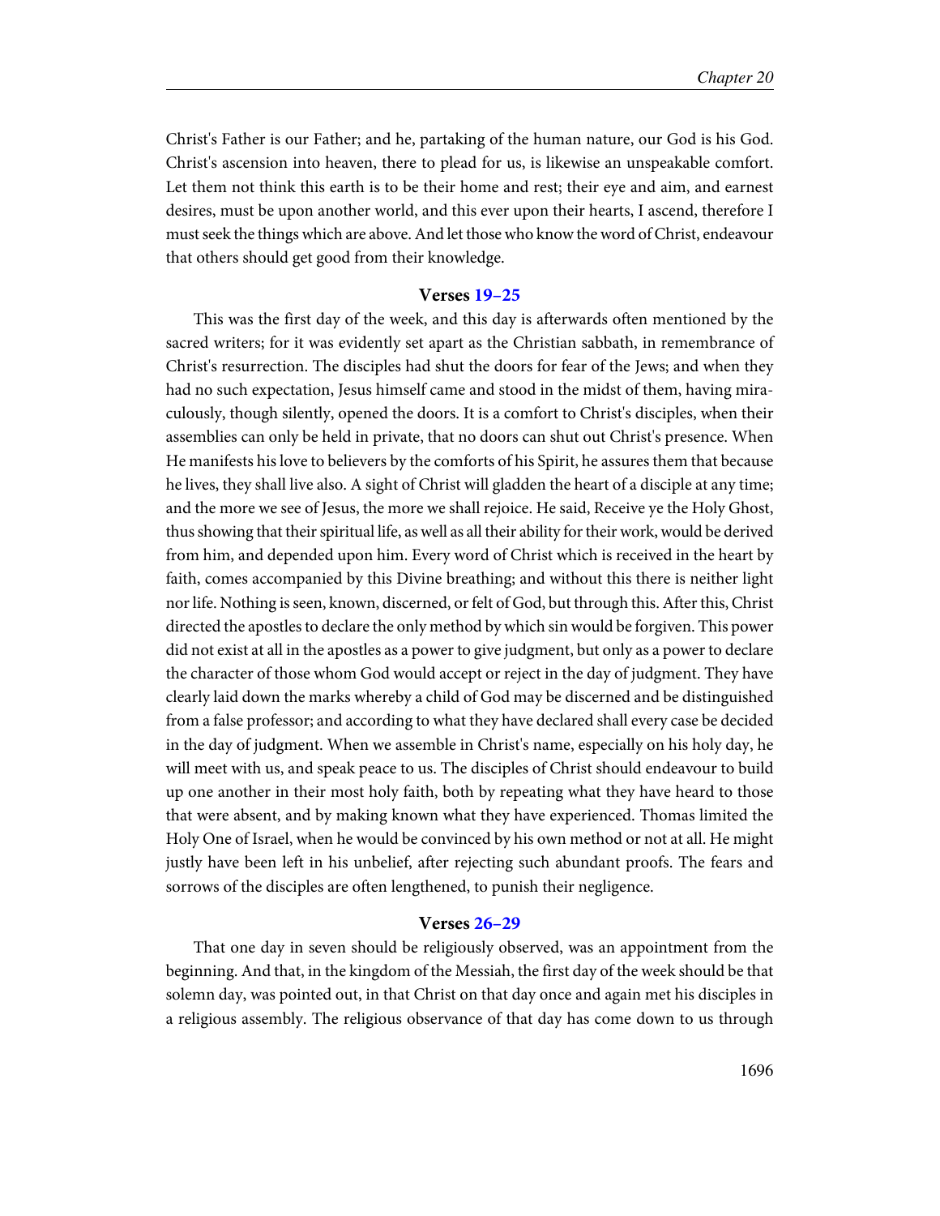Christ's Father is our Father; and he, partaking of the human nature, our God is his God. Christ's ascension into heaven, there to plead for us, is likewise an unspeakable comfort. Let them not think this earth is to be their home and rest; their eye and aim, and earnest desires, must be upon another world, and this ever upon their hearts, I ascend, therefore I must seek the things which are above. And let those who know the word of Christ, endeavour that others should get good from their knowledge.

### Verses 19–25

This was the first day of the week, and this day is afterwards often mentioned by the sacred writers; for it was evidently set apart as the Christian sabbath, in remembrance of Christ's resurrection. The disciples had shut the doors for fear of the Jews; and when they had no such expectation, Jesus himself came and stood in the midst of them, having miraculously, though silently, opened the doors. It is a comfort to Christ's disciples, when their assemblies can only be held in private, that no doors can shut out Christ's presence. When He manifests his love to believers by the comforts of his Spirit, he assures them that because he lives, they shall live also. A sight of Christ will gladden the heart of a disciple at any time; and the more we see of Jesus, the more we shall rejoice. He said, Receive ye the Holy Ghost, thus showing that their spiritual life, as well as all their ability for their work, would be derived from him, and depended upon him. Every word of Christ which is received in the heart by faith, comes accompanied by this Divine breathing; and without this there is neither light nor life. Nothing is seen, known, discerned, or felt of God, but through this. After this, Christ directed the apostles to declare the only method by which sin would be forgiven. This power did not exist at all in the apostles as a power to give judgment, but only as a power to declare the character of those whom God would accept or reject in the day of judgment. They have clearly laid down the marks whereby a child of God may be discerned and be distinguished from a false professor; and according to what they have declared shall every case be decided in the day of judgment. When we assemble in Christ's name, especially on his holy day, he will meet with us, and speak peace to us. The disciples of Christ should endeavour to build up one another in their most holy faith, both by repeating what they have heard to those that were absent, and by making known what they have experienced. Thomas limited the Holy One of Israel, when he would be convinced by his own method or not at all. He might justly have been left in his unbelief, after rejecting such abundant proofs. The fears and sorrows of the disciples are often lengthened, to punish their negligence.

### Verses 26–29

That one day in seven should be religiously observed, was an appointment from the beginning. And that, in the kingdom of the Messiah, the first day of the week should be that solemn day, was pointed out, in that Christ on that day once and again met his disciples in a religious assembly. The religious observance of that day has come down to us through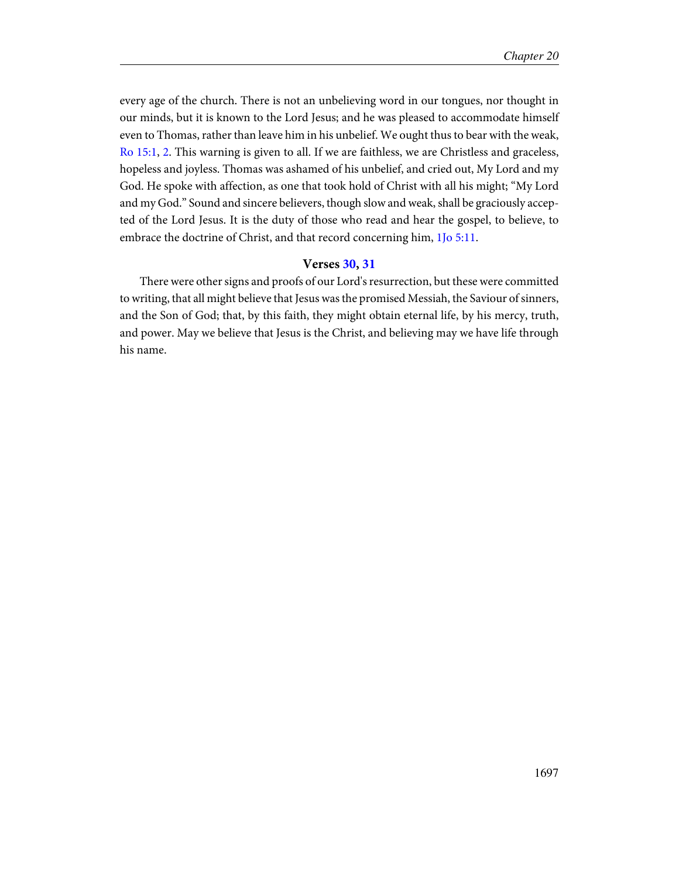every age of the church. There is not an unbelieving word in our tongues, nor thought in our minds, but it is known to the Lord Jesus; and he was pleased to accommodate himself even to Thomas, rather than leave him in his unbelief. We ought thus to bear with the weak, Ro 15:1, 2. This warning is given to all. If we are faithless, we are Christless and graceless, hopeless and joyless. Thomas was ashamed of his unbelief, and cried out, My Lord and my God. He spoke with affection, as one that took hold of Christ with all his might; "My Lord and my God." Sound and sincere believers, though slow and weak, shall be graciously accepted of the Lord Jesus. It is the duty of those who read and hear the gospel, to believe, to embrace the doctrine of Christ, and that record concerning him, 1Jo 5:11.

### Verses 30, 31

There were other signs and proofs of our Lord's resurrection, but these were committed to writing, that all might believe that Jesus was the promised Messiah, the Saviour of sinners, and the Son of God; that, by this faith, they might obtain eternal life, by his mercy, truth, and power. May we believe that Jesus is the Christ, and believing may we have life through his name.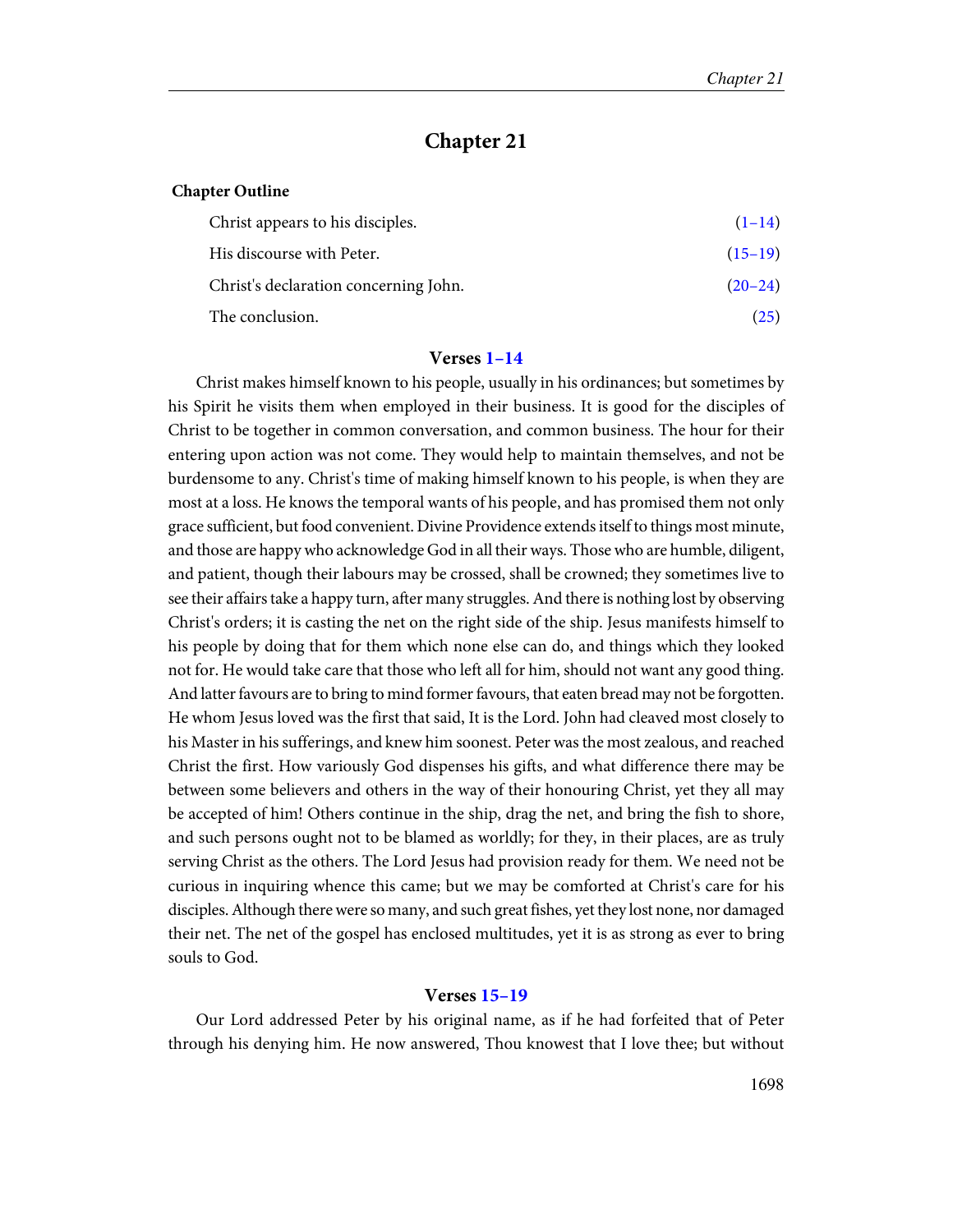# Chapter 21

**Chapter Outline**

| | |
|---|---|
| Christ appears to his disciples. | (1–14) |
| His discourse with Peter. | (15–19) |
| Christ's declaration concerning John. | (20–24) |
| The conclusion. | (25) |

### Verses 1–14

Christ makes himself known to his people, usually in his ordinances; but sometimes by his Spirit he visits them when employed in their business. It is good for the disciples of Christ to be together in common conversation, and common business. The hour for their entering upon action was not come. They would help to maintain themselves, and not be burdensome to any. Christ's time of making himself known to his people, is when they are most at a loss. He knows the temporal wants of his people, and has promised them not only grace sufficient, but food convenient. Divine Providence extends itself to things most minute, and those are happy who acknowledge God in all their ways. Those who are humble, diligent, and patient, though their labours may be crossed, shall be crowned; they sometimes live to see their affairs take a happy turn, after many struggles. And there is nothing lost by observing Christ's orders; it is casting the net on the right side of the ship. Jesus manifests himself to his people by doing that for them which none else can do, and things which they looked not for. He would take care that those who left all for him, should not want any good thing. And latter favours are to bring to mind former favours, that eaten bread may not be forgotten. He whom Jesus loved was the first that said, It is the Lord. John had cleaved most closely to his Master in his sufferings, and knew him soonest. Peter was the most zealous, and reached Christ the first. How variously God dispenses his gifts, and what difference there may be between some believers and others in the way of their honouring Christ, yet they all may be accepted of him! Others continue in the ship, drag the net, and bring the fish to shore, and such persons ought not to be blamed as worldly; for they, in their places, are as truly serving Christ as the others. The Lord Jesus had provision ready for them. We need not be curious in inquiring whence this came; but we may be comforted at Christ's care for his disciples. Although there were so many, and such great fishes, yet they lost none, nor damaged their net. The net of the gospel has enclosed multitudes, yet it is as strong as ever to bring souls to God.

### Verses 15–19

Our Lord addressed Peter by his original name, as if he had forfeited that of Peter through his denying him. He now answered, Thou knowest that I love thee; but without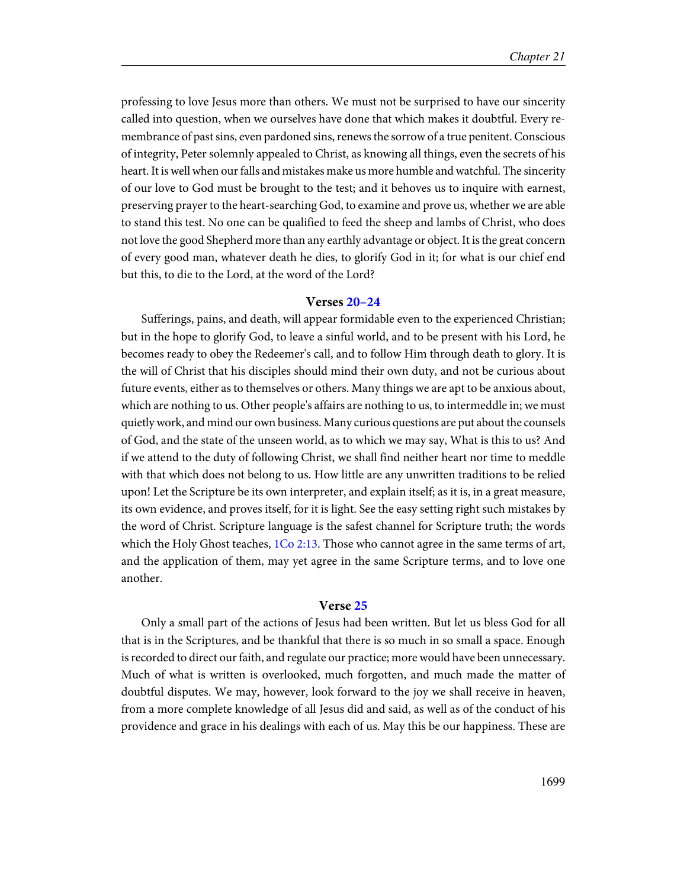professing to love Jesus more than others. We must not be surprised to have our sincerity called into question, when we ourselves have done that which makes it doubtful. Every remembrance of past sins, even pardoned sins, renews the sorrow of a true penitent. Conscious of integrity, Peter solemnly appealed to Christ, as knowing all things, even the secrets of his heart. It is well when our falls and mistakes make us more humble and watchful. The sincerity of our love to God must be brought to the test; and it behoves us to inquire with earnest, preserving prayer to the heart-searching God, to examine and prove us, whether we are able to stand this test. No one can be qualified to feed the sheep and lambs of Christ, who does not love the good Shepherd more than any earthly advantage or object. It is the great concern of every good man, whatever death he dies, to glorify God in it; for what is our chief end but this, to die to the Lord, at the word of the Lord?

### Verses 20–24

Sufferings, pains, and death, will appear formidable even to the experienced Christian; but in the hope to glorify God, to leave a sinful world, and to be present with his Lord, he becomes ready to obey the Redeemer's call, and to follow Him through death to glory. It is the will of Christ that his disciples should mind their own duty, and not be curious about future events, either as to themselves or others. Many things we are apt to be anxious about, which are nothing to us. Other people's affairs are nothing to us, to intermeddle in; we must quietly work, and mind our own business. Many curious questions are put about the counsels of God, and the state of the unseen world, as to which we may say, What is this to us? And if we attend to the duty of following Christ, we shall find neither heart nor time to meddle with that which does not belong to us. How little are any unwritten traditions to be relied upon! Let the Scripture be its own interpreter, and explain itself; as it is, in a great measure, its own evidence, and proves itself, for it is light. See the easy setting right such mistakes by the word of Christ. Scripture language is the safest channel for Scripture truth; the words which the Holy Ghost teaches, 1Co 2:13. Those who cannot agree in the same terms of art, and the application of them, may yet agree in the same Scripture terms, and to love one another.

### Verse 25

Only a small part of the actions of Jesus had been written. But let us bless God for all that is in the Scriptures, and be thankful that there is so much in so small a space. Enough is recorded to direct our faith, and regulate our practice; more would have been unnecessary. Much of what is written is overlooked, much forgotten, and much made the matter of doubtful disputes. We may, however, look forward to the joy we shall receive in heaven, from a more complete knowledge of all Jesus did and said, as well as of the conduct of his providence and grace in his dealings with each of us. May this be our happiness. These are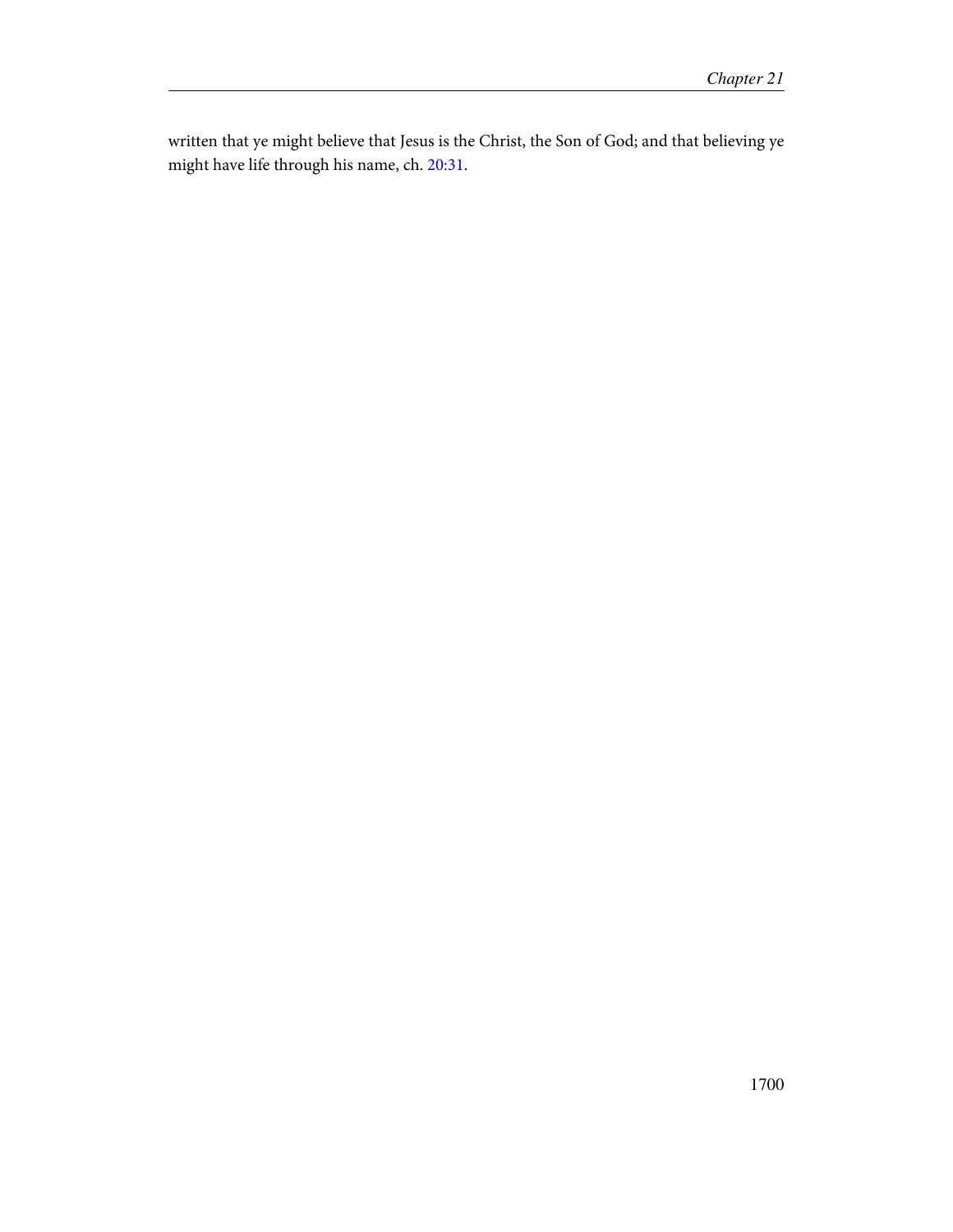written that ye might believe that Jesus is the Christ, the Son of God; and that believing ye might have life through his name, ch. 20:31.